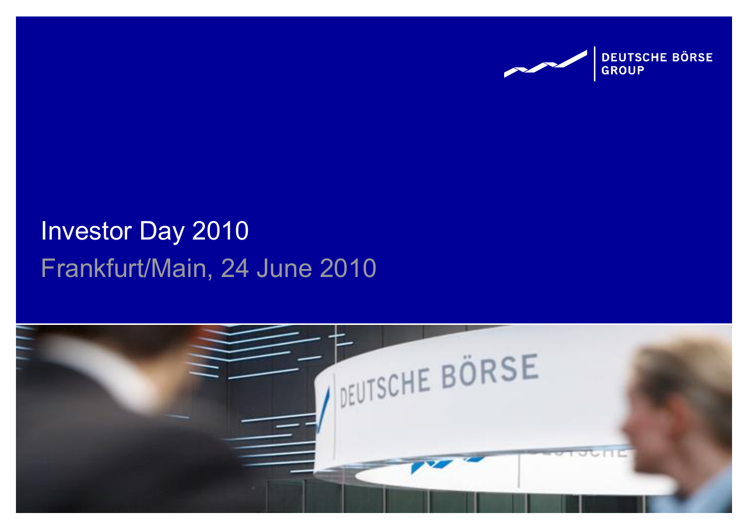DEUTSCHE BÖRSE GROUP

# Investor Day 2010

Frankfurt/Main, 24 June 2010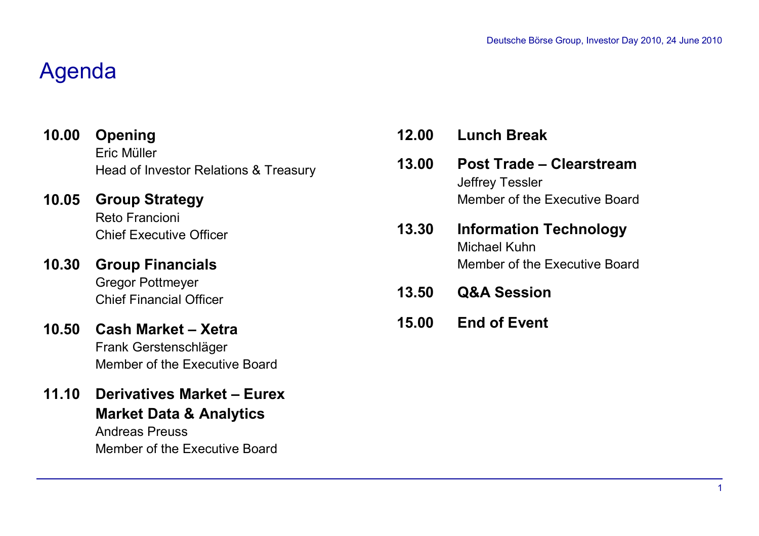# Agenda

**10.00 Opening**
Eric Müller
Head of Investor Relations & Treasury

**10.05 Group Strategy**
Reto Francioni
Chief Executive Officer

**10.30 Group Financials**
Gregor Pottmeyer
Chief Financial Officer

**10.50 Cash Market – Xetra**
Frank Gerstenschläger
Member of the Executive Board

**11.10 Derivatives Market – Eurex**
**Market Data & Analytics**
Andreas Preuss
Member of the Executive Board

**12.00 Lunch Break**

**13.00 Post Trade – Clearstream**
Jeffrey Tessler
Member of the Executive Board

**13.30 Information Technology**
Michael Kuhn
Member of the Executive Board

**13.50 Q&A Session**

**15.00 End of Event**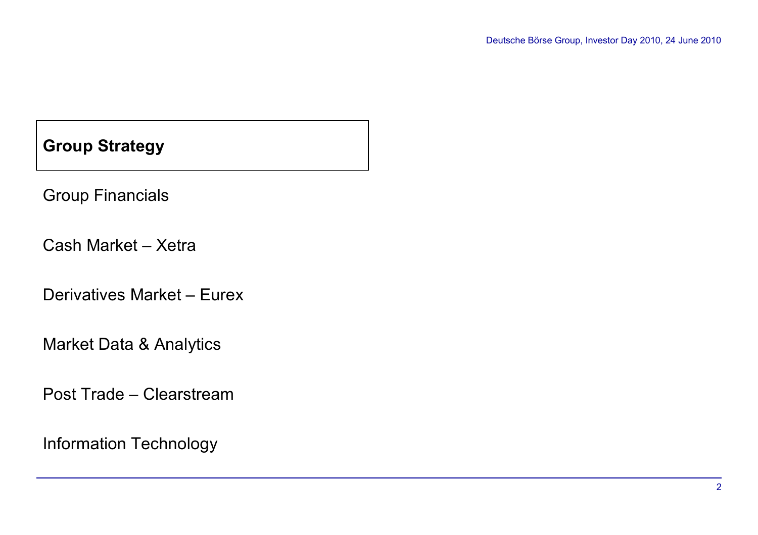**Group Strategy**

Group Financials

Cash Market – Xetra

Derivatives Market – Eurex

Market Data & Analytics

Post Trade – Clearstream

Information Technology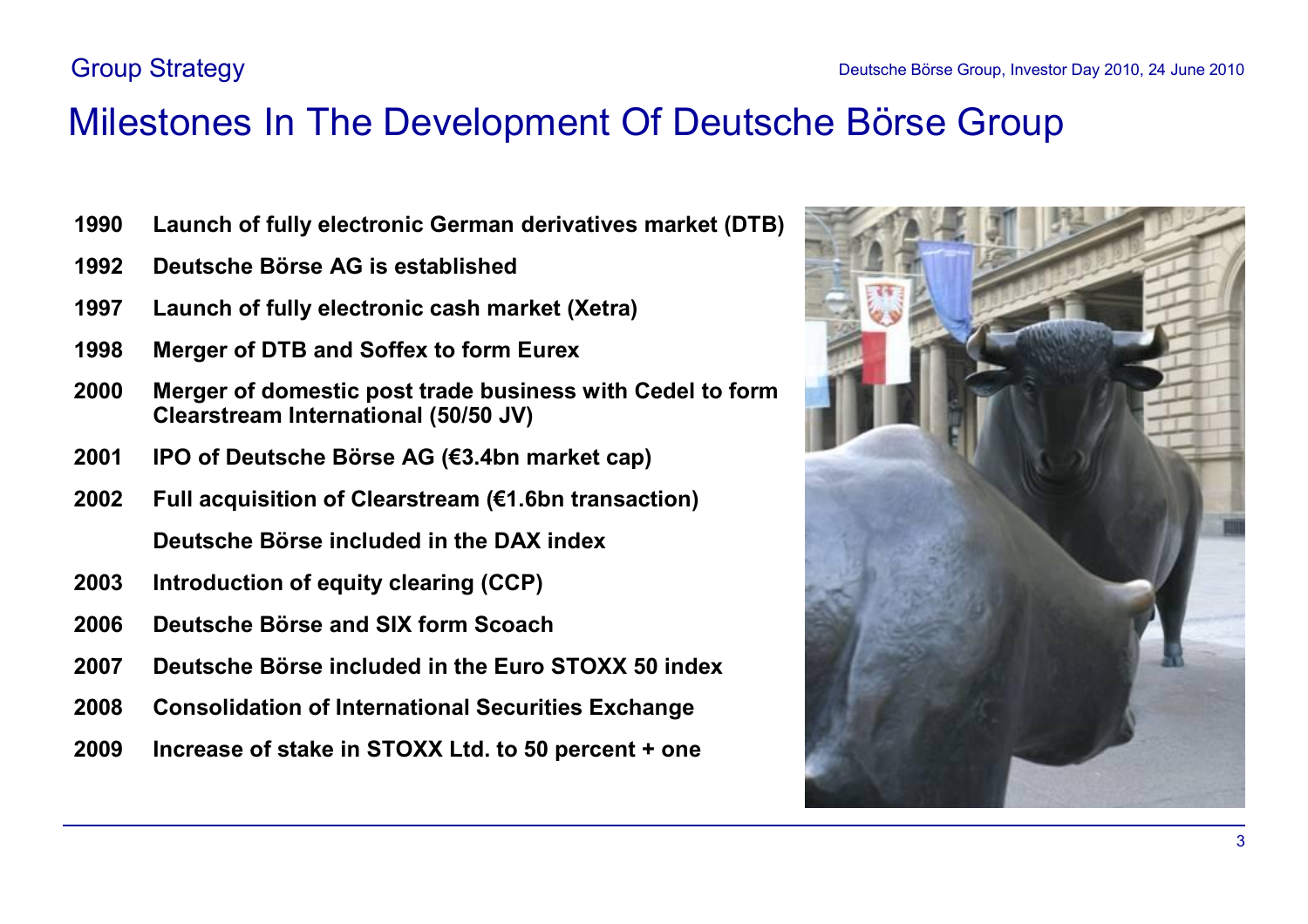Group Strategy

# Milestones In The Development Of Deutsche Börse Group

| | |
|---|---|
| **1990** | **Launch of fully electronic German derivatives market (DTB)** |
| **1992** | **Deutsche Börse AG is established** |
| **1997** | **Launch of fully electronic cash market (Xetra)** |
| **1998** | **Merger of DTB and Soffex to form Eurex** |
| **2000** | **Merger of domestic post trade business with Cedel to form Clearstream International (50/50 JV)** |
| **2001** | **IPO of Deutsche Börse AG (€3.4bn market cap)** |
| **2002** | **Full acquisition of Clearstream (€1.6bn transaction)** |
| | **Deutsche Börse included in the DAX index** |
| **2003** | **Introduction of equity clearing (CCP)** |
| **2006** | **Deutsche Börse and SIX form Scoach** |
| **2007** | **Deutsche Börse included in the Euro STOXX 50 index** |
| **2008** | **Consolidation of International Securities Exchange** |
| **2009** | **Increase of stake in STOXX Ltd. to 50 percent + one** |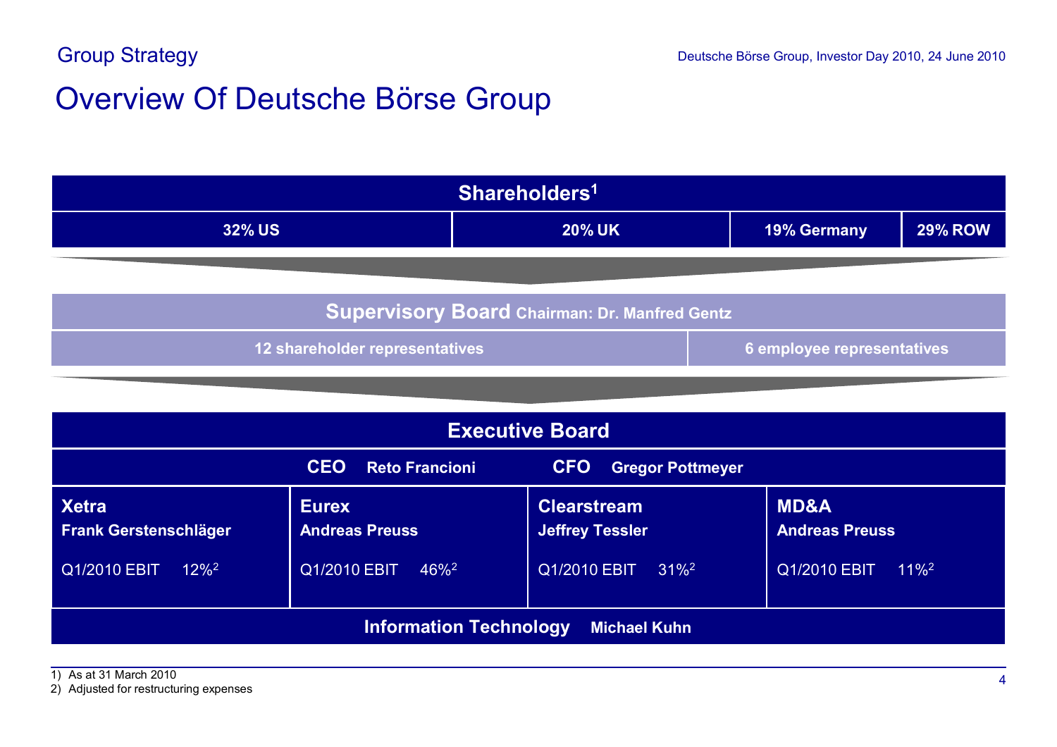Group Strategy

# Overview Of Deutsche Börse Group

## Shareholders[1]

| 32% US | 20% UK | 19% Germany | 29% ROW |
|---|---|---|---|

## Supervisory Board Chairman: Dr. Manfred Gentz

| 12 shareholder representatives | 6 employee representatives |
|---|---|

## Executive Board

**CEO** Reto Francioni **CFO** Gregor Pottmeyer

| Xetra | Eurex | Clearstream | MD&A |
|---|---|---|---|
| **Frank Gerstenschläger** | **Andreas Preuss** | **Jeffrey Tessler** | **Andreas Preuss** |
| Q1/2010 EBIT 12%[2] | Q1/2010 EBIT 46%[2] | Q1/2010 EBIT 31%[2] | Q1/2010 EBIT 11%[2] |

**Information Technology** Michael Kuhn

1) As at 31 March 2010
2) Adjusted for restructuring expenses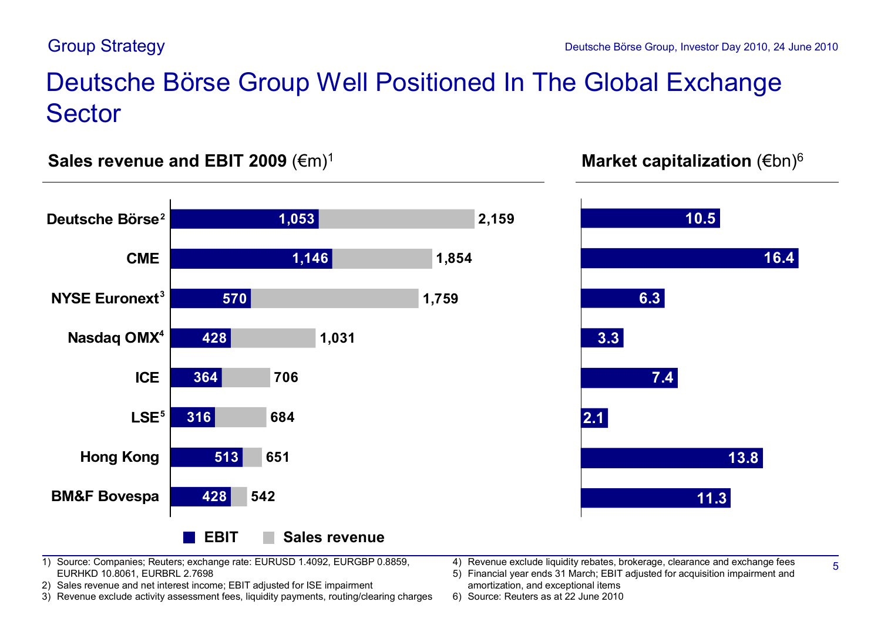Group Strategy

# Deutsche Börse Group Well Positioned In The Global Exchange Sector

## Sales revenue and EBIT 2009 (€m)[1]

| Company | EBIT | Sales revenue |
|---|---|---|
| Deutsche Börse[2] | 1,053 | 2,159 |
| CME | 1,146 | 1,854 |
| NYSE Euronext[3] | 570 | 1,759 |
| Nasdaq OMX[4] | 428 | 1,031 |
| ICE | 364 | 706 |
| LSE[5] | 316 | 684 |
| Hong Kong | 513 | 651 |
| BM&F Bovespa | 428 | 542 |

## Market capitalization (€bn)[6]

| Company | Market capitalization |
|---|---|
| Deutsche Börse | 10.5 |
| CME | 16.4 |
| NYSE Euronext | 6.3 |
| Nasdaq OMX | 3.3 |
| ICE | 7.4 |
| LSE | 2.1 |
| Hong Kong | 13.8 |
| BM&F Bovespa | 11.3 |

1) Source: Companies; Reuters; exchange rate: EURUSD 1.4092, EURGBP 0.8859, EURHKD 10.8061, EURBRL 2.7698
2) Sales revenue and net interest income; EBIT adjusted for ISE impairment
3) Revenue exclude activity assessment fees, liquidity payments, routing/clearing charges
4) Revenue exclude liquidity rebates, brokerage, clearance and exchange fees
5) Financial year ends 31 March; EBIT adjusted for acquisition impairment and amortization, and exceptional items
6) Source: Reuters as at 22 June 2010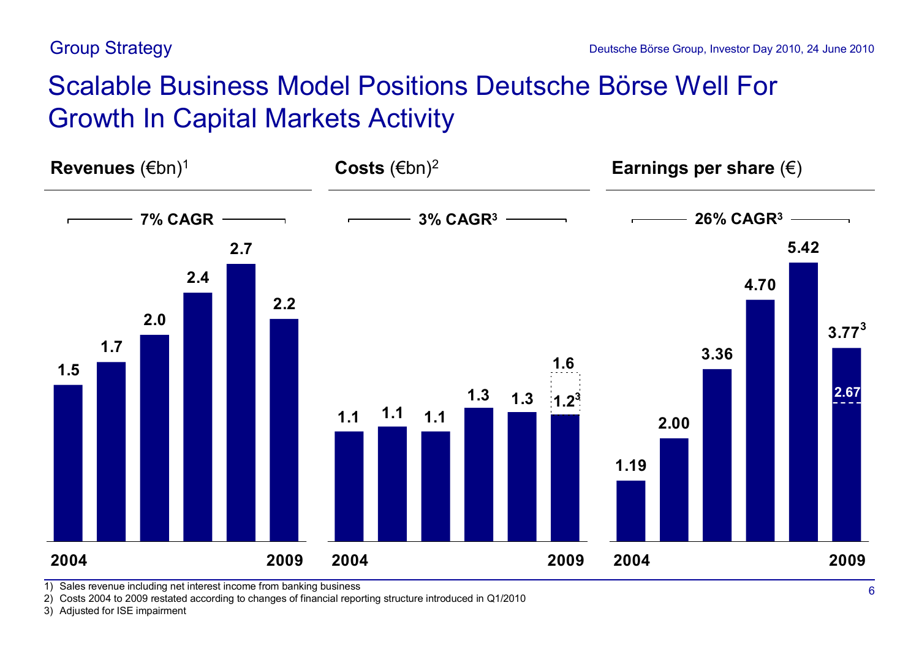Group Strategy

# Scalable Business Model Positions Deutsche Börse Well For Growth In Capital Markets Activity

**Revenues** (€bn)[1]

7% CAGR

| 2004 | | | | | 2009 |
|---|---|---|---|---|---|
| 1.5 | 1.7 | 2.0 | 2.4 | 2.7 | 2.2 |

**Costs** (€bn)[2]

3% CAGR[3]

| 2004 | | | | | 2009 |
|---|---|---|---|---|---|
| 1.1 | 1.1 | 1.1 | 1.3 | 1.3 | 1.6 / 1.2[3] |

**Earnings per share** (€)

26% CAGR[3]

| 2004 | | | | | 2009 |
|---|---|---|---|---|---|
| 1.19 | 2.00 | 3.36 | 4.70 | 5.42 | 3.77[3] / 2.67 |

1) Sales revenue including net interest income from banking business
2) Costs 2004 to 2009 restated according to changes of financial reporting structure introduced in Q1/2010
3) Adjusted for ISE impairment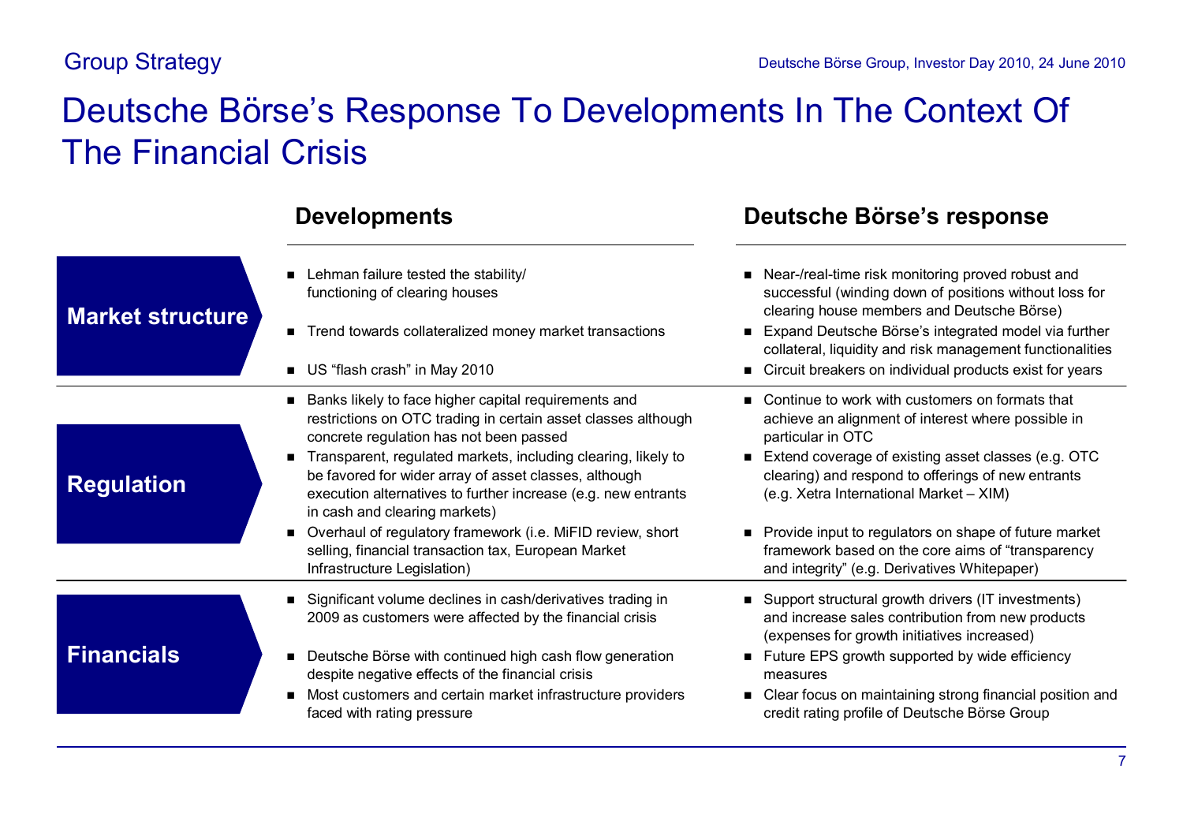# Deutsche Börse's Response To Developments In The Context Of The Financial Crisis

| | Developments | Deutsche Börse's response |
|---|---|---|
| **Market structure** | ■ Lehman failure tested the stability/ functioning of clearing houses | ■ Near-/real-time risk monitoring proved robust and successful (winding down of positions without loss for clearing house members and Deutsche Börse) |
| | ■ Trend towards collateralized money market transactions | ■ Expand Deutsche Börse's integrated model via further collateral, liquidity and risk management functionalities |
| | ■ US "flash crash" in May 2010 | ■ Circuit breakers on individual products exist for years |
| **Regulation** | ■ Banks likely to face higher capital requirements and restrictions on OTC trading in certain asset classes although concrete regulation has not been passed | ■ Continue to work with customers on formats that achieve an alignment of interest where possible in particular in OTC |
| | ■ Transparent, regulated markets, including clearing, likely to be favored for wider array of asset classes, although execution alternatives to further increase (e.g. new entrants in cash and clearing markets) | ■ Extend coverage of existing asset classes (e.g. OTC clearing) and respond to offerings of new entrants (e.g. Xetra International Market – XIM) |
| | ■ Overhaul of regulatory framework (i.e. MiFID review, short selling, financial transaction tax, European Market Infrastructure Legislation) | ■ Provide input to regulators on shape of future market framework based on the core aims of "transparency and integrity" (e.g. Derivatives Whitepaper) |
| **Financials** | ■ Significant volume declines in cash/derivatives trading in 2009 as customers were affected by the financial crisis | ■ Support structural growth drivers (IT investments) and increase sales contribution from new products (expenses for growth initiatives increased) |
| | ■ Deutsche Börse with continued high cash flow generation despite negative effects of the financial crisis | ■ Future EPS growth supported by wide efficiency measures |
| | ■ Most customers and certain market infrastructure providers faced with rating pressure | ■ Clear focus on maintaining strong financial position and credit rating profile of Deutsche Börse Group |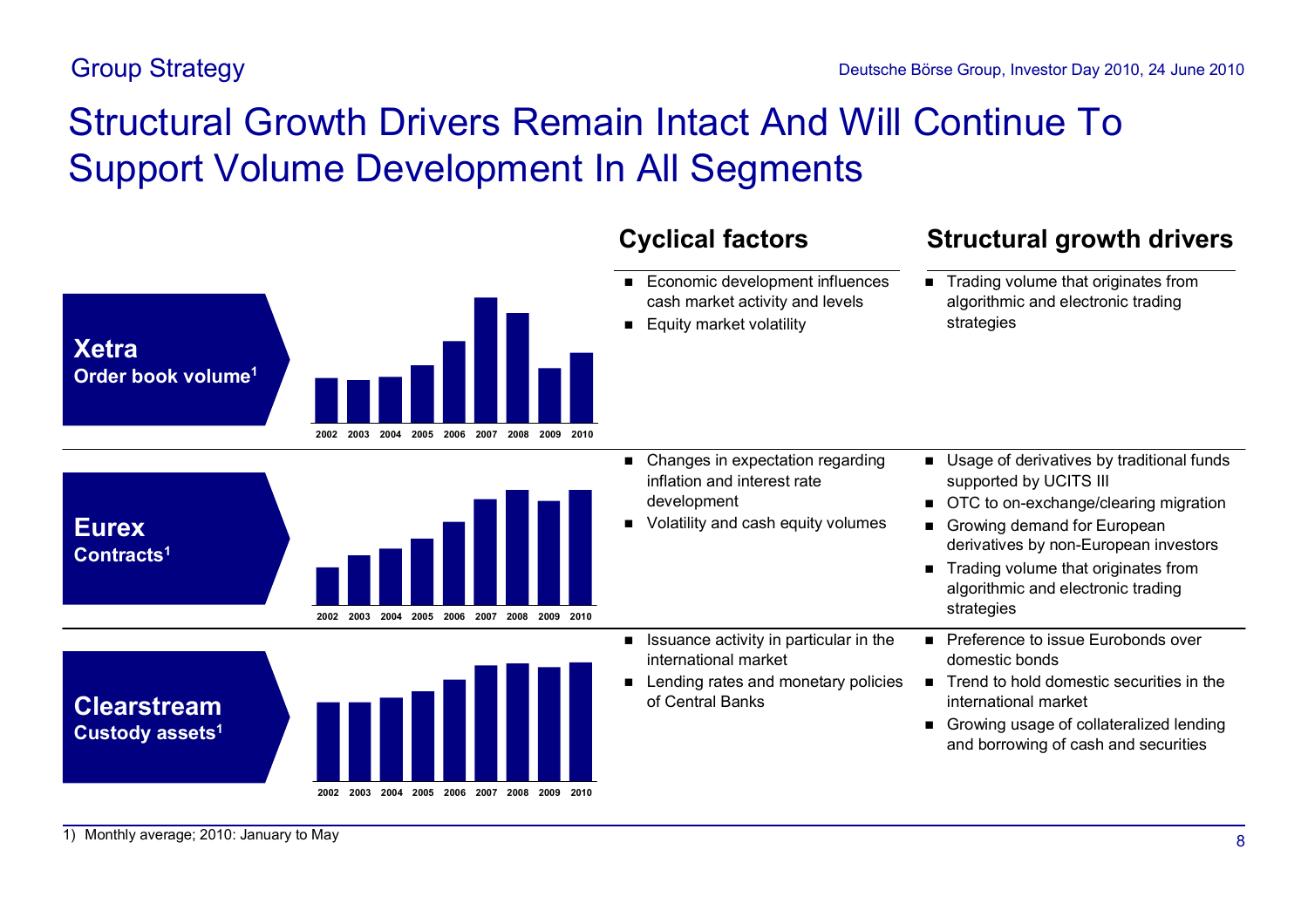# Structural Growth Drivers Remain Intact And Will Continue To Support Volume Development In All Segments

| | Cyclical factors | Structural growth drivers |
|---|---|---|
| **Xetra** Order book volume[1] (2002–2010) | ■ Economic development influences cash market activity and levels<br>■ Equity market volatility | ■ Trading volume that originates from algorithmic and electronic trading strategies |
| **Eurex** Contracts[1] (2002–2010) | ■ Changes in expectation regarding inflation and interest rate development<br>■ Volatility and cash equity volumes | ■ Usage of derivatives by traditional funds supported by UCITS III<br>■ OTC to on-exchange/clearing migration<br>■ Growing demand for European derivatives by non-European investors<br>■ Trading volume that originates from algorithmic and electronic trading strategies |
| **Clearstream** Custody assets[1] (2002–2010) | ■ Issuance activity in particular in the international market<br>■ Lending rates and monetary policies of Central Banks | ■ Preference to issue Eurobonds over domestic bonds<br>■ Trend to hold domestic securities in the international market<br>■ Growing usage of collateralized lending and borrowing of cash and securities |

1) Monthly average; 2010: January to May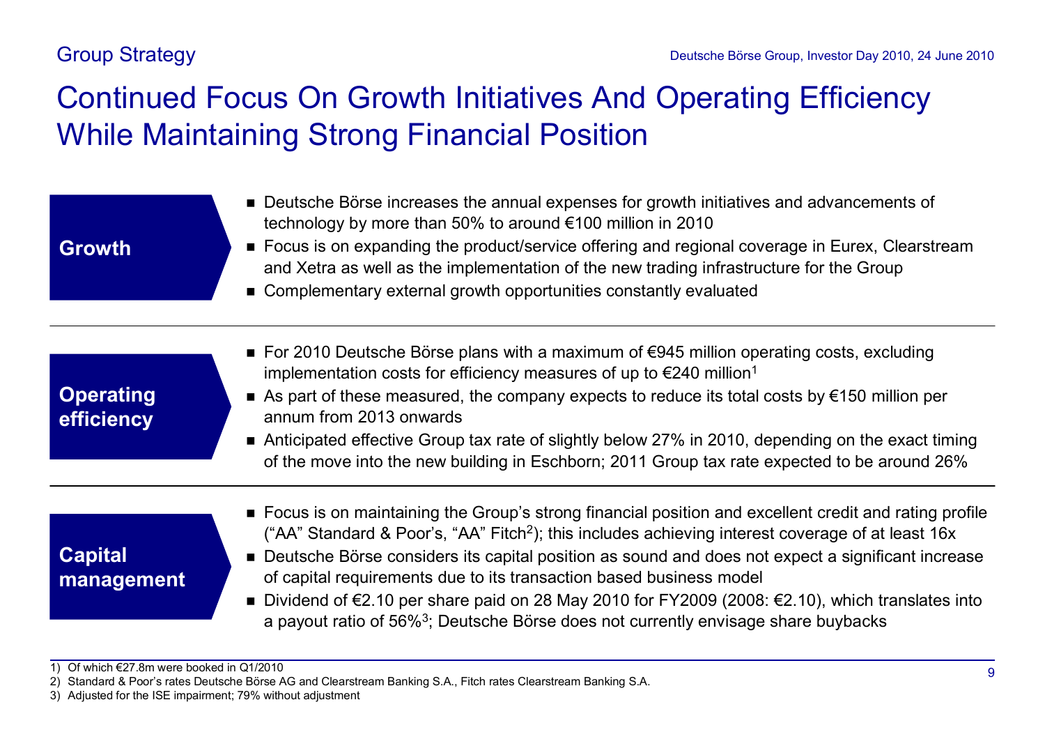Group Strategy

# Continued Focus On Growth Initiatives And Operating Efficiency While Maintaining Strong Financial Position

**Growth**

- Deutsche Börse increases the annual expenses for growth initiatives and advancements of technology by more than 50% to around €100 million in 2010
- Focus is on expanding the product/service offering and regional coverage in Eurex, Clearstream and Xetra as well as the implementation of the new trading infrastructure for the Group
- Complementary external growth opportunities constantly evaluated

**Operating efficiency**

- For 2010 Deutsche Börse plans with a maximum of €945 million operating costs, excluding implementation costs for efficiency measures of up to €240 million[1]
- As part of these measured, the company expects to reduce its total costs by €150 million per annum from 2013 onwards
- Anticipated effective Group tax rate of slightly below 27% in 2010, depending on the exact timing of the move into the new building in Eschborn; 2011 Group tax rate expected to be around 26%

**Capital management**

- Focus is on maintaining the Group's strong financial position and excellent credit and rating profile ("AA" Standard & Poor's, "AA" Fitch[2]); this includes achieving interest coverage of at least 16x
- Deutsche Börse considers its capital position as sound and does not expect a significant increase of capital requirements due to its transaction based business model
- Dividend of €2.10 per share paid on 28 May 2010 for FY2009 (2008: €2.10), which translates into a payout ratio of 56%[3]; Deutsche Börse does not currently envisage share buybacks

1) Of which €27.8m were booked in Q1/2010
2) Standard & Poor's rates Deutsche Börse AG and Clearstream Banking S.A., Fitch rates Clearstream Banking S.A.
3) Adjusted for the ISE impairment; 79% without adjustment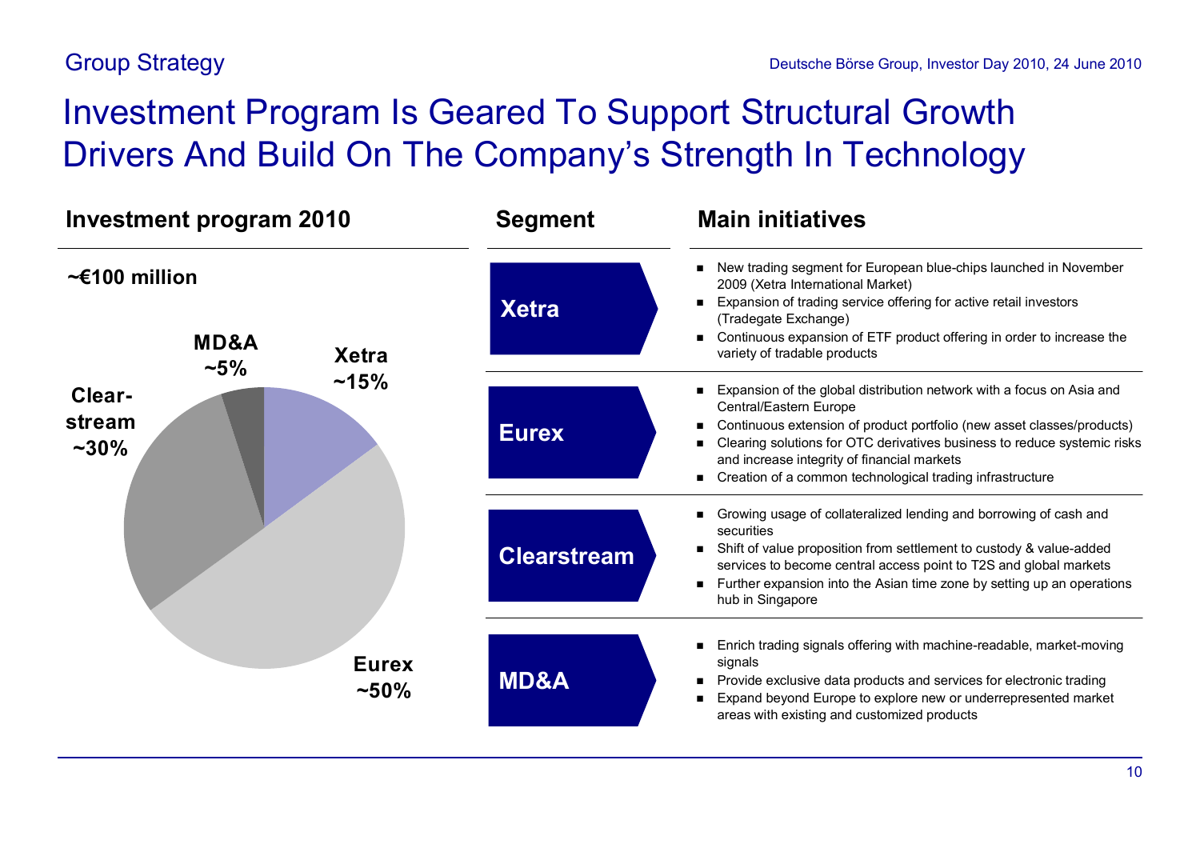# Investment Program Is Geared To Support Structural Growth Drivers And Build On The Company's Strength In Technology

## Investment program 2010

**~€100 million**

- Eurex ~50%
- Clearstream ~30%
- Xetra ~15%
- MD&A ~5%

| Segment | Main initiatives |
|---|---|
| **Xetra** | ■ New trading segment for European blue-chips launched in November 2009 (Xetra International Market)<br>■ Expansion of trading service offering for active retail investors (Tradegate Exchange)<br>■ Continuous expansion of ETF product offering in order to increase the variety of tradable products |
| **Eurex** | ■ Expansion of the global distribution network with a focus on Asia and Central/Eastern Europe<br>■ Continuous extension of product portfolio (new asset classes/products)<br>■ Clearing solutions for OTC derivatives business to reduce systemic risks and increase integrity of financial markets<br>■ Creation of a common technological trading infrastructure |
| **Clearstream** | ■ Growing usage of collateralized lending and borrowing of cash and securities<br>■ Shift of value proposition from settlement to custody & value-added services to become central access point to T2S and global markets<br>■ Further expansion into the Asian time zone by setting up an operations hub in Singapore |
| **MD&A** | ■ Enrich trading signals offering with machine-readable, market-moving signals<br>■ Provide exclusive data products and services for electronic trading<br>■ Expand beyond Europe to explore new or underrepresented market areas with existing and customized products |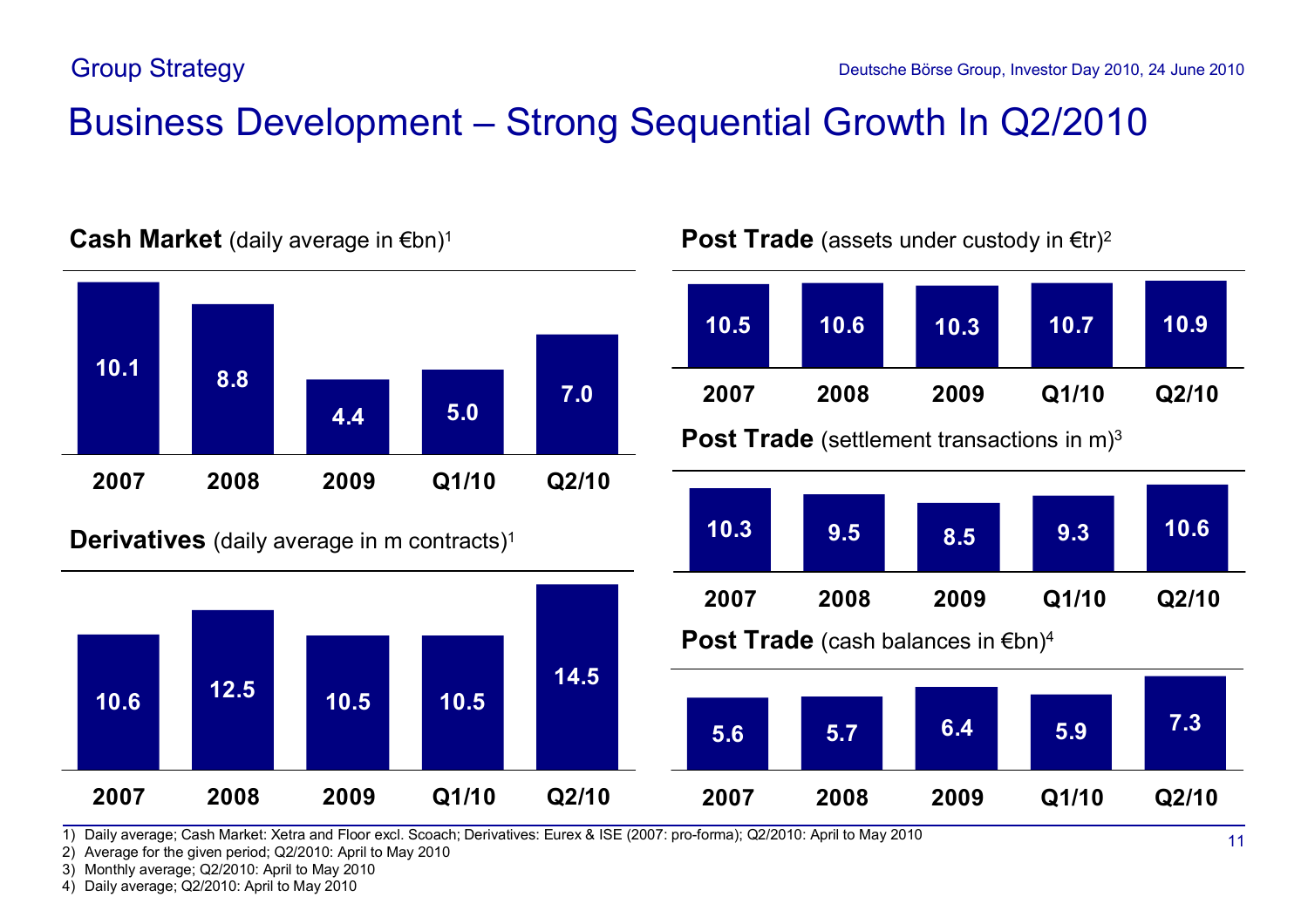# Business Development – Strong Sequential Growth In Q2/2010

**Cash Market** (daily average in €bn)[1]

| 2007 | 2008 | 2009 | Q1/10 | Q2/10 |
|---|---|---|---|---|
| 10.1 | 8.8 | 4.4 | 5.0 | 7.0 |

**Derivatives** (daily average in m contracts)[1]

| 2007 | 2008 | 2009 | Q1/10 | Q2/10 |
|---|---|---|---|---|
| 10.6 | 12.5 | 10.5 | 10.5 | 14.5 |

**Post Trade** (assets under custody in €tr)[2]

| 2007 | 2008 | 2009 | Q1/10 | Q2/10 |
|---|---|---|---|---|
| 10.5 | 10.6 | 10.3 | 10.7 | 10.9 |

**Post Trade** (settlement transactions in m)[3]

| 2007 | 2008 | 2009 | Q1/10 | Q2/10 |
|---|---|---|---|---|
| 10.3 | 9.5 | 8.5 | 9.3 | 10.6 |

**Post Trade** (cash balances in €bn)[4]

| 2007 | 2008 | 2009 | Q1/10 | Q2/10 |
|---|---|---|---|---|
| 5.6 | 5.7 | 6.4 | 5.9 | 7.3 |

1) Daily average; Cash Market: Xetra and Floor excl. Scoach; Derivatives: Eurex & ISE (2007: pro-forma); Q2/2010: April to May 2010
2) Average for the given period; Q2/2010: April to May 2010
3) Monthly average; Q2/2010: April to May 2010
4) Daily average; Q2/2010: April to May 2010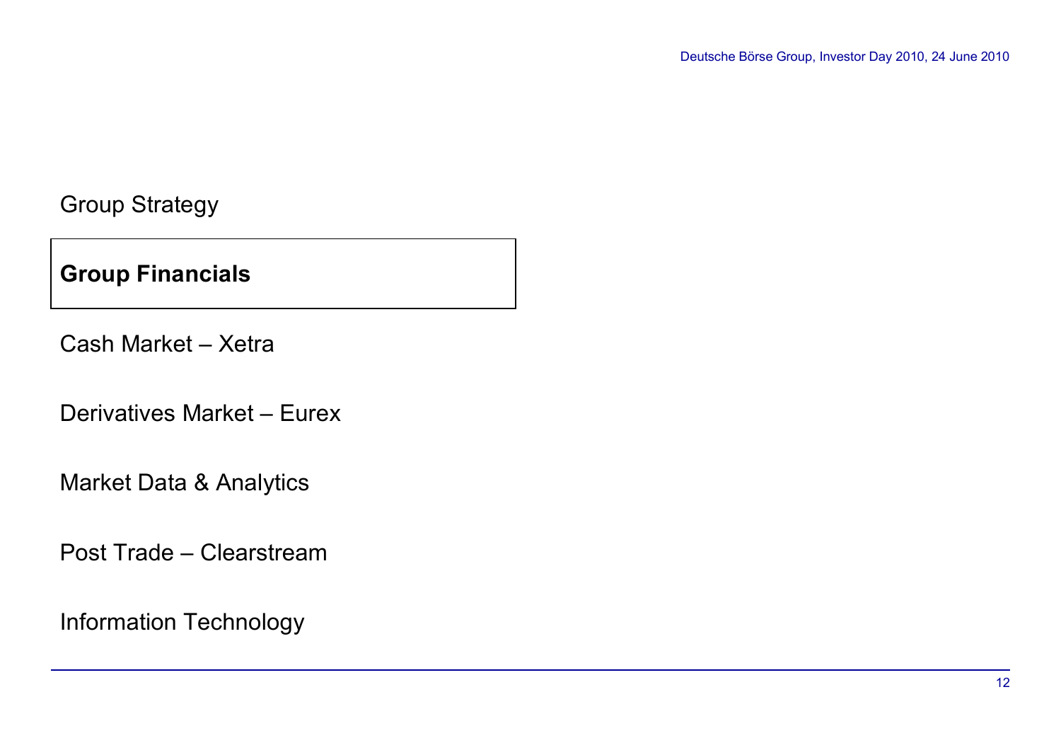Group Strategy

**Group Financials**

Cash Market – Xetra

Derivatives Market – Eurex

Market Data & Analytics

Post Trade – Clearstream

Information Technology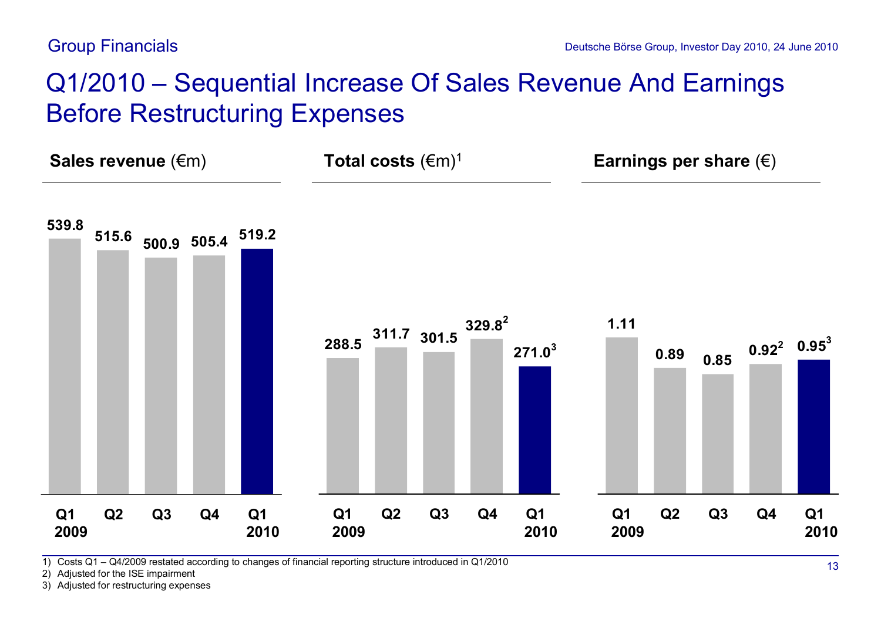# Q1/2010 – Sequential Increase Of Sales Revenue And Earnings Before Restructuring Expenses

**Sales revenue** (€m)

| Q1 2009 | Q2 | Q3 | Q4 | Q1 2010 |
| --- | --- | --- | --- | --- |
| 539.8 | 515.6 | 500.9 | 505.4 | 519.2 |

**Total costs** (€m)[1]

| Q1 2009 | Q2 | Q3 | Q4 | Q1 2010 |
| --- | --- | --- | --- | --- |
| 288.5 | 311.7 | 301.5 | 329.8[2] | 271.0[3] |

**Earnings per share** (€)

| Q1 2009 | Q2 | Q3 | Q4 | Q1 2010 |
| --- | --- | --- | --- | --- |
| 1.11 | 0.89 | 0.85 | 0.92[2] | 0.95[3] |

1) Costs Q1 – Q4/2009 restated according to changes of financial reporting structure introduced in Q1/2010
2) Adjusted for the ISE impairment
3) Adjusted for restructuring expenses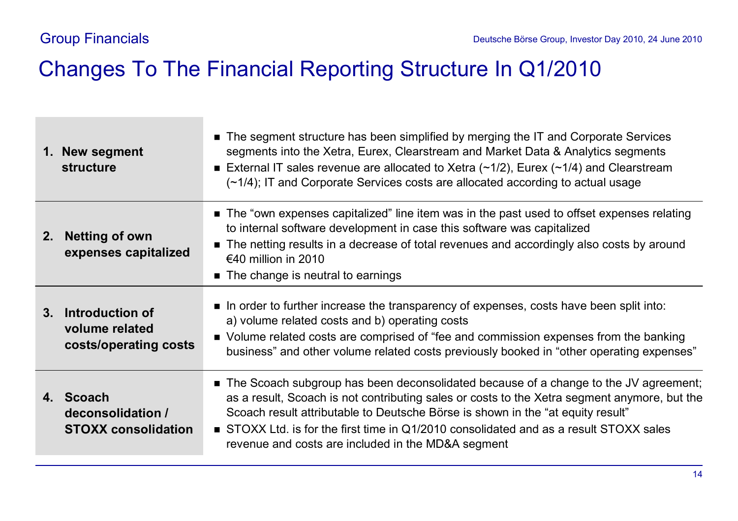# Changes To The Financial Reporting Structure In Q1/2010

| | |
|---|---|
| **1. New segment structure** | ■ The segment structure has been simplified by merging the IT and Corporate Services segments into the Xetra, Eurex, Clearstream and Market Data & Analytics segments<br>■ External IT sales revenue are allocated to Xetra (~1/2), Eurex (~1/4) and Clearstream (~1/4); IT and Corporate Services costs are allocated according to actual usage |
| **2. Netting of own expenses capitalized** | ■ The "own expenses capitalized" line item was in the past used to offset expenses relating to internal software development in case this software was capitalized<br>■ The netting results in a decrease of total revenues and accordingly also costs by around €40 million in 2010<br>■ The change is neutral to earnings |
| **3. Introduction of volume related costs/operating costs** | ■ In order to further increase the transparency of expenses, costs have been split into: a) volume related costs and b) operating costs<br>■ Volume related costs are comprised of "fee and commission expenses from the banking business" and other volume related costs previously booked in "other operating expenses" |
| **4. Scoach deconsolidation / STOXX consolidation** | ■ The Scoach subgroup has been deconsolidated because of a change to the JV agreement; as a result, Scoach is not contributing sales or costs to the Xetra segment anymore, but the Scoach result attributable to Deutsche Börse is shown in the "at equity result"<br>■ STOXX Ltd. is for the first time in Q1/2010 consolidated and as a result STOXX sales revenue and costs are included in the MD&A segment |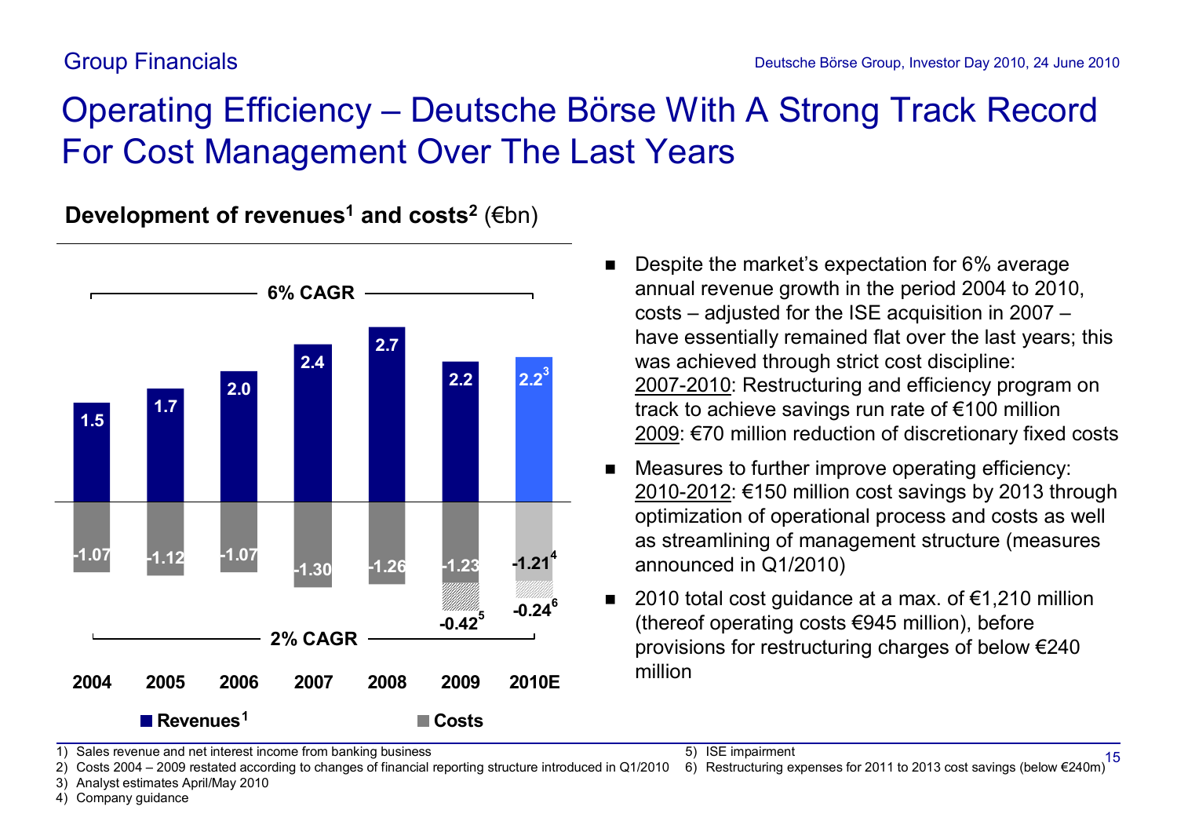# Operating Efficiency – Deutsche Börse With A Strong Track Record For Cost Management Over The Last Years

**Development of revenues[1] and costs[2]** (€bn)

| | 2004 | 2005 | 2006 | 2007 | 2008 | 2009 | 2010E |
|---|---|---|---|---|---|---|---|
| Revenues[1] | 1.5 | 1.7 | 2.0 | 2.4 | 2.7 | 2.2 | 2.2[3] |
| Costs | -1.07 | -1.12 | -1.07 | -1.30 | -1.26 | -1.23 | -1.21[4] |
| | | | | | | -0.42[5] | -0.24[6] |

Revenues: 6% CAGR; Costs: 2% CAGR

- Despite the market's expectation for 6% average annual revenue growth in the period 2004 to 2010, costs – adjusted for the ISE acquisition in 2007 – have essentially remained flat over the last years; this was achieved through strict cost discipline:
  2007-2010: Restructuring and efficiency program on track to achieve savings run rate of €100 million
  2009: €70 million reduction of discretionary fixed costs
- Measures to further improve operating efficiency:
  2010-2012: €150 million cost savings by 2013 through optimization of operational process and costs as well as streamlining of management structure (measures announced in Q1/2010)
- 2010 total cost guidance at a max. of €1,210 million (thereof operating costs €945 million), before provisions for restructuring charges of below €240 million

1) Sales revenue and net interest income from banking business
2) Costs 2004 – 2009 restated according to changes of financial reporting structure introduced in Q1/2010
3) Analyst estimates April/May 2010
4) Company guidance
5) ISE impairment
6) Restructuring expenses for 2011 to 2013 cost savings (below €240m)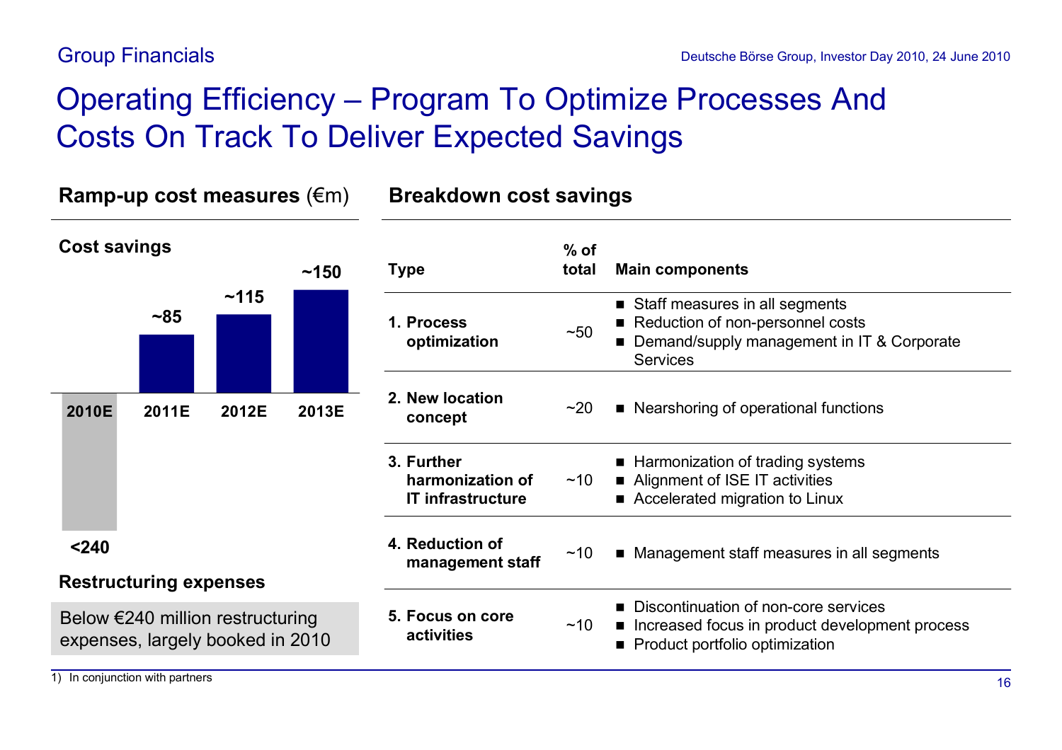Group Financials

# Operating Efficiency – Program To Optimize Processes And Costs On Track To Deliver Expected Savings

## Ramp-up cost measures (€m)

**Cost savings**

| | 2010E | 2011E | 2012E | 2013E |
|---|---|---|---|---|
| Cost savings | | ~85 | ~115 | ~150 |
| Restructuring expenses | <240 | | | |

**Restructuring expenses**

Below €240 million restructuring expenses, largely booked in 2010

## Breakdown cost savings

| Type | % of total | Main components |
|---|---|---|
| **1. Process optimization** | ~50 | ■ Staff measures in all segments<br>■ Reduction of non-personnel costs<br>■ Demand/supply management in IT & Corporate Services |
| **2. New location concept** | ~20 | ■ Nearshoring of operational functions |
| **3. Further harmonization of IT infrastructure** | ~10 | ■ Harmonization of trading systems<br>■ Alignment of ISE IT activities<br>■ Accelerated migration to Linux |
| **4. Reduction of management staff** | ~10 | ■ Management staff measures in all segments |
| **5. Focus on core activities** | ~10 | ■ Discontinuation of non-core services<br>■ Increased focus in product development process<br>■ Product portfolio optimization |

1) In conjunction with partners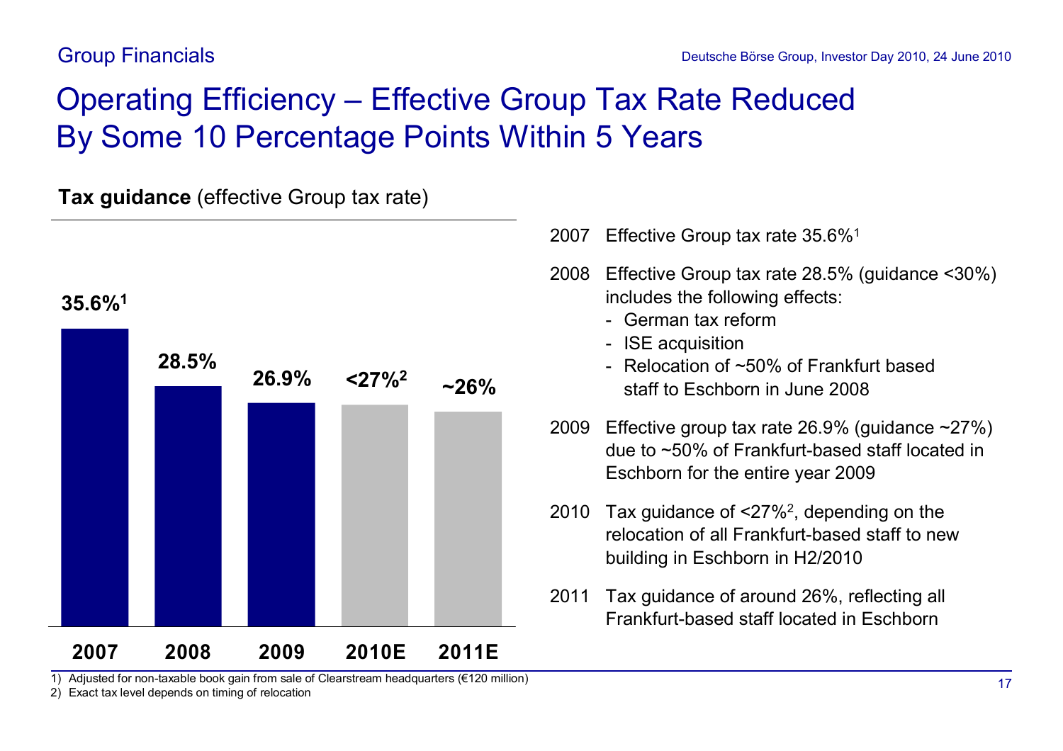# Operating Efficiency – Effective Group Tax Rate Reduced By Some 10 Percentage Points Within 5 Years

**Tax guidance** (effective Group tax rate)

| 2007 | 2008 | 2009 | 2010E | 2011E |
|---|---|---|---|---|
| 35.6%[1] | 28.5% | 26.9% | <27%[2] | ~26% |

2007 Effective Group tax rate 35.6%[1]

2008 Effective Group tax rate 28.5% (guidance <30%) includes the following effects:

- German tax reform
- ISE acquisition
- Relocation of ~50% of Frankfurt based staff to Eschborn in June 2008

2009 Effective group tax rate 26.9% (guidance ~27%) due to ~50% of Frankfurt-based staff located in Eschborn for the entire year 2009

2010 Tax guidance of <27%[2], depending on the relocation of all Frankfurt-based staff to new building in Eschborn in H2/2010

2011 Tax guidance of around 26%, reflecting all Frankfurt-based staff located in Eschborn

1) Adjusted for non-taxable book gain from sale of Clearstream headquarters (€120 million)
2) Exact tax level depends on timing of relocation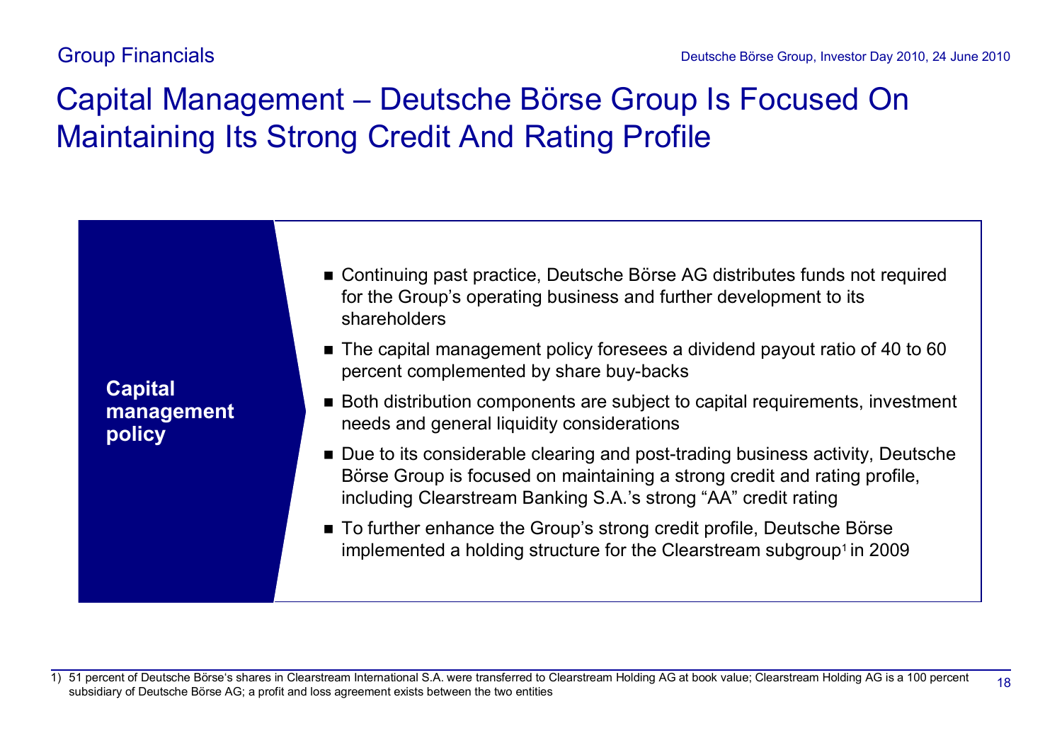# Capital Management – Deutsche Börse Group Is Focused On Maintaining Its Strong Credit And Rating Profile

**Capital management policy**

- Continuing past practice, Deutsche Börse AG distributes funds not required for the Group's operating business and further development to its shareholders
- The capital management policy foresees a dividend payout ratio of 40 to 60 percent complemented by share buy-backs
- Both distribution components are subject to capital requirements, investment needs and general liquidity considerations
- Due to its considerable clearing and post-trading business activity, Deutsche Börse Group is focused on maintaining a strong credit and rating profile, including Clearstream Banking S.A.'s strong "AA" credit rating
- To further enhance the Group's strong credit profile, Deutsche Börse implemented a holding structure for the Clearstream subgroup[1] in 2009

1) 51 percent of Deutsche Börse's shares in Clearstream International S.A. were transferred to Clearstream Holding AG at book value; Clearstream Holding AG is a 100 percent subsidiary of Deutsche Börse AG; a profit and loss agreement exists between the two entities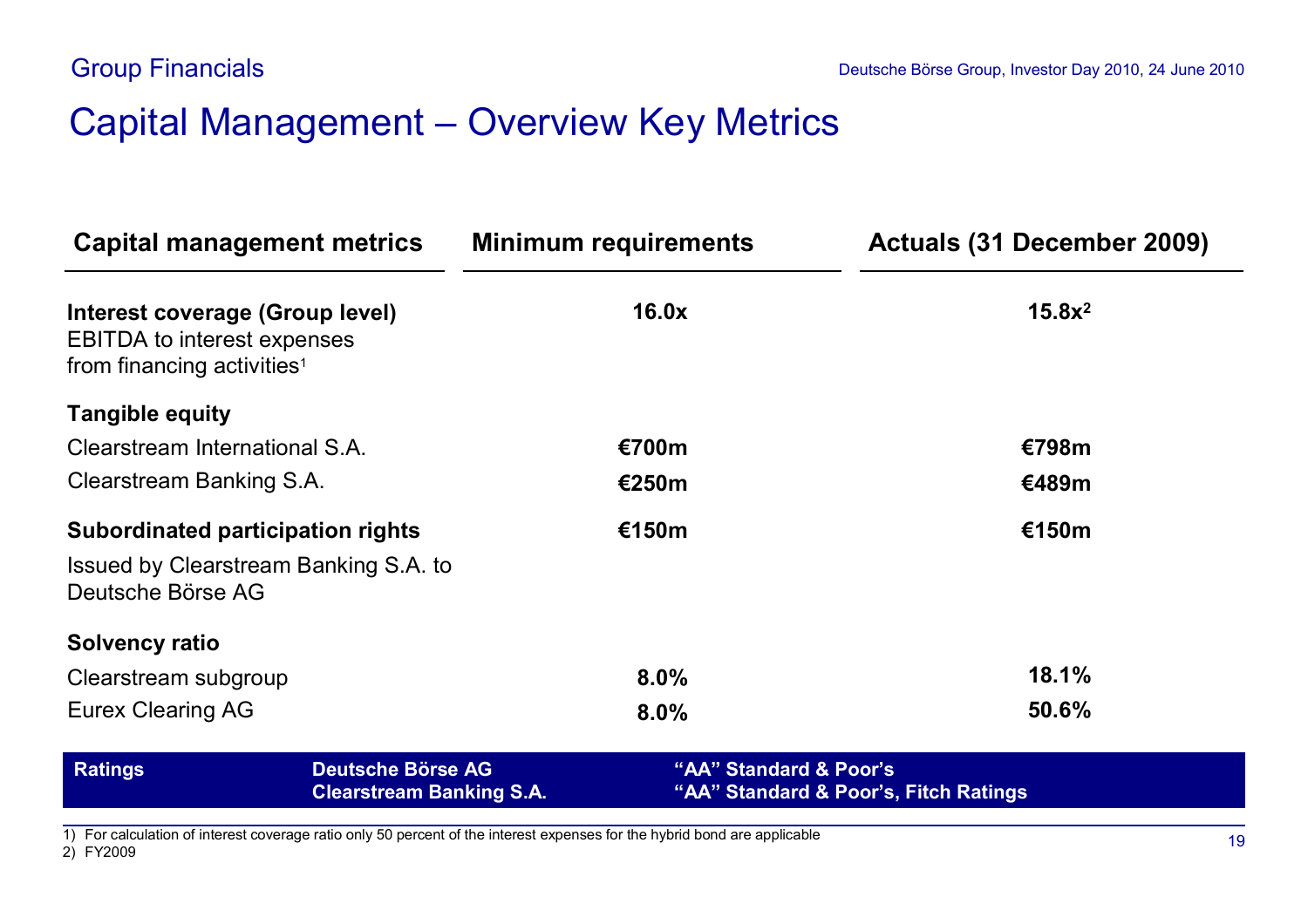## Group Financials

# Capital Management – Overview Key Metrics

| Capital management metrics | Minimum requirements | Actuals (31 December 2009) |
|---|---|---|
| **Interest coverage (Group level)** EBITDA to interest expenses from financing activities[1] | **16.0x** | **15.8x**[2] |
| **Tangible equity** | | |
| Clearstream International S.A. | **€700m** | **€798m** |
| Clearstream Banking S.A. | **€250m** | **€489m** |
| **Subordinated participation rights** | **€150m** | **€150m** |
| Issued by Clearstream Banking S.A. to Deutsche Börse AG | | |
| **Solvency ratio** | | |
| Clearstream subgroup | **8.0%** | **18.1%** |
| Eurex Clearing AG | **8.0%** | **50.6%** |

| **Ratings** | **Deutsche Börse AG** | **"AA" Standard & Poor's** |
|---|---|---|
| | **Clearstream Banking S.A.** | **"AA" Standard & Poor's, Fitch Ratings** |

1) For calculation of interest coverage ratio only 50 percent of the interest expenses for the hybrid bond are applicable
2) FY2009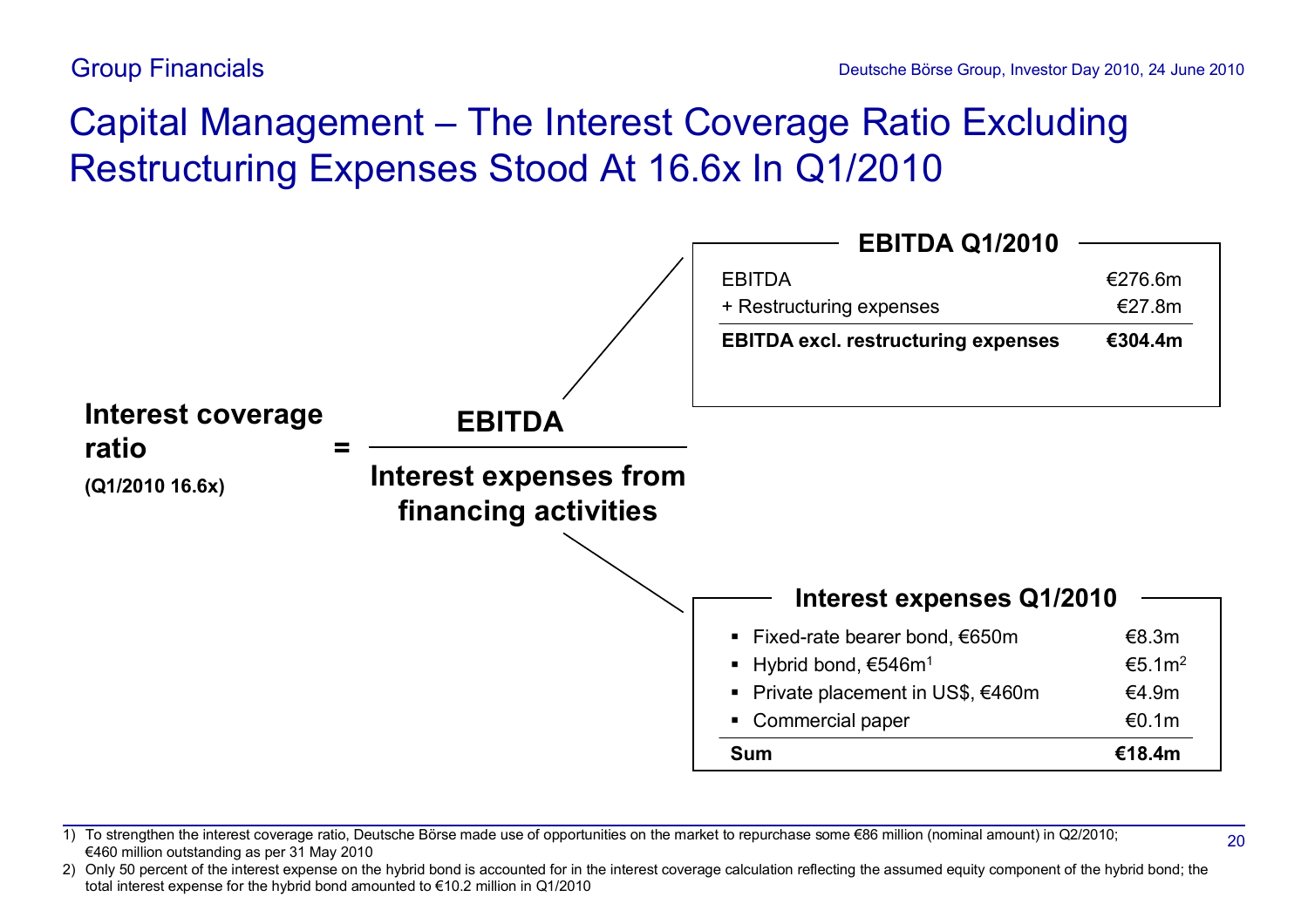Group Financials

# Capital Management – The Interest Coverage Ratio Excluding Restructuring Expenses Stood At 16.6x In Q1/2010

**Interest coverage ratio** = **EBITDA** / **Interest expenses from financing activities**

**(Q1/2010 16.6x)**

### EBITDA Q1/2010

| | |
|---|---|
| EBITDA | €276.6m |
| + Restructuring expenses | €27.8m |
| **EBITDA excl. restructuring expenses** | **€304.4m** |

### Interest expenses Q1/2010

| | |
|---|---|
| ▪ Fixed-rate bearer bond, €650m | €8.3m |
| ▪ Hybrid bond, €546m[1] | €5.1m[2] |
| ▪ Private placement in US$, €460m | €4.9m |
| ▪ Commercial paper | €0.1m |
| **Sum** | **€18.4m** |

1) To strengthen the interest coverage ratio, Deutsche Börse made use of opportunities on the market to repurchase some €86 million (nominal amount) in Q2/2010; €460 million outstanding as per 31 May 2010

2) Only 50 percent of the interest expense on the hybrid bond is accounted for in the interest coverage calculation reflecting the assumed equity component of the hybrid bond; the total interest expense for the hybrid bond amounted to €10.2 million in Q1/2010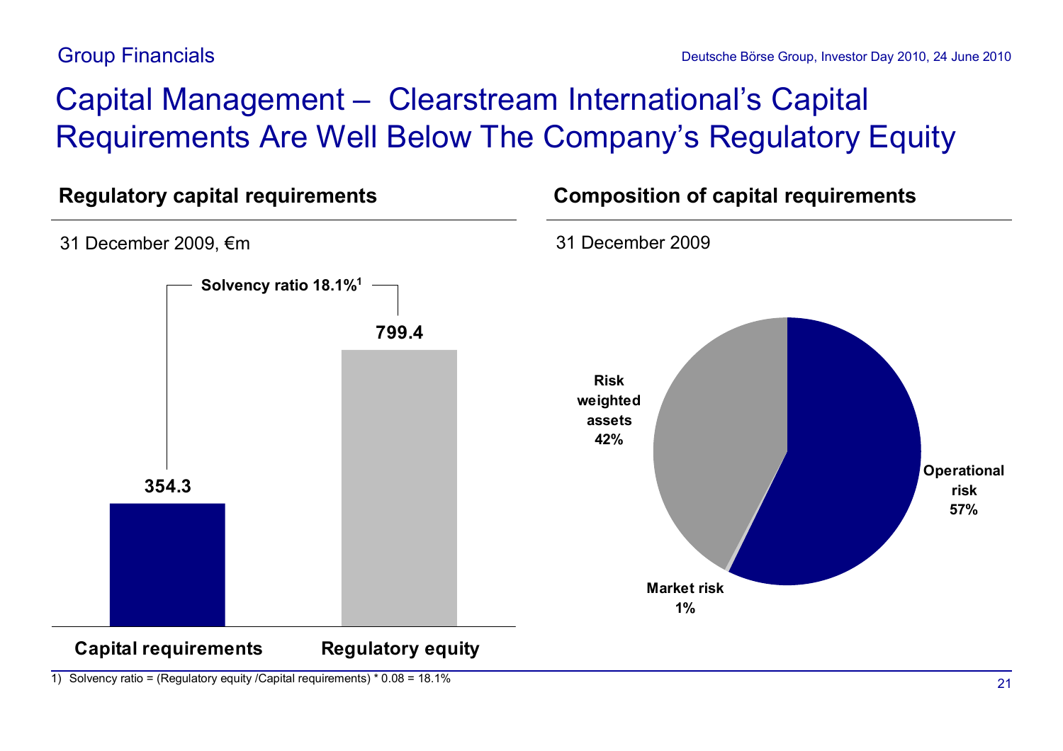# Capital Management – Clearstream International's Capital Requirements Are Well Below The Company's Regulatory Equity

## Regulatory capital requirements

31 December 2009, €m

**Solvency ratio 18.1%[1]**

| | €m |
|---|---|
| Capital requirements | 354.3 |
| Regulatory equity | 799.4 |

## Composition of capital requirements

31 December 2009

| Component | Share |
|---|---|
| Operational risk | 57% |
| Risk weighted assets | 42% |
| Market risk | 1% |

1) Solvency ratio = (Regulatory equity /Capital requirements) * 0.08 = 18.1%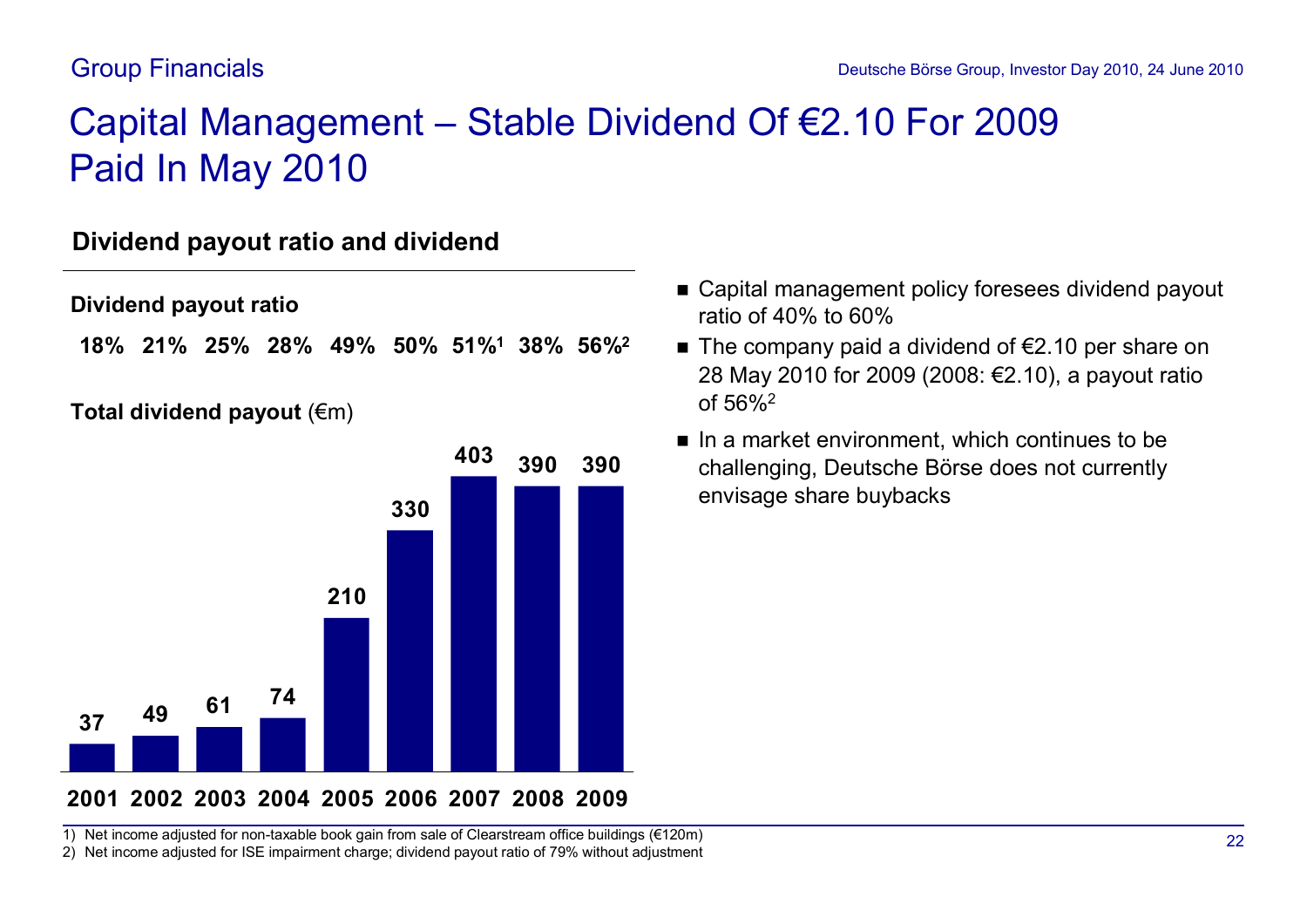# Capital Management – Stable Dividend Of €2.10 For 2009 Paid In May 2010

## Dividend payout ratio and dividend

| | 2001 | 2002 | 2003 | 2004 | 2005 | 2006 | 2007 | 2008 | 2009 |
|---|---|---|---|---|---|---|---|---|---|
| **Dividend payout ratio** | 18% | 21% | 25% | 28% | 49% | 50% | 51%[1] | 38% | 56%[2] |
| **Total dividend payout** (€m) | 37 | 49 | 61 | 74 | 210 | 330 | 403 | 390 | 390 |

- Capital management policy foresees dividend payout ratio of 40% to 60%
- The company paid a dividend of €2.10 per share on 28 May 2010 for 2009 (2008: €2.10), a payout ratio of 56%[2]
- In a market environment, which continues to be challenging, Deutsche Börse does not currently envisage share buybacks

1) Net income adjusted for non-taxable book gain from sale of Clearstream office buildings (€120m)
2) Net income adjusted for ISE impairment charge; dividend payout ratio of 79% without adjustment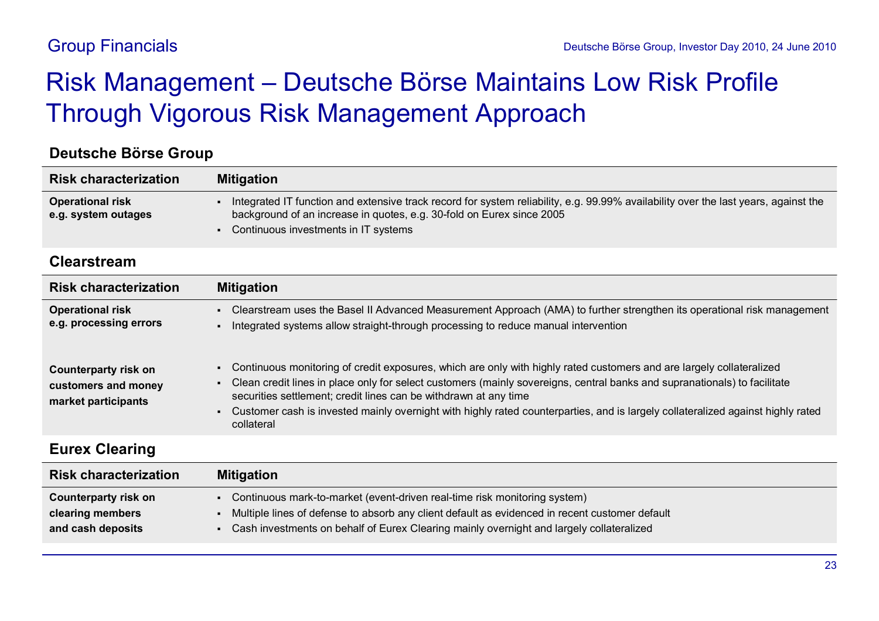# Risk Management – Deutsche Börse Maintains Low Risk Profile Through Vigorous Risk Management Approach

## Deutsche Börse Group

| Risk characterization | Mitigation |
|---|---|
| **Operational risk e.g. system outages** | ▪ Integrated IT function and extensive track record for system reliability, e.g. 99.99% availability over the last years, against the background of an increase in quotes, e.g. 30-fold on Eurex since 2005<br>▪ Continuous investments in IT systems |

## Clearstream

| Risk characterization | Mitigation |
|---|---|
| **Operational risk e.g. processing errors** | ▪ Clearstream uses the Basel II Advanced Measurement Approach (AMA) to further strengthen its operational risk management<br>▪ Integrated systems allow straight-through processing to reduce manual intervention |
| **Counterparty risk on customers and money market participants** | ▪ Continuous monitoring of credit exposures, which are only with highly rated customers and are largely collateralized<br>▪ Clean credit lines in place only for select customers (mainly sovereigns, central banks and supranationals) to facilitate securities settlement; credit lines can be withdrawn at any time<br>▪ Customer cash is invested mainly overnight with highly rated counterparties, and is largely collateralized against highly rated collateral |

## Eurex Clearing

| Risk characterization | Mitigation |
|---|---|
| **Counterparty risk on clearing members and cash deposits** | ▪ Continuous mark-to-market (event-driven real-time risk monitoring system)<br>▪ Multiple lines of defense to absorb any client default as evidenced in recent customer default<br>▪ Cash investments on behalf of Eurex Clearing mainly overnight and largely collateralized |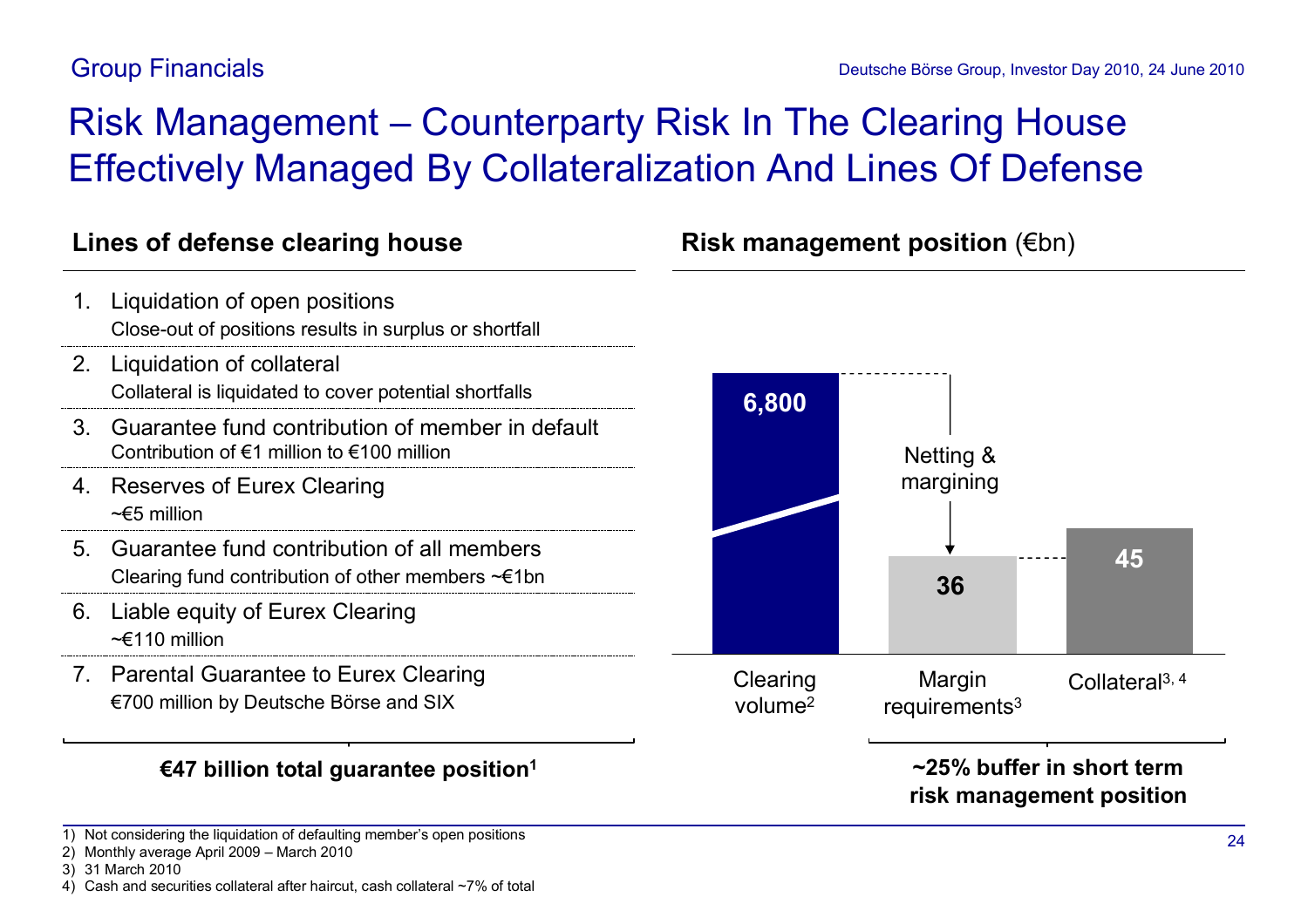# Risk Management – Counterparty Risk In The Clearing House Effectively Managed By Collateralization And Lines Of Defense

## Lines of defense clearing house

1. Liquidation of open positions
   Close-out of positions results in surplus or shortfall
2. Liquidation of collateral
   Collateral is liquidated to cover potential shortfalls
3. Guarantee fund contribution of member in default
   Contribution of €1 million to €100 million
4. Reserves of Eurex Clearing
   ~€5 million
5. Guarantee fund contribution of all members
   Clearing fund contribution of other members ~€1bn
6. Liable equity of Eurex Clearing
   ~€110 million
7. Parental Guarantee to Eurex Clearing
   €700 million by Deutsche Börse and SIX

**€47 billion total guarantee position[1]**

## Risk management position (€bn)

| Clearing volume[2] | Margin requirements[3] | Collateral[3, 4] |
|---|---|---|
| 6,800 | 36 | 45 |

Netting & margining

**~25% buffer in short term risk management position**

1) Not considering the liquidation of defaulting member's open positions
2) Monthly average April 2009 – March 2010
3) 31 March 2010
4) Cash and securities collateral after haircut, cash collateral ~7% of total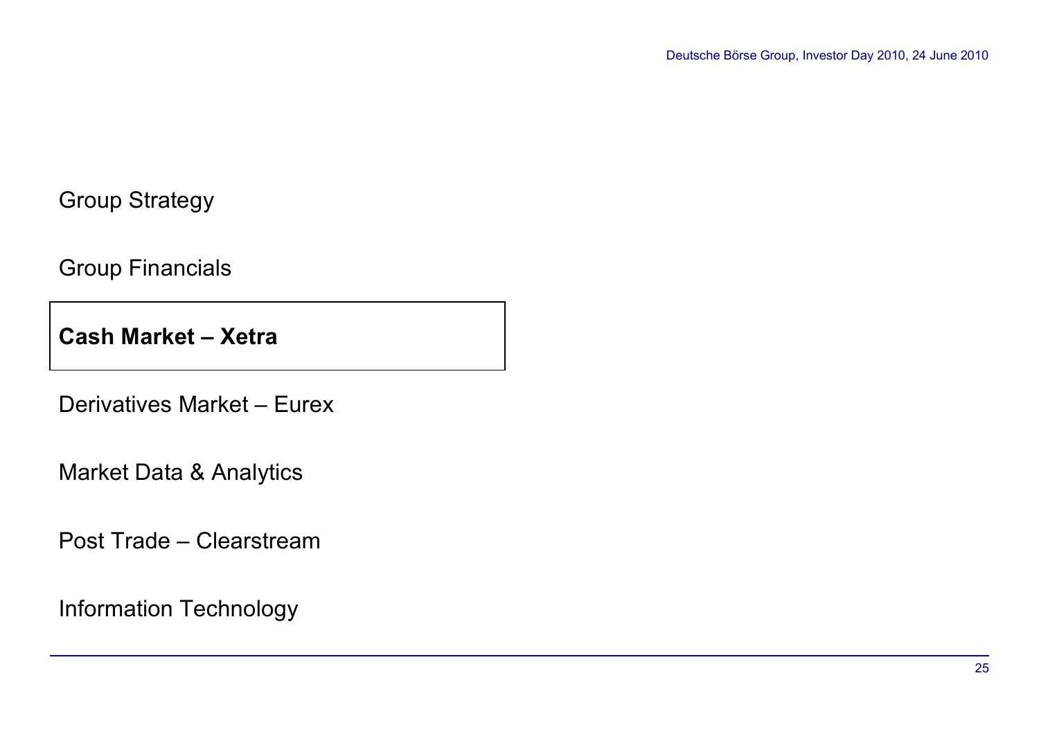Group Strategy

Group Financials

**Cash Market – Xetra**

Derivatives Market – Eurex

Market Data & Analytics

Post Trade – Clearstream

Information Technology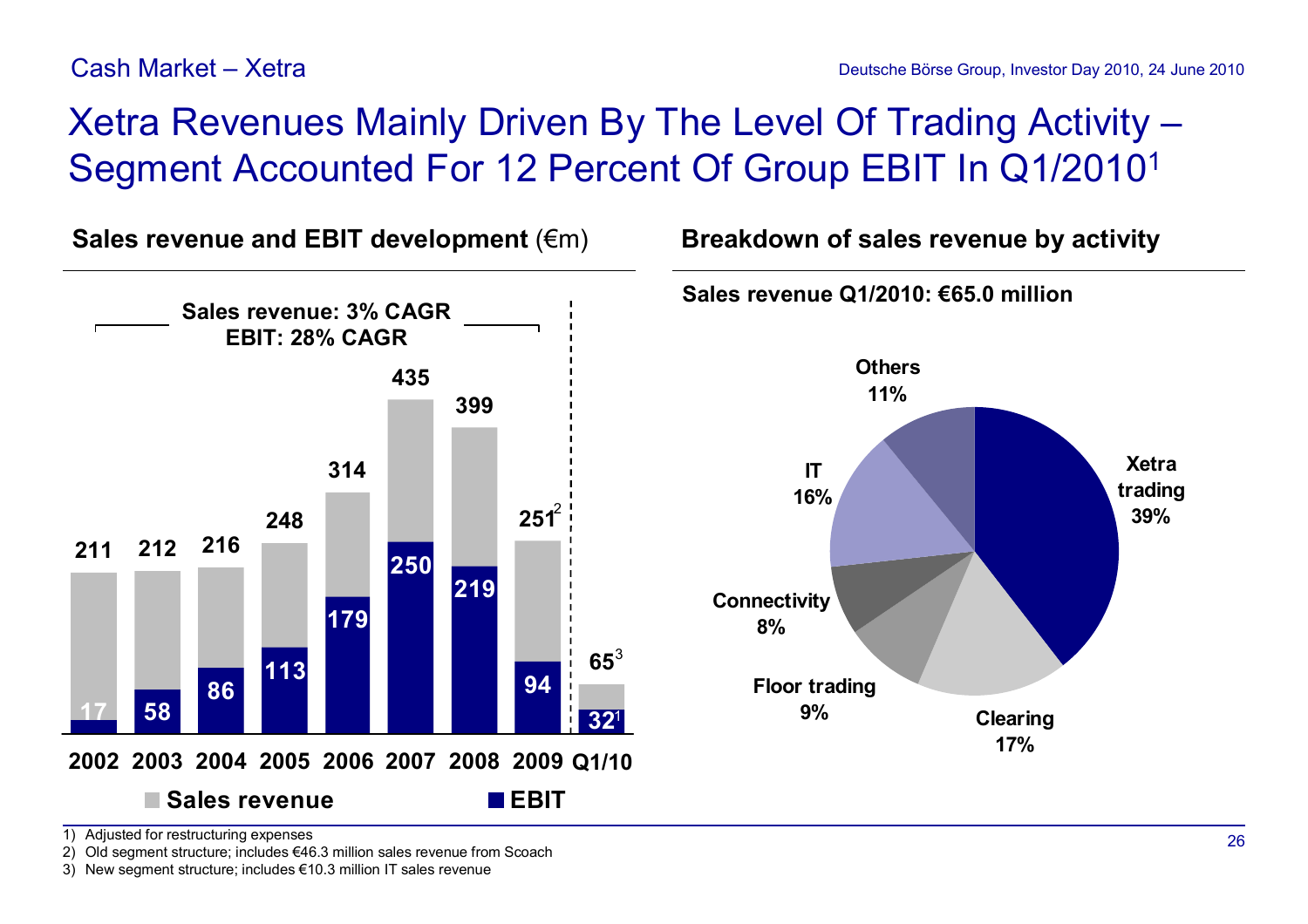Cash Market – Xetra

# Xetra Revenues Mainly Driven By The Level Of Trading Activity – Segment Accounted For 12 Percent Of Group EBIT In Q1/2010[1]

## Sales revenue and EBIT development (€m)

Sales revenue: 3% CAGR
EBIT: 28% CAGR

| | 2002 | 2003 | 2004 | 2005 | 2006 | 2007 | 2008 | 2009 | Q1/10 |
|---|---|---|---|---|---|---|---|---|---|
| Sales revenue | 211 | 212 | 216 | 248 | 314 | 435 | 399 | 251[2] | 65[3] |
| EBIT | 17 | 58 | 86 | 113 | 179 | 250 | 219 | 94 | 32[1] |

## Breakdown of sales revenue by activity

**Sales revenue Q1/2010: €65.0 million**

| Activity | Share |
|---|---|
| Xetra trading | 39% |
| Clearing | 17% |
| Floor trading | 9% |
| Connectivity | 8% |
| IT | 16% |
| Others | 11% |

1) Adjusted for restructuring expenses
2) Old segment structure; includes €46.3 million sales revenue from Scoach
3) New segment structure; includes €10.3 million IT sales revenue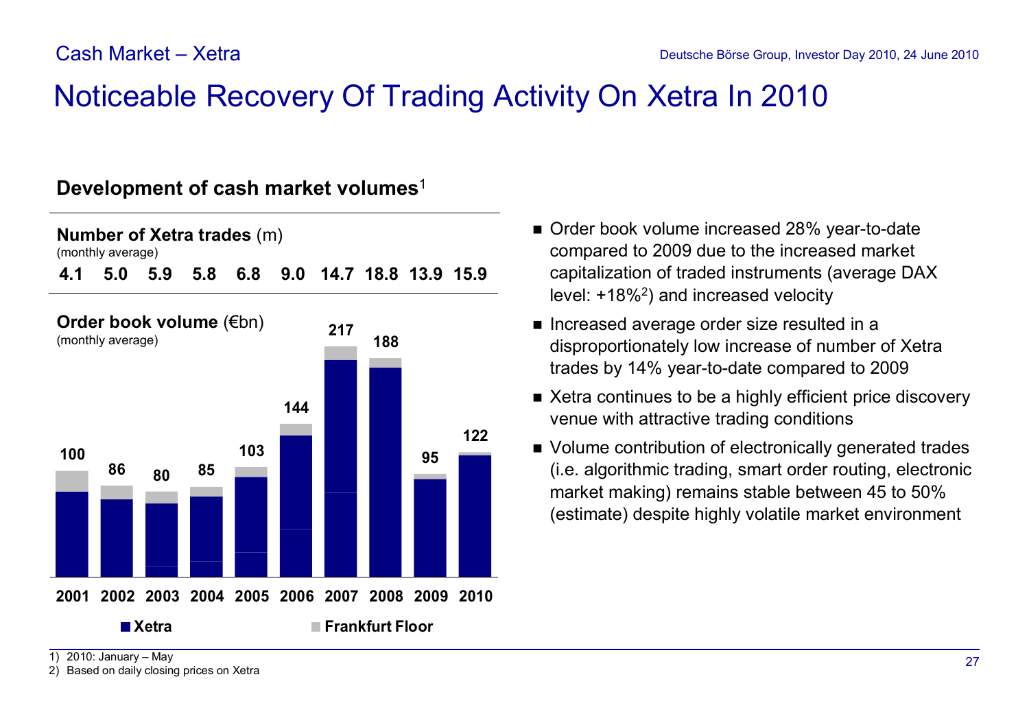Cash Market – Xetra

# Noticeable Recovery Of Trading Activity On Xetra In 2010

## Development of cash market volumes[1]

**Number of Xetra trades** (m)
(monthly average)

| 2001 | 2002 | 2003 | 2004 | 2005 | 2006 | 2007 | 2008 | 2009 | 2010 |
|---|---|---|---|---|---|---|---|---|---|
| 4.1 | 5.0 | 5.9 | 5.8 | 6.8 | 9.0 | 14.7 | 18.8 | 13.9 | 15.9 |

**Order book volume** (€bn)
(monthly average)

| 2001 | 2002 | 2003 | 2004 | 2005 | 2006 | 2007 | 2008 | 2009 | 2010 |
|---|---|---|---|---|---|---|---|---|---|
| 100 | 86 | 80 | 85 | 103 | 144 | 217 | 188 | 95 | 122 |

■ Xetra ■ Frankfurt Floor

- Order book volume increased 28% year-to-date compared to 2009 due to the increased market capitalization of traded instruments (average DAX level: +18%[2]) and increased velocity
- Increased average order size resulted in a disproportionately low increase of number of Xetra trades by 14% year-to-date compared to 2009
- Xetra continues to be a highly efficient price discovery venue with attractive trading conditions
- Volume contribution of electronically generated trades (i.e. algorithmic trading, smart order routing, electronic market making) remains stable between 45 to 50% (estimate) despite highly volatile market environment

1) 2010: January – May
2) Based on daily closing prices on Xetra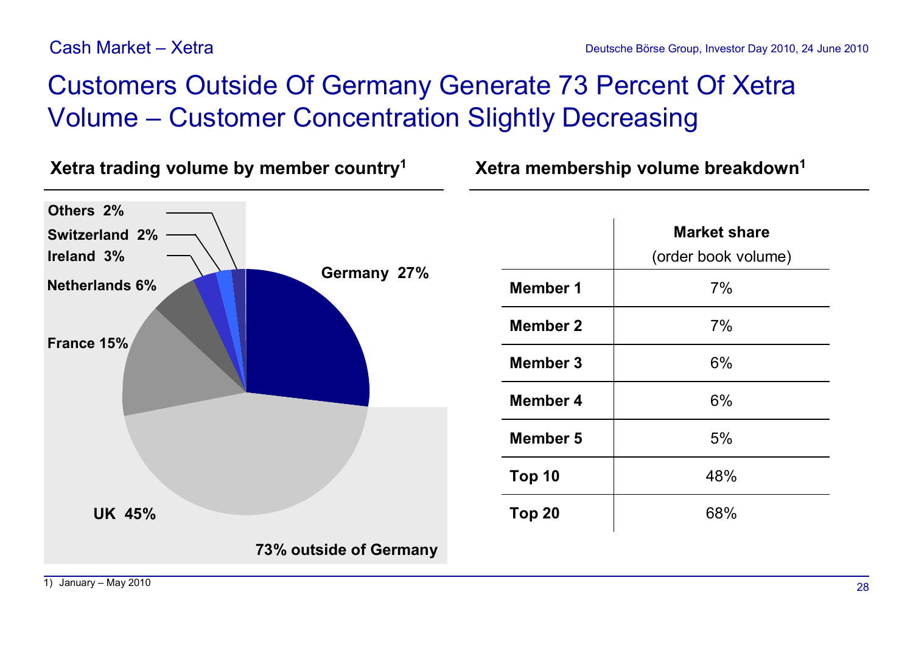Cash Market – Xetra

# Customers Outside Of Germany Generate 73 Percent Of Xetra Volume – Customer Concentration Slightly Decreasing

## Xetra trading volume by member country[1]

| Country | Share |
|---|---|
| UK | 45% |
| Germany | 27% |
| France | 15% |
| Netherlands | 6% |
| Ireland | 3% |
| Switzerland | 2% |
| Others | 2% |

73% outside of Germany

## Xetra membership volume breakdown[1]

| | Market share (order book volume) |
|---|---|
| **Member 1** | 7% |
| **Member 2** | 7% |
| **Member 3** | 6% |
| **Member 4** | 6% |
| **Member 5** | 5% |
| **Top 10** | 48% |
| **Top 20** | 68% |

1) January – May 2010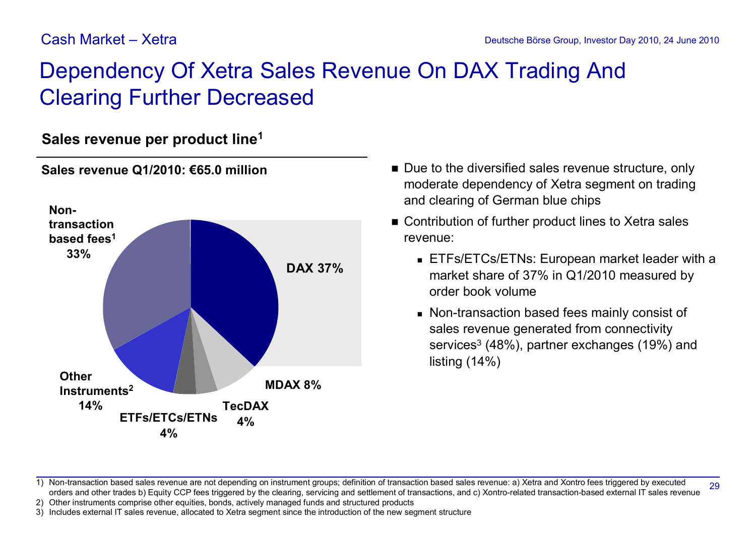Cash Market – Xetra

# Dependency Of Xetra Sales Revenue On DAX Trading And Clearing Further Decreased

## Sales revenue per product line[1]

**Sales revenue Q1/2010: €65.0 million**

| Product line | Share |
|---|---|
| DAX | 37% |
| MDAX | 8% |
| TecDAX | 4% |
| ETFs/ETCs/ETNs | 4% |
| Other Instruments[2] | 14% |
| Non-transaction based fees[1] | 33% |

- Due to the diversified sales revenue structure, only moderate dependency of Xetra segment on trading and clearing of German blue chips
- Contribution of further product lines to Xetra sales revenue:
  - ETFs/ETCs/ETNs: European market leader with a market share of 37% in Q1/2010 measured by order book volume
  - Non-transaction based fees mainly consist of sales revenue generated from connectivity services[3] (48%), partner exchanges (19%) and listing (14%)

1) Non-transaction based sales revenue are not depending on instrument groups; definition of transaction based sales revenue: a) Xetra and Xontro fees triggered by executed orders and other trades b) Equity CCP fees triggered by the clearing, servicing and settlement of transactions, and c) Xontro-related transaction-based external IT sales revenue
2) Other instruments comprise other equities, bonds, actively managed funds and structured products
3) Includes external IT sales revenue, allocated to Xetra segment since the introduction of the new segment structure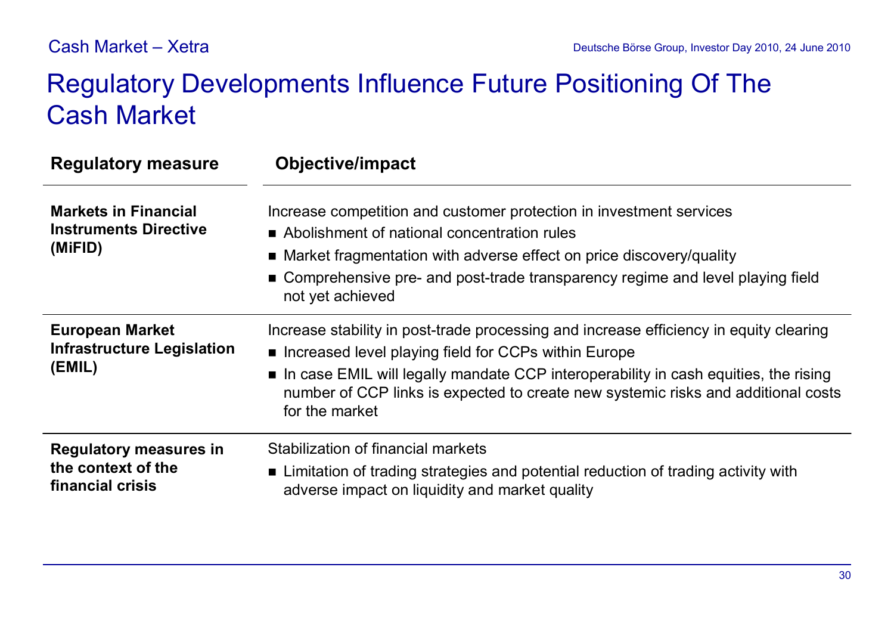# Regulatory Developments Influence Future Positioning Of The Cash Market

| Regulatory measure | Objective/impact |
|---|---|
| **Markets in Financial Instruments Directive (MiFID)** | Increase competition and customer protection in investment services<br>■ Abolishment of national concentration rules<br>■ Market fragmentation with adverse effect on price discovery/quality<br>■ Comprehensive pre- and post-trade transparency regime and level playing field not yet achieved |
| **European Market Infrastructure Legislation (EMIL)** | Increase stability in post-trade processing and increase efficiency in equity clearing<br>■ Increased level playing field for CCPs within Europe<br>■ In case EMIL will legally mandate CCP interoperability in cash equities, the rising number of CCP links is expected to create new systemic risks and additional costs for the market |
| **Regulatory measures in the context of the financial crisis** | Stabilization of financial markets<br>■ Limitation of trading strategies and potential reduction of trading activity with adverse impact on liquidity and market quality |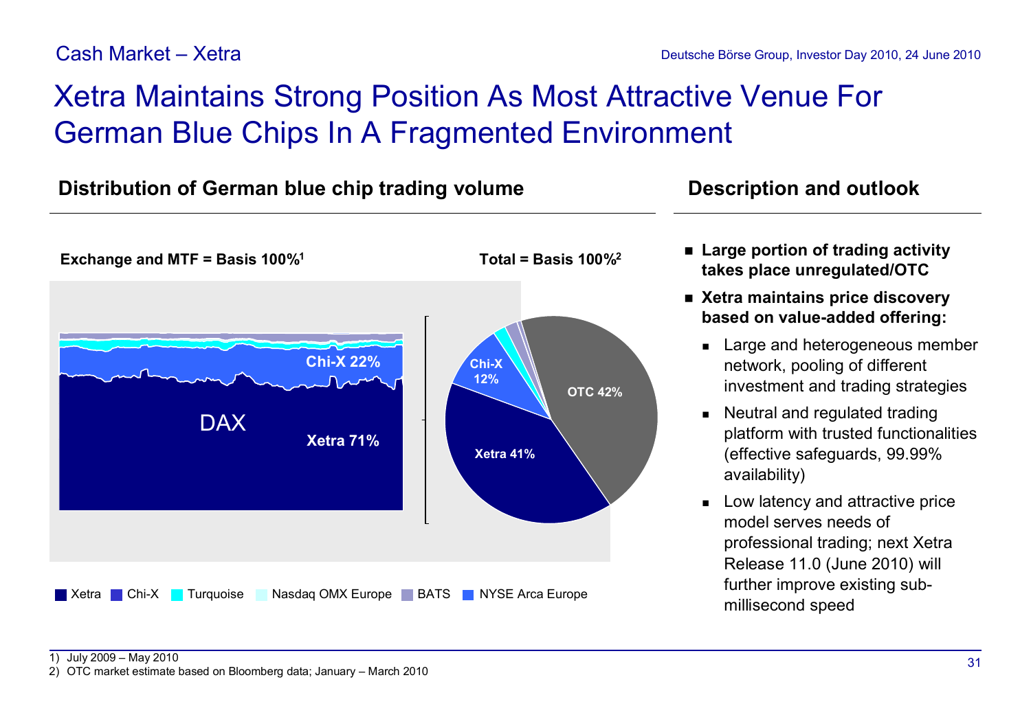Cash Market – Xetra

# Xetra Maintains Strong Position As Most Attractive Venue For German Blue Chips In A Fragmented Environment

## Distribution of German blue chip trading volume

**Exchange and MTF = Basis 100%[1]**

DAX

Chi-X 22%

Xetra 71%

**Total = Basis 100%[2]**

Chi-X 12%

OTC 42%

Xetra 41%

Xetra | Chi-X | Turquoise | Nasdaq OMX Europe | BATS | NYSE Arca Europe

## Description and outlook

- **Large portion of trading activity takes place unregulated/OTC**
- **Xetra maintains price discovery based on value-added offering:**
  - Large and heterogeneous member network, pooling of different investment and trading strategies
  - Neutral and regulated trading platform with trusted functionalities (effective safeguards, 99.99% availability)
  - Low latency and attractive price model serves needs of professional trading; next Xetra Release 11.0 (June 2010) will further improve existing sub-millisecond speed

1) July 2009 – May 2010
2) OTC market estimate based on Bloomberg data; January – March 2010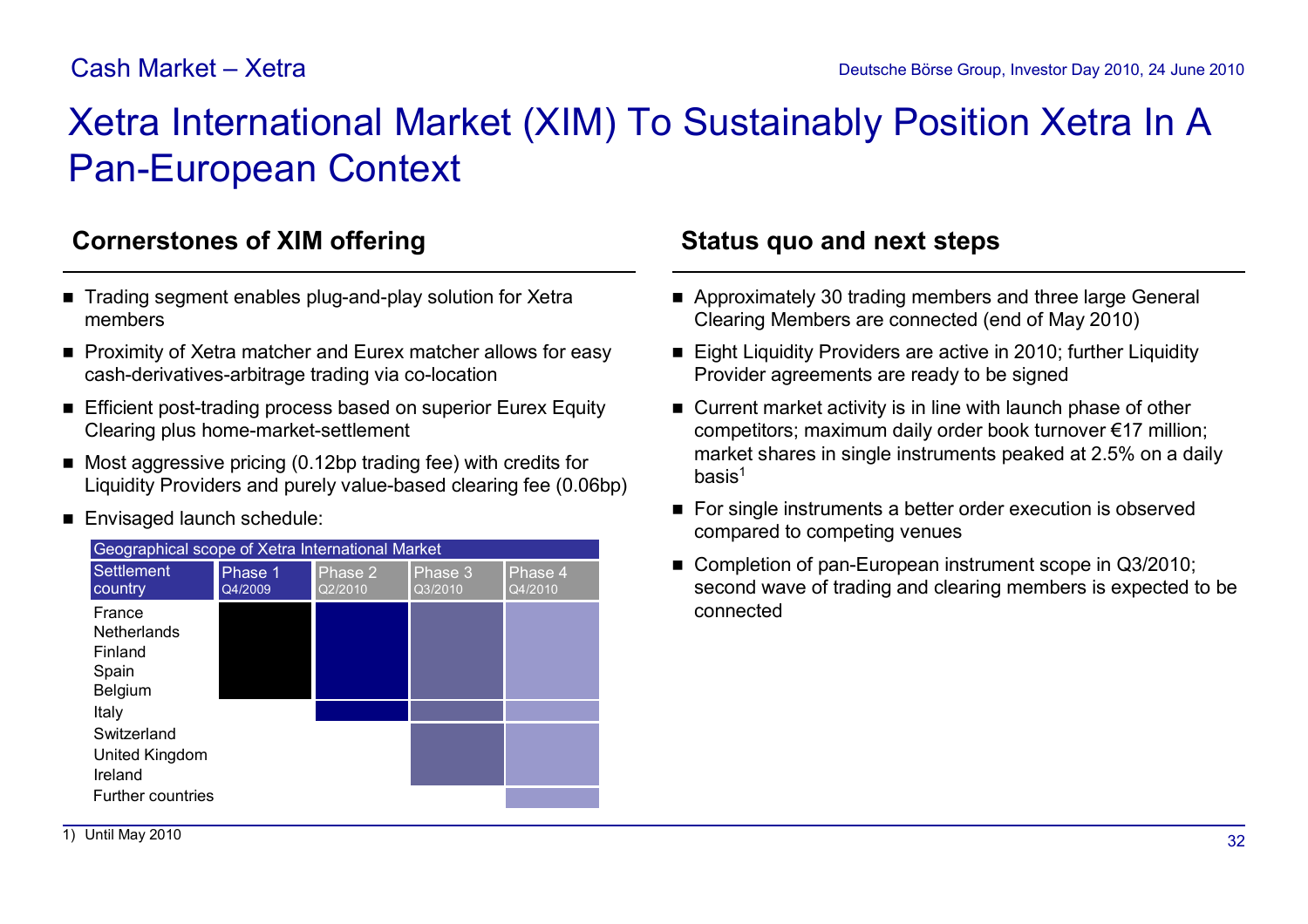# Xetra International Market (XIM) To Sustainably Position Xetra In A Pan-European Context

## Cornerstones of XIM offering

- Trading segment enables plug-and-play solution for Xetra members
- Proximity of Xetra matcher and Eurex matcher allows for easy cash-derivatives-arbitrage trading via co-location
- Efficient post-trading process based on superior Eurex Equity Clearing plus home-market-settlement
- Most aggressive pricing (0.12bp trading fee) with credits for Liquidity Providers and purely value-based clearing fee (0.06bp)
- Envisaged launch schedule:

| Geographical scope of Xetra International Market | | | | |
|---|---|---|---|---|
| Settlement country | Phase 1 Q4/2009 | Phase 2 Q2/2010 | Phase 3 Q3/2010 | Phase 4 Q4/2010 |
| France | X | X | X | X |
| Netherlands | X | X | X | X |
| Finland | X | X | X | X |
| Spain | X | X | X | X |
| Belgium | X | X | X | X |
| Italy | | X | X | X |
| Switzerland | | | X | X |
| United Kingdom | | | X | X |
| Ireland | | | X | X |
| Further countries | | | | X |

## Status quo and next steps

- Approximately 30 trading members and three large General Clearing Members are connected (end of May 2010)
- Eight Liquidity Providers are active in 2010; further Liquidity Provider agreements are ready to be signed
- Current market activity is in line with launch phase of other competitors; maximum daily order book turnover €17 million; market shares in single instruments peaked at 2.5% on a daily basis[1]
- For single instruments a better order execution is observed compared to competing venues
- Completion of pan-European instrument scope in Q3/2010; second wave of trading and clearing members is expected to be connected

1) Until May 2010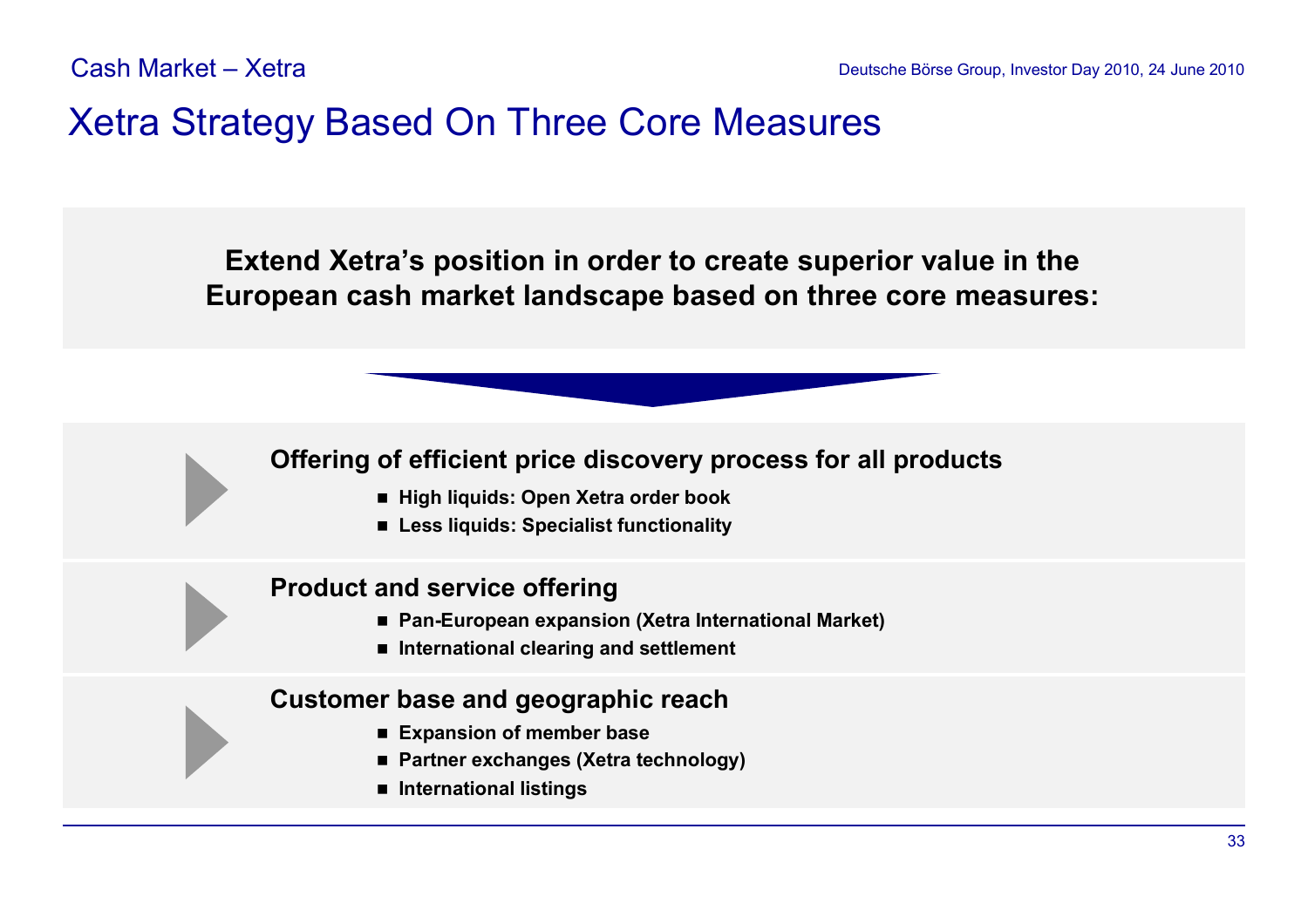# Xetra Strategy Based On Three Core Measures

**Extend Xetra's position in order to create superior value in the European cash market landscape based on three core measures:**

**Offering of efficient price discovery process for all products**

- **High liquids: Open Xetra order book**
- **Less liquids: Specialist functionality**

**Product and service offering**

- **Pan-European expansion (Xetra International Market)**
- **International clearing and settlement**

**Customer base and geographic reach**

- **Expansion of member base**
- **Partner exchanges (Xetra technology)**
- **International listings**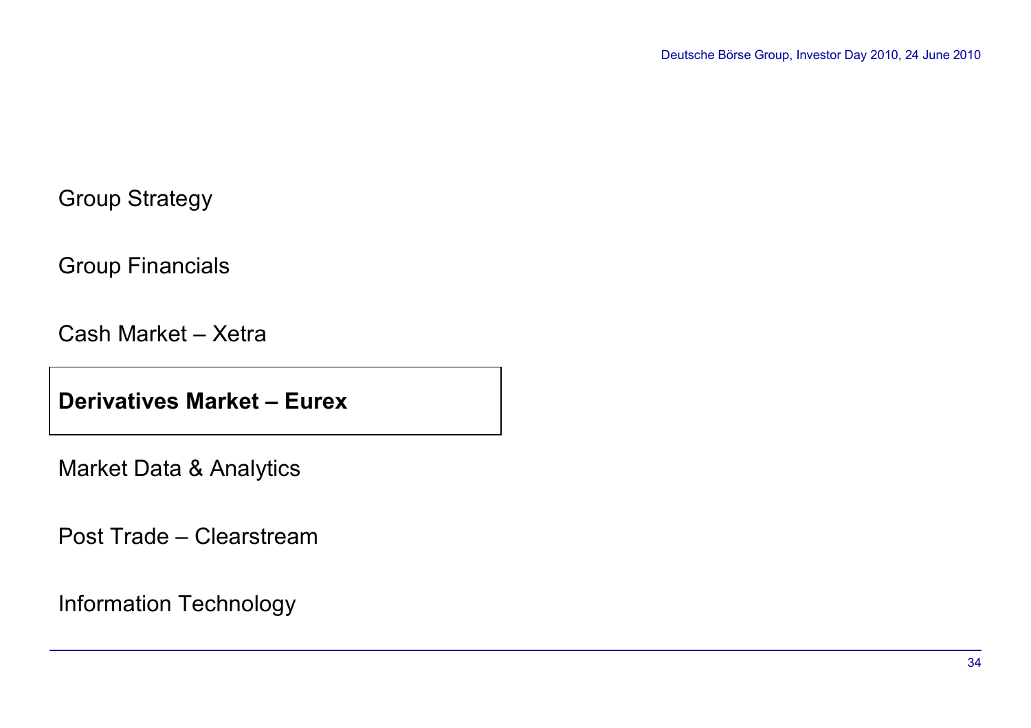Group Strategy

Group Financials

Cash Market – Xetra

**Derivatives Market – Eurex**

Market Data & Analytics

Post Trade – Clearstream

Information Technology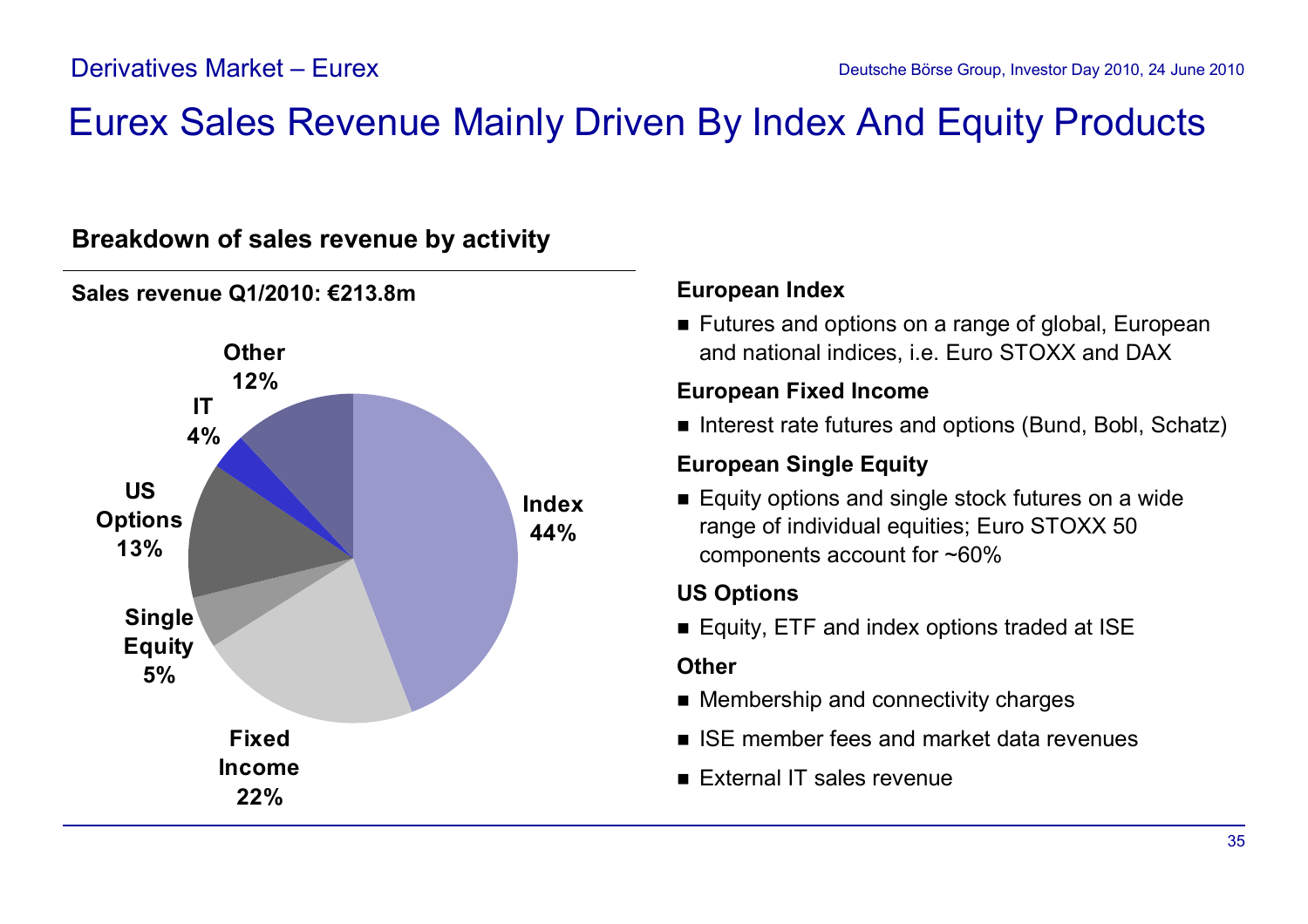# Eurex Sales Revenue Mainly Driven By Index And Equity Products

## Breakdown of sales revenue by activity

**Sales revenue Q1/2010: €213.8m**

| Activity | Share |
|---|---|
| Index | 44% |
| Fixed Income | 22% |
| Single Equity | 5% |
| US Options | 13% |
| IT | 4% |
| Other | 12% |

**European Index**

- Futures and options on a range of global, European and national indices, i.e. Euro STOXX and DAX

**European Fixed Income**

- Interest rate futures and options (Bund, Bobl, Schatz)

**European Single Equity**

- Equity options and single stock futures on a wide range of individual equities; Euro STOXX 50 components account for ~60%

**US Options**

- Equity, ETF and index options traded at ISE

**Other**

- Membership and connectivity charges
- ISE member fees and market data revenues
- External IT sales revenue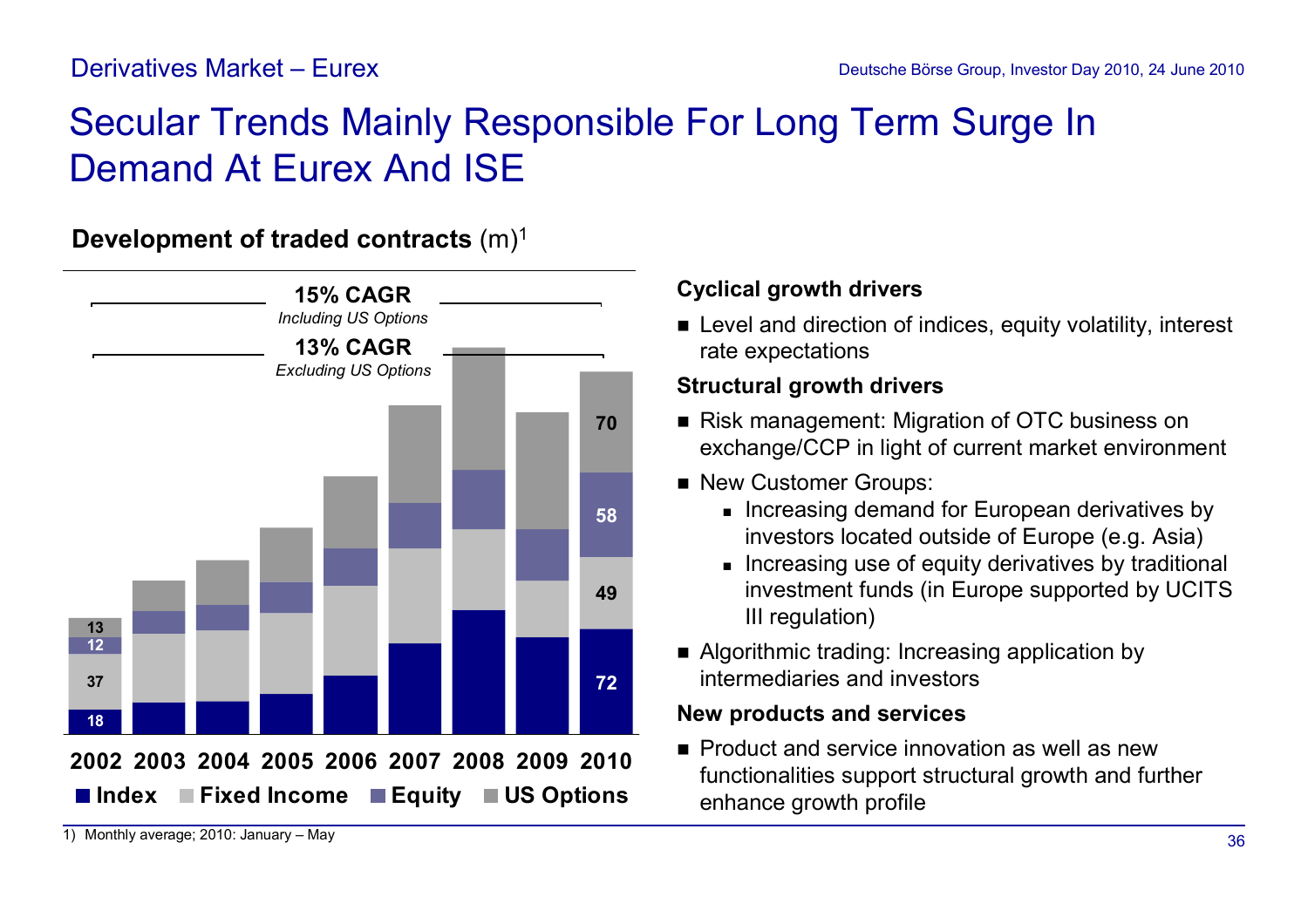Derivatives Market – Eurex

# Secular Trends Mainly Responsible For Long Term Surge In Demand At Eurex And ISE

**Development of traded contracts** (m)[1]

15% CAGR *Including US Options*

13% CAGR *Excluding US Options*

| | 2002 | 2010 |
|---|---|---|
| US Options | 13 | 70 |
| Equity | 12 | 58 |
| Fixed Income | 37 | 49 |
| Index | 18 | 72 |

2002 2003 2004 2005 2006 2007 2008 2009 2010

■ Index ■ Fixed Income ■ Equity ■ US Options

**Cyclical growth drivers**

- Level and direction of indices, equity volatility, interest rate expectations

**Structural growth drivers**

- Risk management: Migration of OTC business on exchange/CCP in light of current market environment
- New Customer Groups:
  - Increasing demand for European derivatives by investors located outside of Europe (e.g. Asia)
  - Increasing use of equity derivatives by traditional investment funds (in Europe supported by UCITS III regulation)
- Algorithmic trading: Increasing application by intermediaries and investors

**New products and services**

- Product and service innovation as well as new functionalities support structural growth and further enhance growth profile

1) Monthly average; 2010: January – May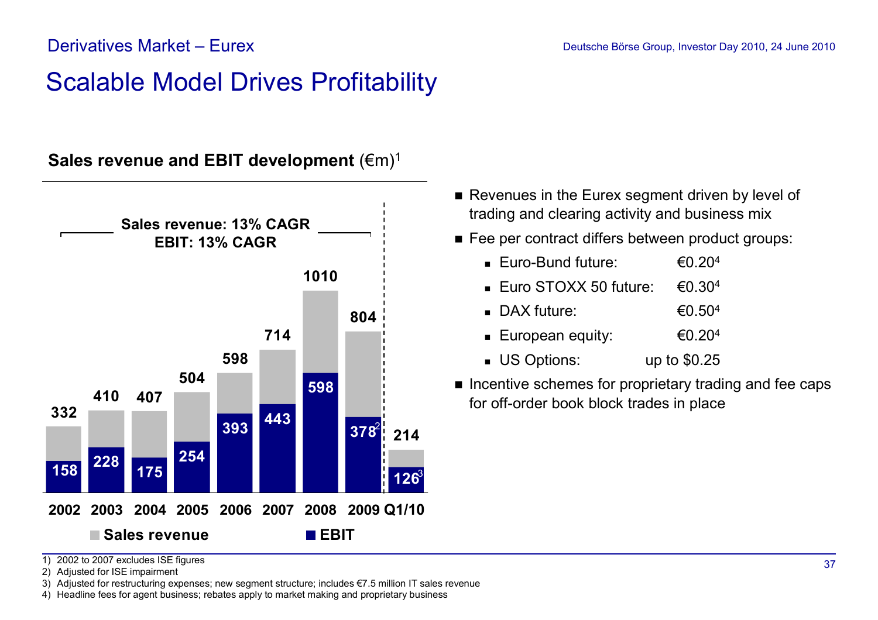Derivatives Market – Eurex

# Scalable Model Drives Profitability

**Sales revenue and EBIT development** (€m)[1]

Sales revenue: 13% CAGR
EBIT: 13% CAGR

| | 2002 | 2003 | 2004 | 2005 | 2006 | 2007 | 2008 | 2009 | Q1/10 |
|---|---|---|---|---|---|---|---|---|---|
| Sales revenue | 332 | 410 | 407 | 504 | 598 | 714 | 1010 | 804 | 214 |
| EBIT | 158 | 228 | 175 | 254 | 393 | 443 | 598 | 378[2] | 126[3] |

- Revenues in the Eurex segment driven by level of trading and clearing activity and business mix
- Fee per contract differs between product groups:
  - Euro-Bund future: €0.20[4]
  - Euro STOXX 50 future: €0.30[4]
  - DAX future: €0.50[4]
  - European equity: €0.20[4]
  - US Options: up to $0.25
- Incentive schemes for proprietary trading and fee caps for off-order book block trades in place

1) 2002 to 2007 excludes ISE figures
2) Adjusted for ISE impairment
3) Adjusted for restructuring expenses; new segment structure; includes €7.5 million IT sales revenue
4) Headline fees for agent business; rebates apply to market making and proprietary business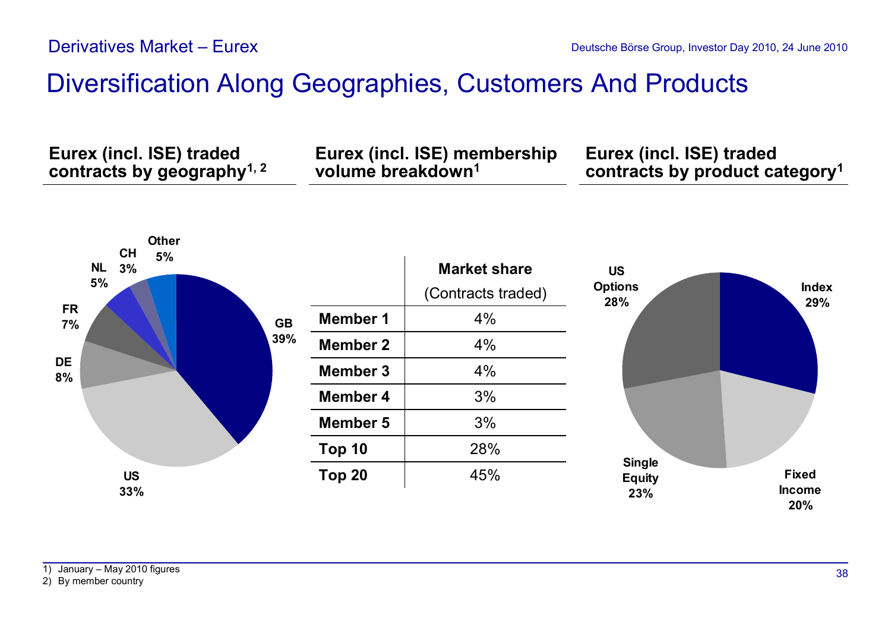Derivatives Market – Eurex

# Diversification Along Geographies, Customers And Products

### Eurex (incl. ISE) traded contracts by geography[1, 2]

| Country | Share |
|---|---|
| GB | 39% |
| US | 33% |
| DE | 8% |
| FR | 7% |
| NL | 5% |
| CH | 3% |
| Other | 5% |

### Eurex (incl. ISE) membership volume breakdown[1]

| | Market share (Contracts traded) |
|---|---|
| Member 1 | 4% |
| Member 2 | 4% |
| Member 3 | 4% |
| Member 4 | 3% |
| Member 5 | 3% |
| Top 10 | 28% |
| Top 20 | 45% |

### Eurex (incl. ISE) traded contracts by product category[1]

| Product category | Share |
|---|---|
| Index | 29% |
| Fixed Income | 20% |
| Single Equity | 23% |
| US Options | 28% |

1) January – May 2010 figures
2) By member country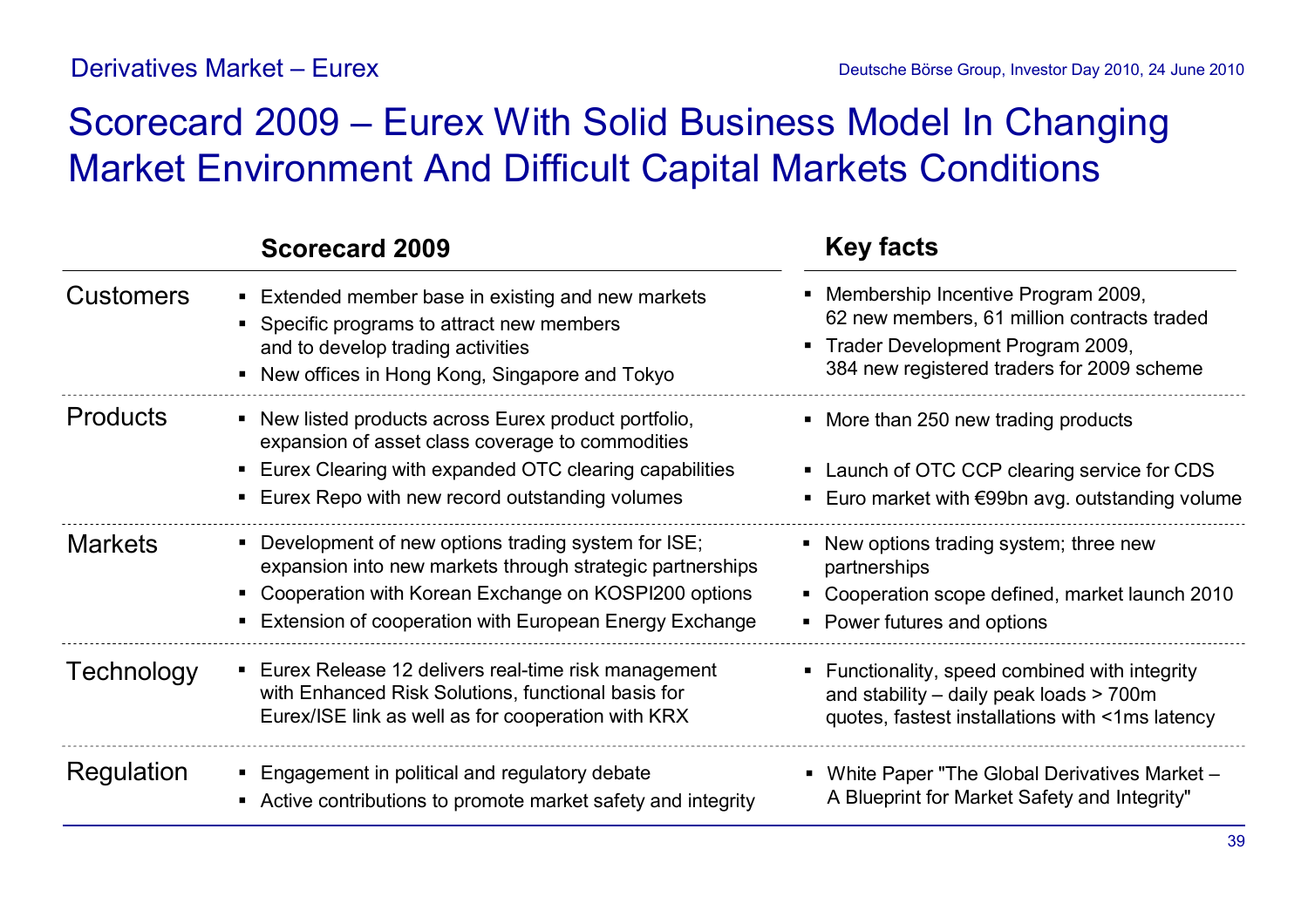# Scorecard 2009 – Eurex With Solid Business Model In Changing Market Environment And Difficult Capital Markets Conditions

| | Scorecard 2009 | Key facts |
|---|---|---|
| Customers | ▪ Extended member base in existing and new markets<br>▪ Specific programs to attract new members and to develop trading activities<br>▪ New offices in Hong Kong, Singapore and Tokyo | ▪ Membership Incentive Program 2009, 62 new members, 61 million contracts traded<br>▪ Trader Development Program 2009, 384 new registered traders for 2009 scheme |
| Products | ▪ New listed products across Eurex product portfolio, expansion of asset class coverage to commodities<br>▪ Eurex Clearing with expanded OTC clearing capabilities<br>▪ Eurex Repo with new record outstanding volumes | ▪ More than 250 new trading products<br>▪ Launch of OTC CCP clearing service for CDS<br>▪ Euro market with €99bn avg. outstanding volume |
| Markets | ▪ Development of new options trading system for ISE; expansion into new markets through strategic partnerships<br>▪ Cooperation with Korean Exchange on KOSPI200 options<br>▪ Extension of cooperation with European Energy Exchange | ▪ New options trading system; three new partnerships<br>▪ Cooperation scope defined, market launch 2010<br>▪ Power futures and options |
| Technology | ▪ Eurex Release 12 delivers real-time risk management with Enhanced Risk Solutions, functional basis for Eurex/ISE link as well as for cooperation with KRX | ▪ Functionality, speed combined with integrity and stability – daily peak loads > 700m quotes, fastest installations with <1ms latency |
| Regulation | ▪ Engagement in political and regulatory debate<br>▪ Active contributions to promote market safety and integrity | ▪ White Paper "The Global Derivatives Market – A Blueprint for Market Safety and Integrity" |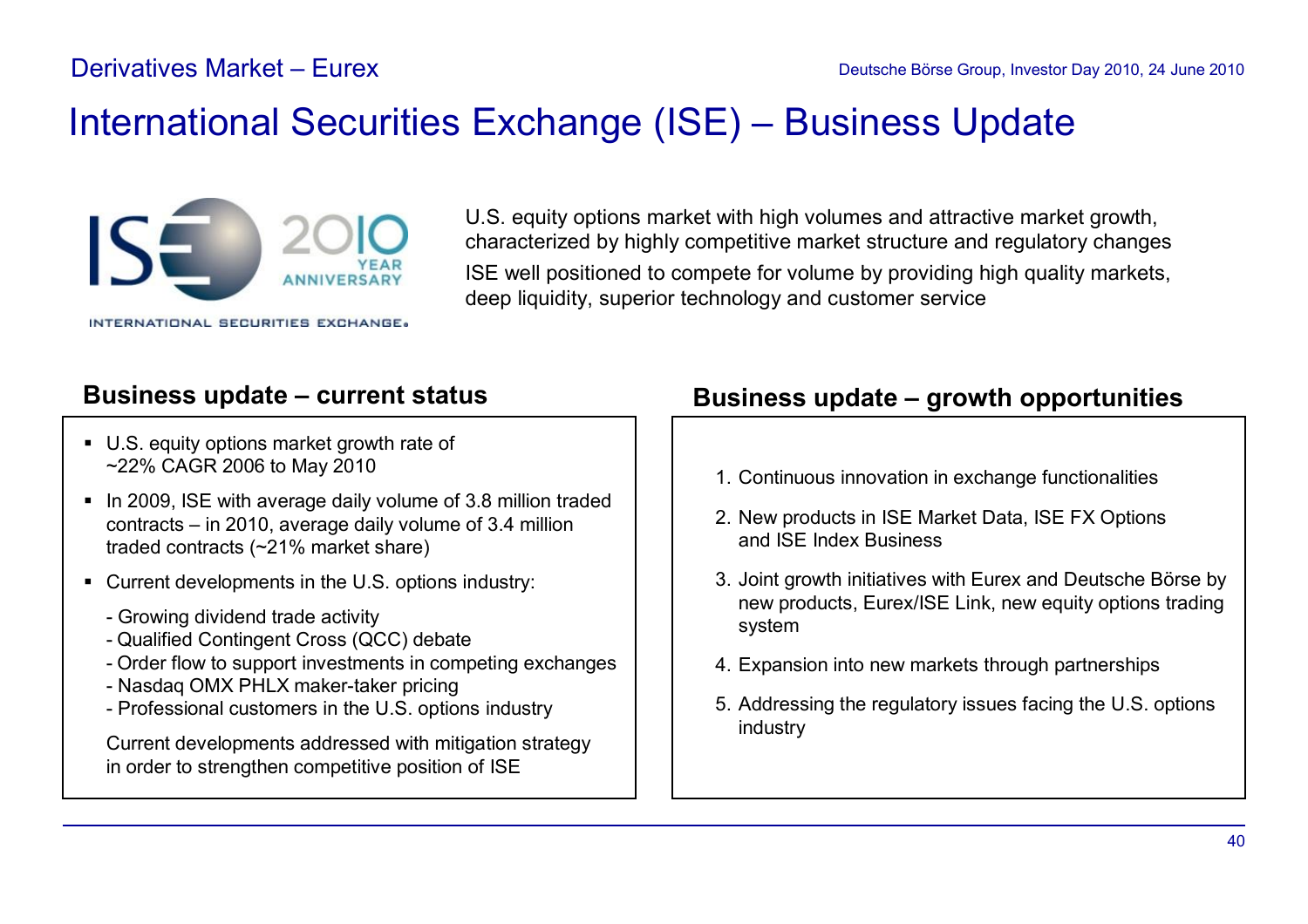# International Securities Exchange (ISE) – Business Update

ISE 2010 YEAR ANNIVERSARY

INTERNATIONAL SECURITIES EXCHANGE

U.S. equity options market with high volumes and attractive market growth, characterized by highly competitive market structure and regulatory changes

ISE well positioned to compete for volume by providing high quality markets, deep liquidity, superior technology and customer service

## Business update – current status

- U.S. equity options market growth rate of ~22% CAGR 2006 to May 2010
- In 2009, ISE with average daily volume of 3.8 million traded contracts – in 2010, average daily volume of 3.4 million traded contracts (~21% market share)
- Current developments in the U.S. options industry:
  - Growing dividend trade activity
  - Qualified Contingent Cross (QCC) debate
  - Order flow to support investments in competing exchanges
  - Nasdaq OMX PHLX maker-taker pricing
  - Professional customers in the U.S. options industry

  Current developments addressed with mitigation strategy in order to strengthen competitive position of ISE

## Business update – growth opportunities

1. Continuous innovation in exchange functionalities
2. New products in ISE Market Data, ISE FX Options and ISE Index Business
3. Joint growth initiatives with Eurex and Deutsche Börse by new products, Eurex/ISE Link, new equity options trading system
4. Expansion into new markets through partnerships
5. Addressing the regulatory issues facing the U.S. options industry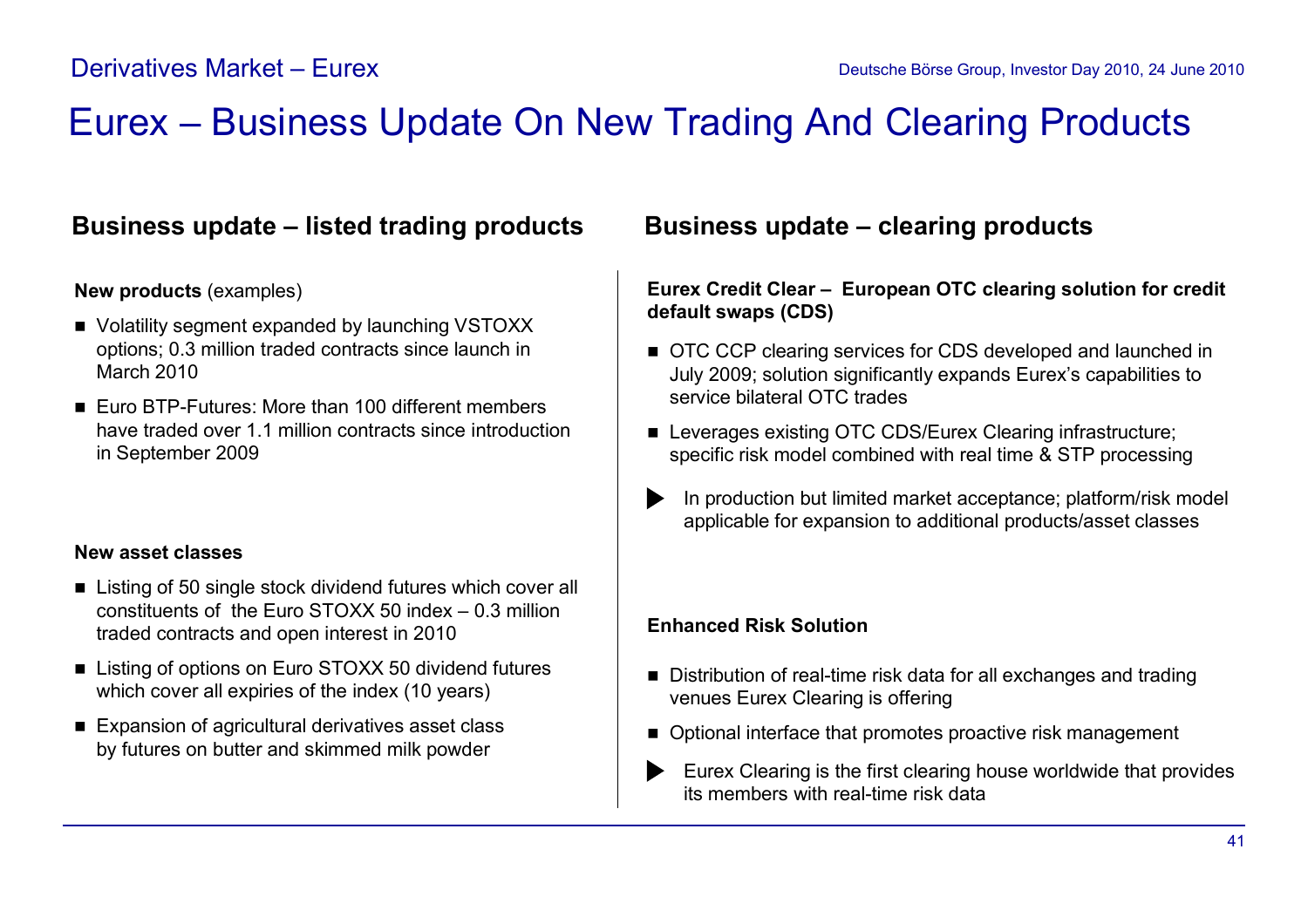# Eurex – Business Update On New Trading And Clearing Products

## Business update – listed trading products

**New products** (examples)

- Volatility segment expanded by launching VSTOXX options; 0.3 million traded contracts since launch in March 2010
- Euro BTP-Futures: More than 100 different members have traded over 1.1 million contracts since introduction in September 2009

**New asset classes**

- Listing of 50 single stock dividend futures which cover all constituents of the Euro STOXX 50 index – 0.3 million traded contracts and open interest in 2010
- Listing of options on Euro STOXX 50 dividend futures which cover all expiries of the index (10 years)
- Expansion of agricultural derivatives asset class by futures on butter and skimmed milk powder

## Business update – clearing products

**Eurex Credit Clear – European OTC clearing solution for credit default swaps (CDS)**

- OTC CCP clearing services for CDS developed and launched in July 2009; solution significantly expands Eurex's capabilities to service bilateral OTC trades
- Leverages existing OTC CDS/Eurex Clearing infrastructure; specific risk model combined with real time & STP processing

▶ In production but limited market acceptance; platform/risk model applicable for expansion to additional products/asset classes

**Enhanced Risk Solution**

- Distribution of real-time risk data for all exchanges and trading venues Eurex Clearing is offering
- Optional interface that promotes proactive risk management

▶ Eurex Clearing is the first clearing house worldwide that provides its members with real-time risk data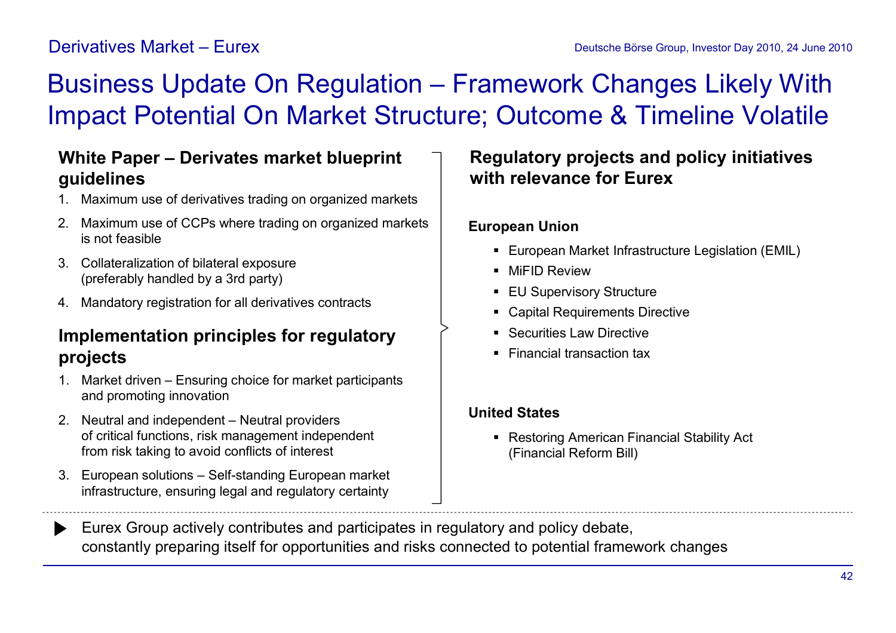# Business Update On Regulation – Framework Changes Likely With Impact Potential On Market Structure; Outcome & Timeline Volatile

## White Paper – Derivates market blueprint guidelines

1. Maximum use of derivatives trading on organized markets
2. Maximum use of CCPs where trading on organized markets is not feasible
3. Collateralization of bilateral exposure (preferably handled by a 3rd party)
4. Mandatory registration for all derivatives contracts

## Implementation principles for regulatory projects

1. Market driven – Ensuring choice for market participants and promoting innovation
2. Neutral and independent – Neutral providers of critical functions, risk management independent from risk taking to avoid conflicts of interest
3. European solutions – Self-standing European market infrastructure, ensuring legal and regulatory certainty

## Regulatory projects and policy initiatives with relevance for Eurex

**European Union**

- European Market Infrastructure Legislation (EMIL)
- MiFID Review
- EU Supervisory Structure
- Capital Requirements Directive
- Securities Law Directive
- Financial transaction tax

**United States**

- Restoring American Financial Stability Act (Financial Reform Bill)

---

▶ Eurex Group actively contributes and participates in regulatory and policy debate, constantly preparing itself for opportunities and risks connected to potential framework changes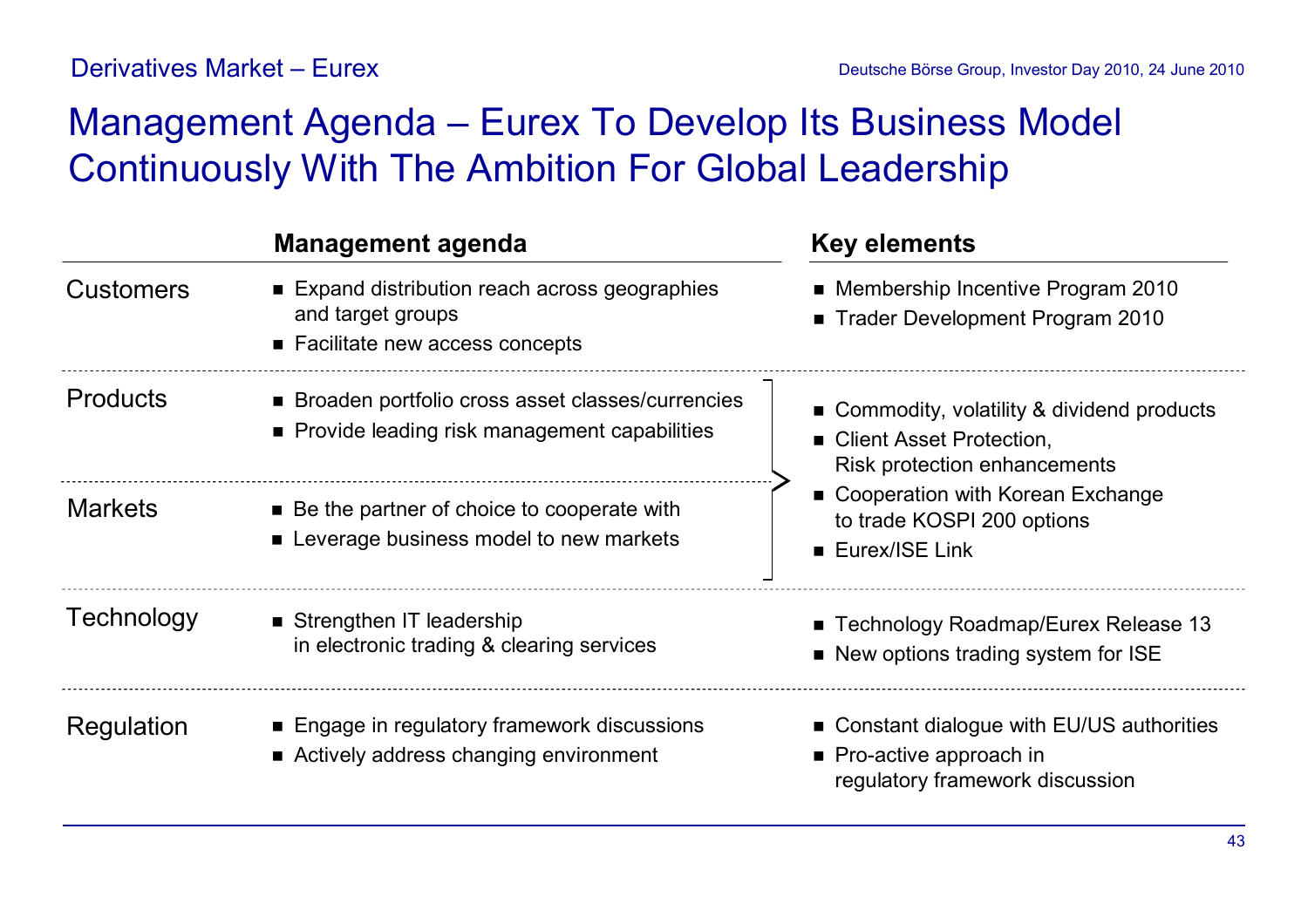# Management Agenda – Eurex To Develop Its Business Model Continuously With The Ambition For Global Leadership

| | Management agenda | Key elements |
|---|---|---|
| Customers | ■ Expand distribution reach across geographies and target groups<br>■ Facilitate new access concepts | ■ Membership Incentive Program 2010<br>■ Trader Development Program 2010 |
| Products | ■ Broaden portfolio cross asset classes/currencies<br>■ Provide leading risk management capabilities | ■ Commodity, volatility & dividend products<br>■ Client Asset Protection, Risk protection enhancements<br>■ Cooperation with Korean Exchange to trade KOSPI 200 options<br>■ Eurex/ISE Link |
| Markets | ■ Be the partner of choice to cooperate with<br>■ Leverage business model to new markets | |
| Technology | ■ Strengthen IT leadership in electronic trading & clearing services | ■ Technology Roadmap/Eurex Release 13<br>■ New options trading system for ISE |
| Regulation | ■ Engage in regulatory framework discussions<br>■ Actively address changing environment | ■ Constant dialogue with EU/US authorities<br>■ Pro-active approach in regulatory framework discussion |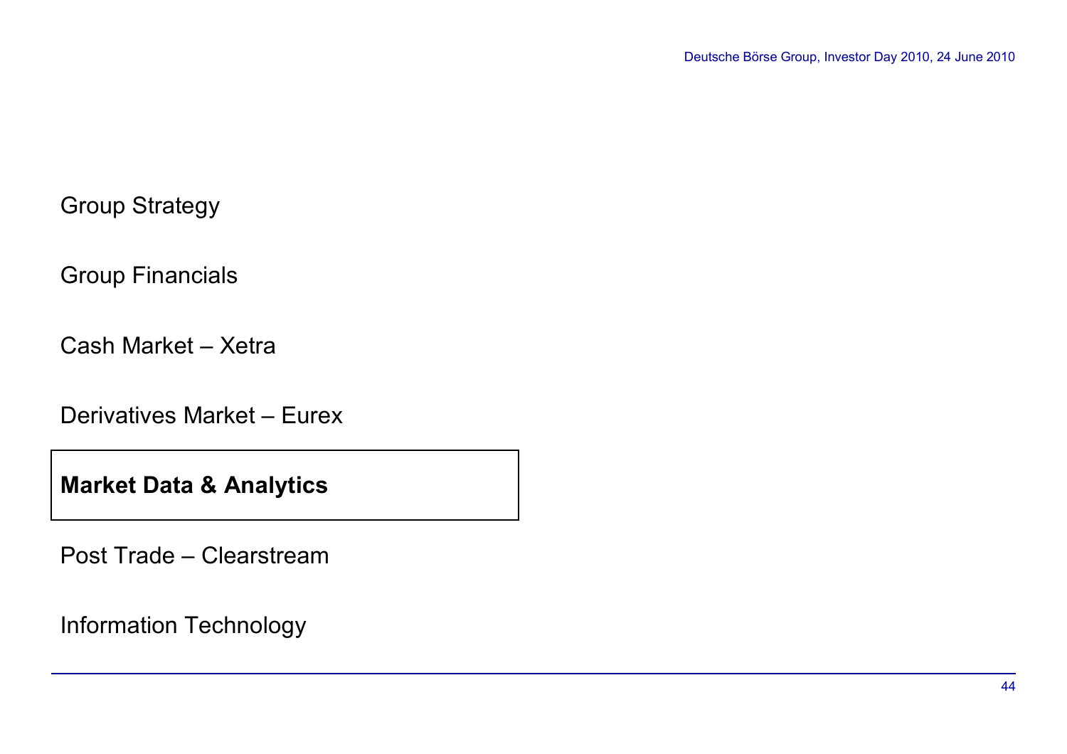Group Strategy

Group Financials

Cash Market – Xetra

Derivatives Market – Eurex

**Market Data & Analytics**

Post Trade – Clearstream

Information Technology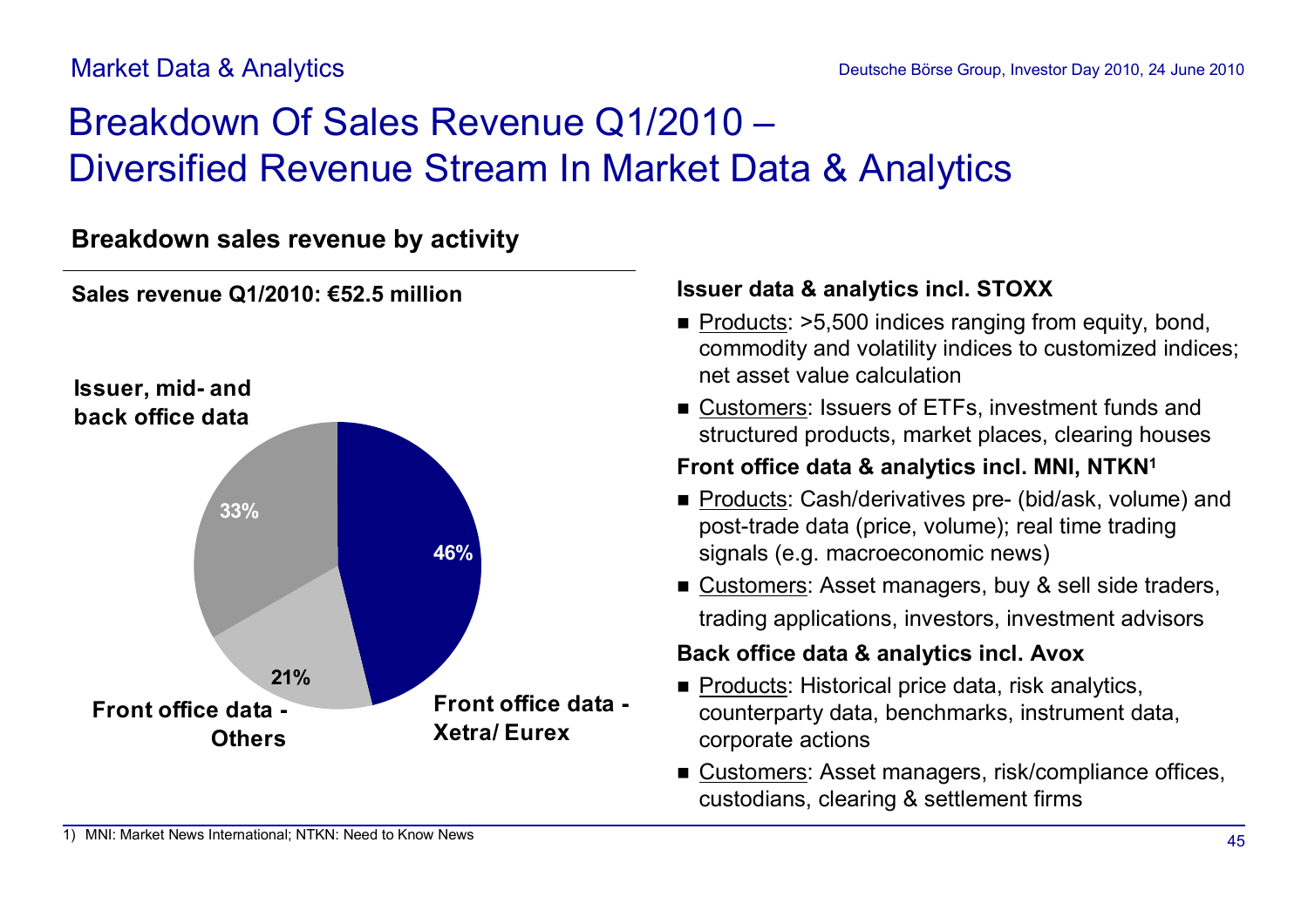Market Data & Analytics

# Breakdown Of Sales Revenue Q1/2010 – Diversified Revenue Stream In Market Data & Analytics

## Breakdown sales revenue by activity

**Sales revenue Q1/2010: €52.5 million**

| Activity | Share |
|---|---|
| Front office data - Xetra/ Eurex | 46% |
| Issuer, mid- and back office data | 33% |
| Front office data - Others | 21% |

**Issuer data & analytics incl. STOXX**

- Products: >5,500 indices ranging from equity, bond, commodity and volatility indices to customized indices; net asset value calculation
- Customers: Issuers of ETFs, investment funds and structured products, market places, clearing houses

**Front office data & analytics incl. MNI, NTKN[1]**

- Products: Cash/derivatives pre- (bid/ask, volume) and post-trade data (price, volume); real time trading signals (e.g. macroeconomic news)
- Customers: Asset managers, buy & sell side traders, trading applications, investors, investment advisors

**Back office data & analytics incl. Avox**

- Products: Historical price data, risk analytics, counterparty data, benchmarks, instrument data, corporate actions
- Customers: Asset managers, risk/compliance offices, custodians, clearing & settlement firms

1) MNI: Market News International; NTKN: Need to Know News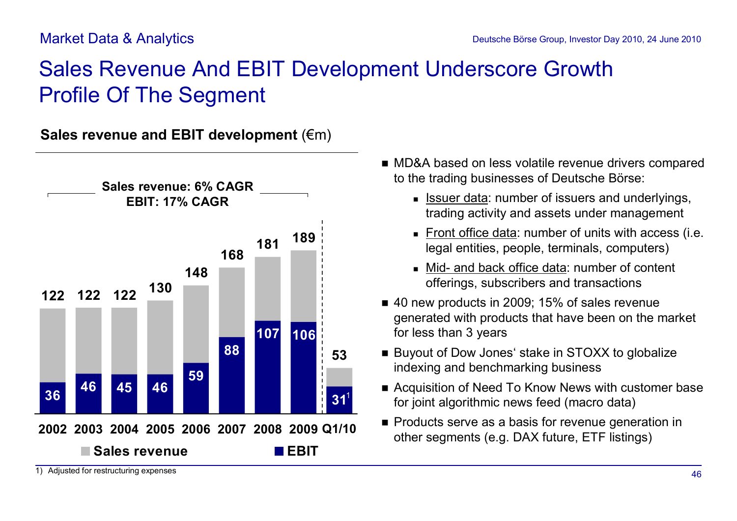Market Data & Analytics

# Sales Revenue And EBIT Development Underscore Growth Profile Of The Segment

**Sales revenue and EBIT development** (€m)

**Sales revenue: 6% CAGR**
**EBIT: 17% CAGR**

| | 2002 | 2003 | 2004 | 2005 | 2006 | 2007 | 2008 | 2009 | Q1/10 |
|---|---|---|---|---|---|---|---|---|---|
| Sales revenue | 122 | 122 | 122 | 130 | 148 | 168 | 181 | 189 | 53 |
| EBIT | 36 | 46 | 45 | 46 | 59 | 88 | 107 | 106 | 31[1] |

- MD&A based on less volatile revenue drivers compared to the trading businesses of Deutsche Börse:
  - Issuer data: number of issuers and underlyings, trading activity and assets under management
  - Front office data: number of units with access (i.e. legal entities, people, terminals, computers)
  - Mid- and back office data: number of content offerings, subscribers and transactions
- 40 new products in 2009; 15% of sales revenue generated with products that have been on the market for less than 3 years
- Buyout of Dow Jones' stake in STOXX to globalize indexing and benchmarking business
- Acquisition of Need To Know News with customer base for joint algorithmic news feed (macro data)
- Products serve as a basis for revenue generation in other segments (e.g. DAX future, ETF listings)

1) Adjusted for restructuring expenses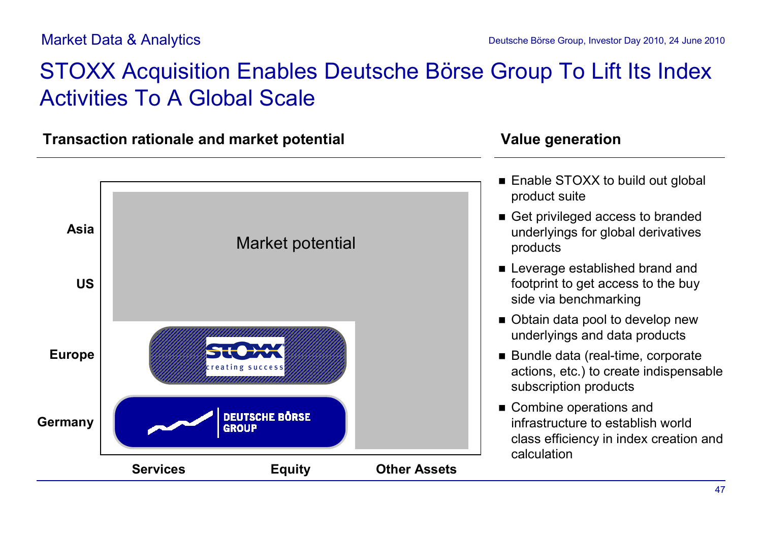Market Data & Analytics

# STOXX Acquisition Enables Deutsche Börse Group To Lift Its Index Activities To A Global Scale

## Transaction rationale and market potential

Asia

US

Europe

Germany

Market potential

STOXX creating success

DEUTSCHE BÖRSE GROUP

Services | Equity | Other Assets

## Value generation

- Enable STOXX to build out global product suite
- Get privileged access to branded underlyings for global derivatives products
- Leverage established brand and footprint to get access to the buy side via benchmarking
- Obtain data pool to develop new underlyings and data products
- Bundle data (real-time, corporate actions, etc.) to create indispensable subscription products
- Combine operations and infrastructure to establish world class efficiency in index creation and calculation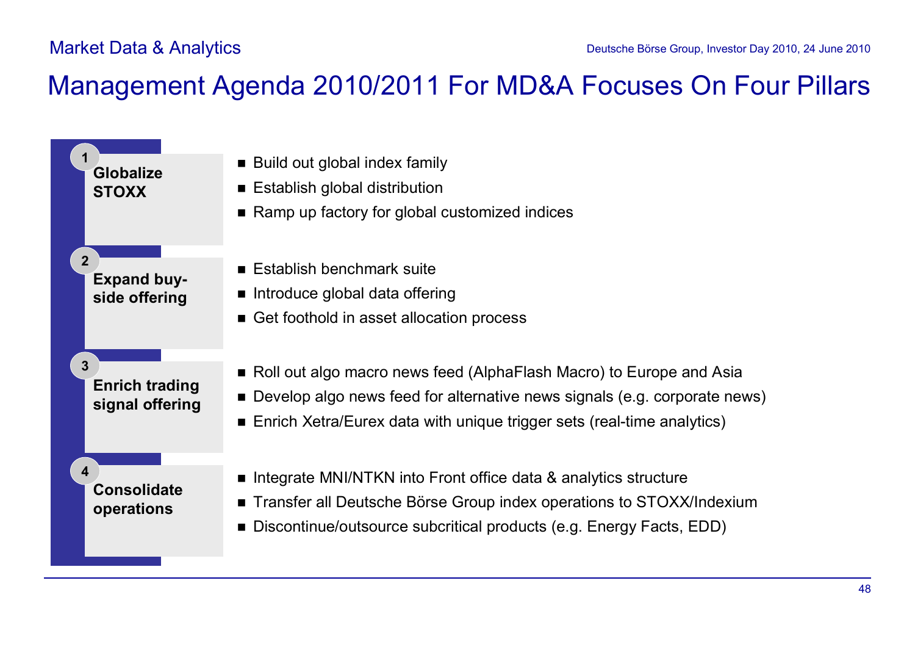# Management Agenda 2010/2011 For MD&A Focuses On Four Pillars

### 1 Globalize STOXX

- Build out global index family
- Establish global distribution
- Ramp up factory for global customized indices

### 2 Expand buy-side offering

- Establish benchmark suite
- Introduce global data offering
- Get foothold in asset allocation process

### 3 Enrich trading signal offering

- Roll out algo macro news feed (AlphaFlash Macro) to Europe and Asia
- Develop algo news feed for alternative news signals (e.g. corporate news)
- Enrich Xetra/Eurex data with unique trigger sets (real-time analytics)

### 4 Consolidate operations

- Integrate MNI/NTKN into Front office data & analytics structure
- Transfer all Deutsche Börse Group index operations to STOXX/Indexium
- Discontinue/outsource subcritical products (e.g. Energy Facts, EDD)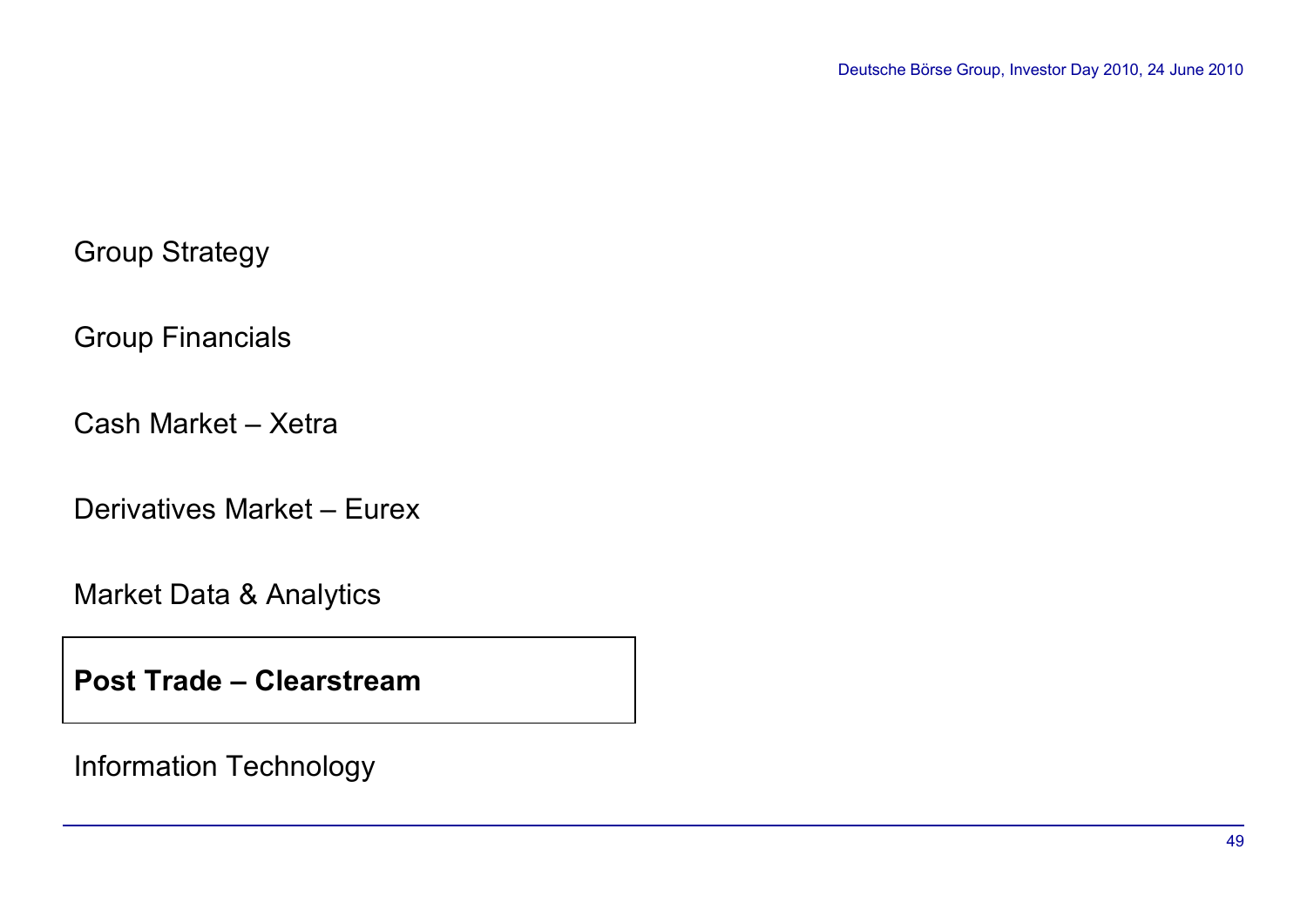Group Strategy

Group Financials

Cash Market – Xetra

Derivatives Market – Eurex

Market Data & Analytics

**Post Trade – Clearstream**

Information Technology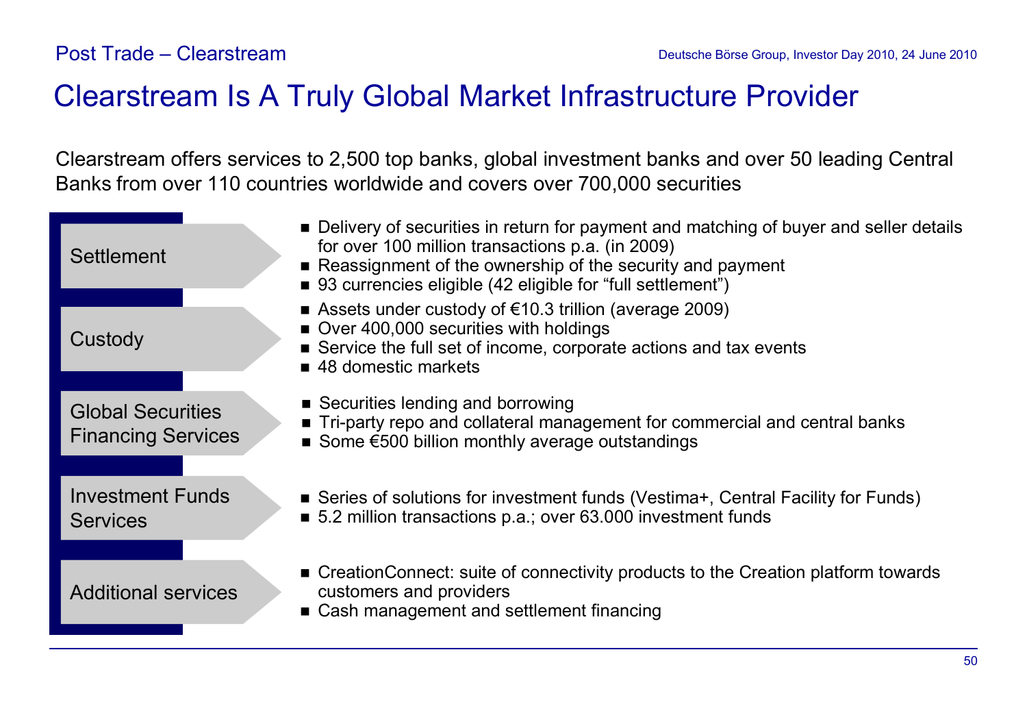# Clearstream Is A Truly Global Market Infrastructure Provider

Clearstream offers services to 2,500 top banks, global investment banks and over 50 leading Central Banks from over 110 countries worldwide and covers over 700,000 securities

### Settlement

- Delivery of securities in return for payment and matching of buyer and seller details for over 100 million transactions p.a. (in 2009)
- Reassignment of the ownership of the security and payment
- 93 currencies eligible (42 eligible for "full settlement")

### Custody

- Assets under custody of €10.3 trillion (average 2009)
- Over 400,000 securities with holdings
- Service the full set of income, corporate actions and tax events
- 48 domestic markets

### Global Securities Financing Services

- Securities lending and borrowing
- Tri-party repo and collateral management for commercial and central banks
- Some €500 billion monthly average outstandings

### Investment Funds Services

- Series of solutions for investment funds (Vestima+, Central Facility for Funds)
- 5.2 million transactions p.a.; over 63.000 investment funds

### Additional services

- CreationConnect: suite of connectivity products to the Creation platform towards customers and providers
- Cash management and settlement financing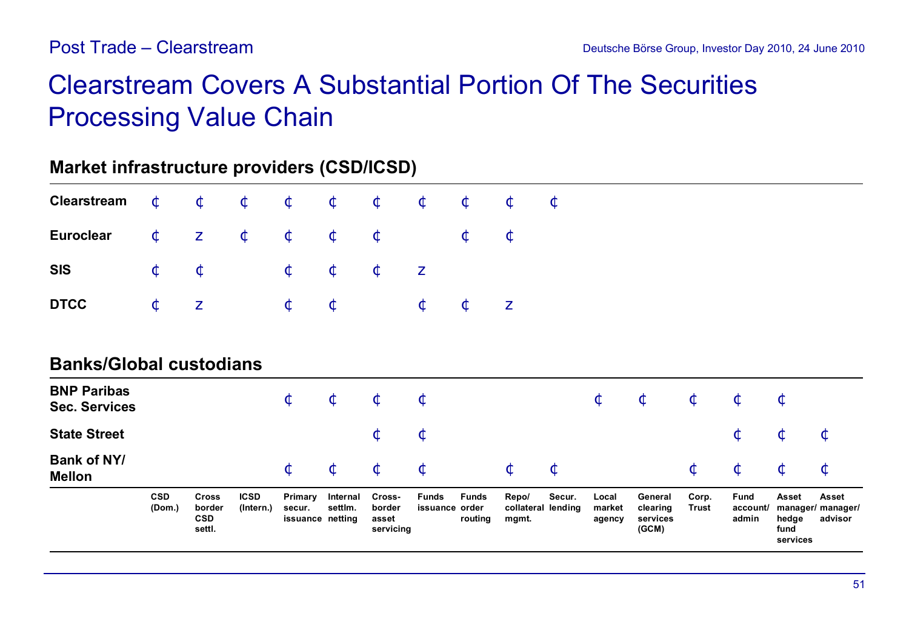# Clearstream Covers A Substantial Portion Of The Securities Processing Value Chain

| | CSD (Dom.) | Cross border CSD settl. | ICSD (Intern.) | Primary secur. issuance | Internal settlm. netting | Cross-border asset servicing | Funds issuance | Funds order routing | Repo/ collateral mgmt. | Secur. lending | Local market agency | General clearing services (GCM) | Corp. Trust | Fund account/ admin | Asset manager/ hedge fund services | Asset manager/ advisor |
|---|---|---|---|---|---|---|---|---|---|---|---|---|---|---|---|---|
| **Market infrastructure providers (CSD/ICSD)** | | | | | | | | | | | | | | | | |
| **Clearstream** | ¢ | ¢ | ¢ | ¢ | ¢ | ¢ | ¢ | ¢ | ¢ | ¢ | | | | | | |
| **Euroclear** | ¢ | z | ¢ | ¢ | ¢ | ¢ | | ¢ | ¢ | | | | | | | |
| **SIS** | ¢ | ¢ | | ¢ | ¢ | ¢ | z | | | | | | | | | |
| **DTCC** | ¢ | z | | ¢ | ¢ | | ¢ | ¢ | z | | | | | | | |
| **Banks/Global custodians** | | | | | | | | | | | | | | | | |
| **BNP Paribas Sec. Services** | | | | ¢ | ¢ | ¢ | ¢ | | | | ¢ | ¢ | ¢ | ¢ | ¢ | |
| **State Street** | | | | | | ¢ | ¢ | | | | | | | ¢ | ¢ | ¢ |
| **Bank of NY/ Mellon** | | | | ¢ | ¢ | ¢ | ¢ | | ¢ | ¢ | | | ¢ | ¢ | ¢ | ¢ |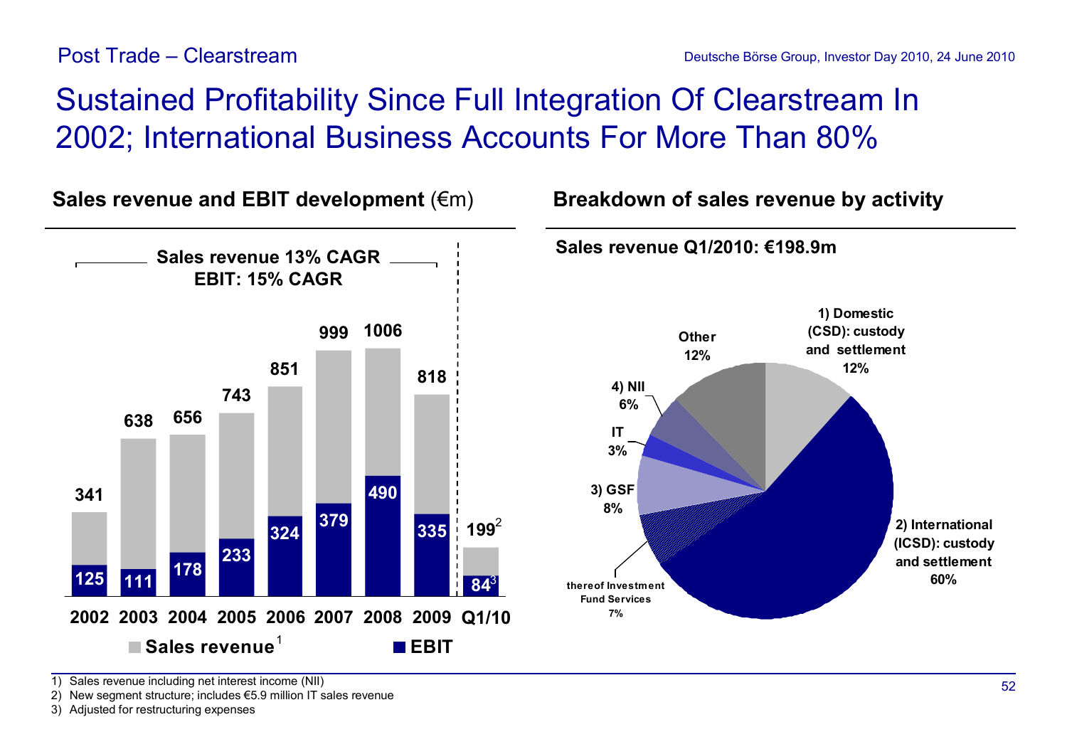Post Trade – Clearstream

# Sustained Profitability Since Full Integration Of Clearstream In 2002; International Business Accounts For More Than 80%

## Sales revenue and EBIT development (€m)

Sales revenue 13% CAGR
EBIT: 15% CAGR

| | 2002 | 2003 | 2004 | 2005 | 2006 | 2007 | 2008 | 2009 | Q1/10 |
|---|---|---|---|---|---|---|---|---|---|
| Sales revenue[1] | 341 | 638 | 656 | 743 | 851 | 999 | 1006 | 818 | 199[2] |
| EBIT | 125 | 111 | 178 | 233 | 324 | 379 | 490 | 335 | 84[3] |

## Breakdown of sales revenue by activity

Sales revenue Q1/2010: €198.9m

| Activity | Share |
|---|---|
| 1) Domestic (CSD): custody and settlement | 12% |
| 2) International (ICSD): custody and settlement | 60% |
| thereof Investment Fund Services | 7% |
| 3) GSF | 8% |
| IT | 3% |
| 4) NII | 6% |
| Other | 12% |

1) Sales revenue including net interest income (NII)
2) New segment structure; includes €5.9 million IT sales revenue
3) Adjusted for restructuring expenses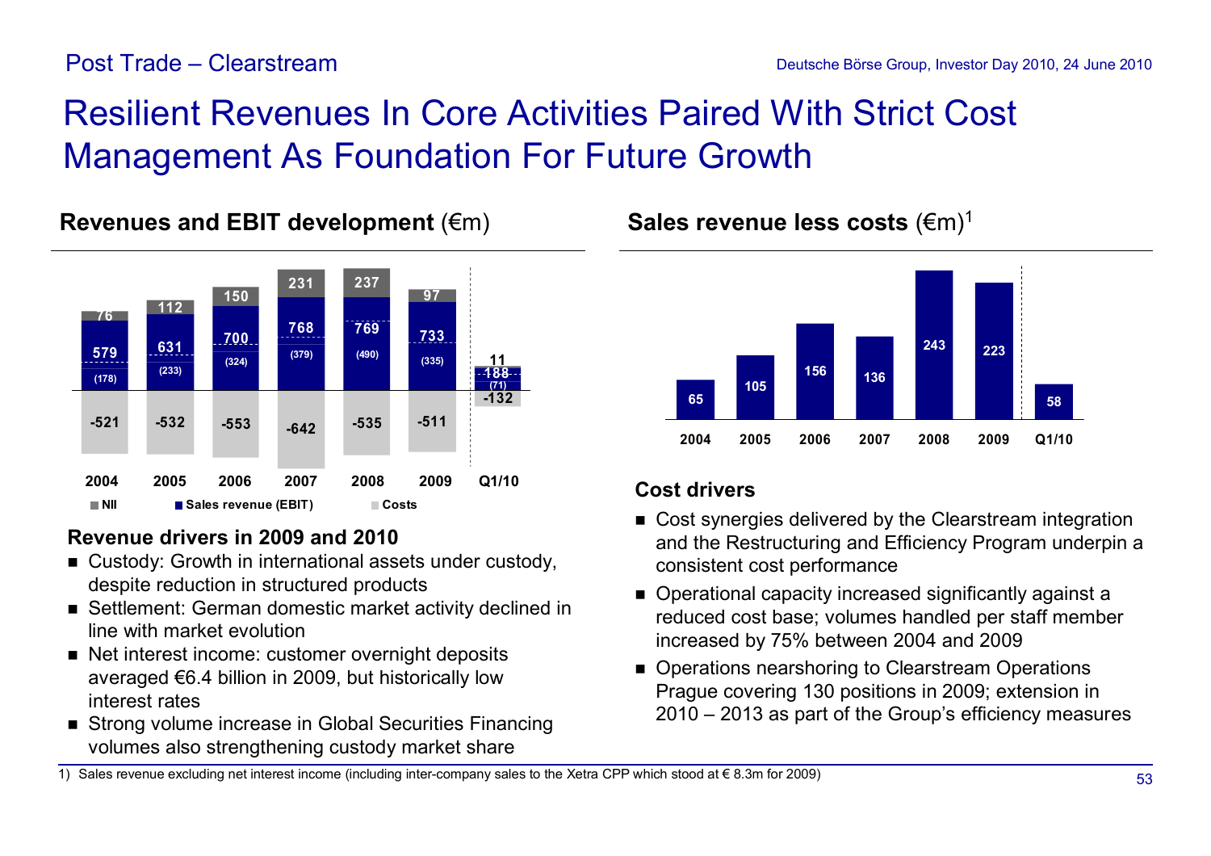Post Trade – Clearstream

# Resilient Revenues In Core Activities Paired With Strict Cost Management As Foundation For Future Growth

## Revenues and EBIT development (€m)

| | 2004 | 2005 | 2006 | 2007 | 2008 | 2009 | Q1/10 |
|---|---|---|---|---|---|---|---|
| NII | 76 | 112 | 150 | 231 | 237 | 97 | 11 |
| Sales revenue | 579 | 631 | 700 | 768 | 769 | 733 | 188 |
| (EBIT) | (178) | (233) | (324) | (379) | (490) | (335) | (71) |
| Costs | -521 | -532 | -553 | -642 | -535 | -511 | -132 |

## Sales revenue less costs (€m)[1]

| 2004 | 2005 | 2006 | 2007 | 2008 | 2009 | Q1/10 |
|---|---|---|---|---|---|---|
| 65 | 105 | 156 | 136 | 243 | 223 | 58 |

### Revenue drivers in 2009 and 2010

- Custody: Growth in international assets under custody, despite reduction in structured products
- Settlement: German domestic market activity declined in line with market evolution
- Net interest income: customer overnight deposits averaged €6.4 billion in 2009, but historically low interest rates
- Strong volume increase in Global Securities Financing volumes also strengthening custody market share

### Cost drivers

- Cost synergies delivered by the Clearstream integration and the Restructuring and Efficiency Program underpin a consistent cost performance
- Operational capacity increased significantly against a reduced cost base; volumes handled per staff member increased by 75% between 2004 and 2009
- Operations nearshoring to Clearstream Operations Prague covering 130 positions in 2009; extension in 2010 – 2013 as part of the Group's efficiency measures

1) Sales revenue excluding net interest income (including inter-company sales to the Xetra CPP which stood at € 8.3m for 2009)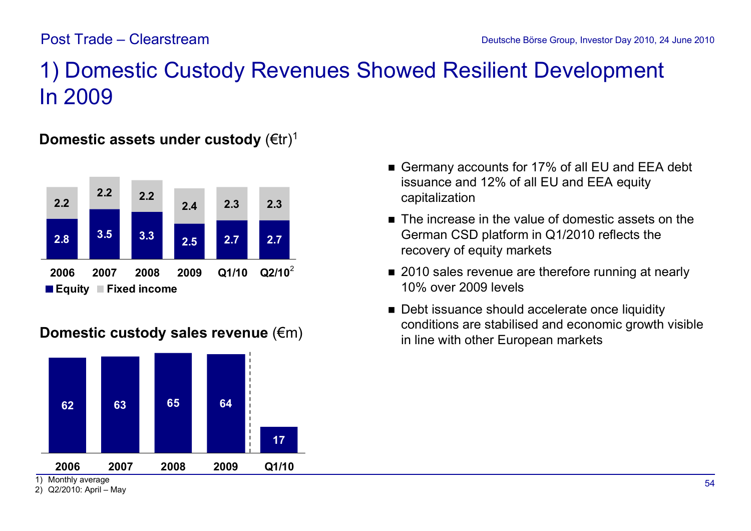# 1) Domestic Custody Revenues Showed Resilient Development In 2009

**Domestic assets under custody** (€tr)[1]

|  | 2006 | 2007 | 2008 | 2009 | Q1/10 | Q2/10[2] |
|---|---|---|---|---|---|---|
| Equity | 2.8 | 3.5 | 3.3 | 2.5 | 2.7 | 2.7 |
| Fixed income | 2.2 | 2.2 | 2.2 | 2.4 | 2.3 | 2.3 |

**Domestic custody sales revenue** (€m)

| 2006 | 2007 | 2008 | 2009 | Q1/10 |
|---|---|---|---|---|
| 62 | 63 | 65 | 64 | 17 |

- Germany accounts for 17% of all EU and EEA debt issuance and 12% of all EU and EEA equity capitalization
- The increase in the value of domestic assets on the German CSD platform in Q1/2010 reflects the recovery of equity markets
- 2010 sales revenue are therefore running at nearly 10% over 2009 levels
- Debt issuance should accelerate once liquidity conditions are stabilised and economic growth visible in line with other European markets

1) Monthly average
2) Q2/2010: April – May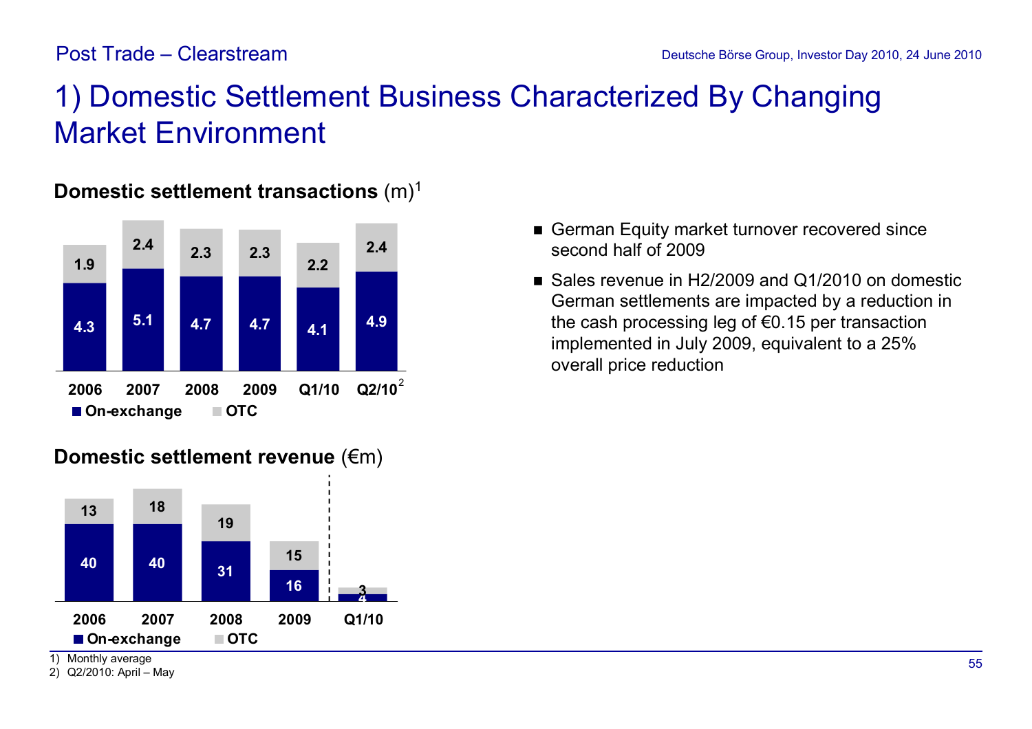# 1) Domestic Settlement Business Characterized By Changing Market Environment

**Domestic settlement transactions** (m)[1]

| | 2006 | 2007 | 2008 | 2009 | Q1/10 | Q2/10[2] |
|---|---|---|---|---|---|---|
| On-exchange | 4.3 | 5.1 | 4.7 | 4.7 | 4.1 | 4.9 |
| OTC | 1.9 | 2.4 | 2.3 | 2.3 | 2.2 | 2.4 |

**Domestic settlement revenue** (€m)

| | 2006 | 2007 | 2008 | 2009 | Q1/10 |
|---|---|---|---|---|---|
| On-exchange | 40 | 40 | 31 | 16 | 4 |
| OTC | 13 | 18 | 19 | 15 | 3 |

- German Equity market turnover recovered since second half of 2009
- Sales revenue in H2/2009 and Q1/2010 on domestic German settlements are impacted by a reduction in the cash processing leg of €0.15 per transaction implemented in July 2009, equivalent to a 25% overall price reduction

1) Monthly average
2) Q2/2010: April – May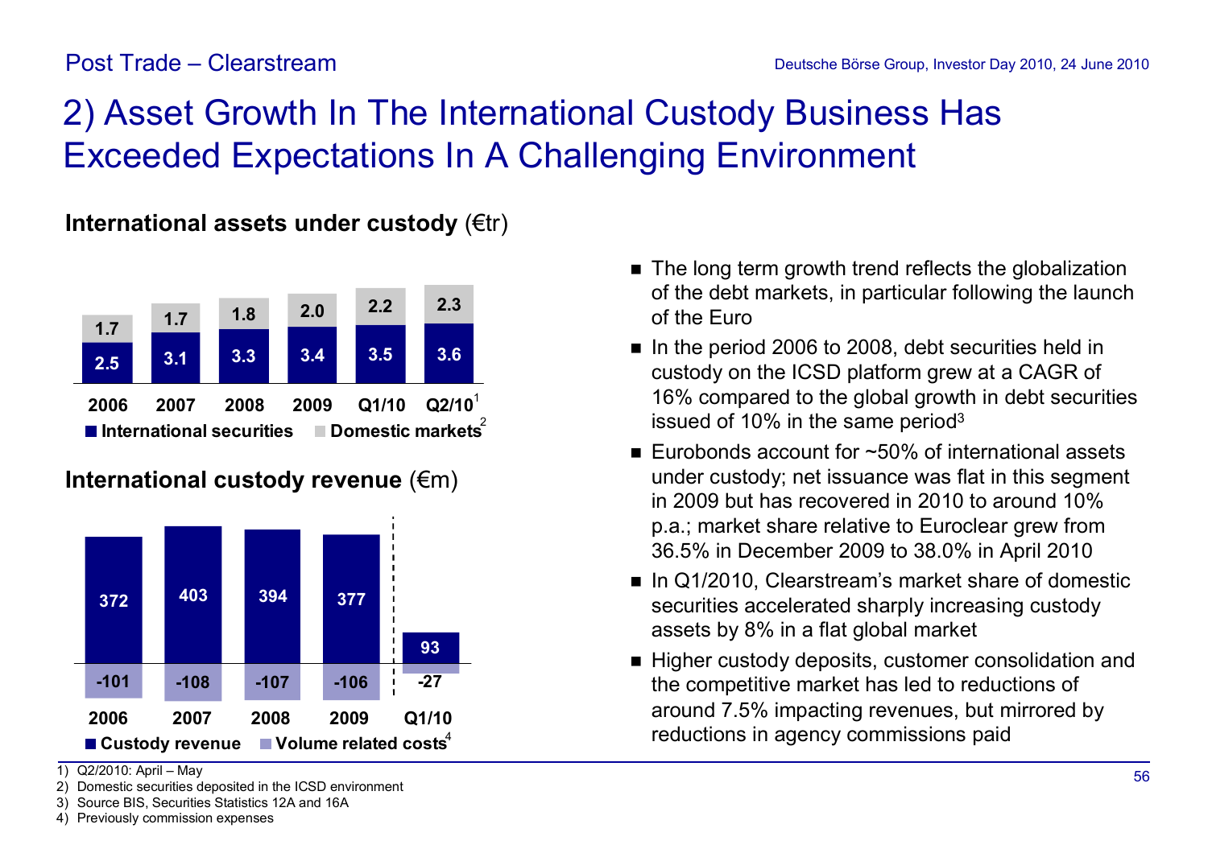Post Trade – Clearstream

# 2) Asset Growth In The International Custody Business Has Exceeded Expectations In A Challenging Environment

**International assets under custody** (€tr)

| | 2006 | 2007 | 2008 | 2009 | Q1/10 | Q2/10[1] |
|---|---|---|---|---|---|---|
| International securities | 2.5 | 3.1 | 3.3 | 3.4 | 3.5 | 3.6 |
| Domestic markets[2] | 1.7 | 1.7 | 1.8 | 2.0 | 2.2 | 2.3 |

**International custody revenue** (€m)

| | 2006 | 2007 | 2008 | 2009 | Q1/10 |
|---|---|---|---|---|---|
| Custody revenue | 372 | 403 | 394 | 377 | 93 |
| Volume related costs[4] | -101 | -108 | -107 | -106 | -27 |

- The long term growth trend reflects the globalization of the debt markets, in particular following the launch of the Euro
- In the period 2006 to 2008, debt securities held in custody on the ICSD platform grew at a CAGR of 16% compared to the global growth in debt securities issued of 10% in the same period[3]
- Eurobonds account for ~50% of international assets under custody; net issuance was flat in this segment in 2009 but has recovered in 2010 to around 10% p.a.; market share relative to Euroclear grew from 36.5% in December 2009 to 38.0% in April 2010
- In Q1/2010, Clearstream's market share of domestic securities accelerated sharply increasing custody assets by 8% in a flat global market
- Higher custody deposits, customer consolidation and the competitive market has led to reductions of around 7.5% impacting revenues, but mirrored by reductions in agency commissions paid

1) Q2/2010: April – May
2) Domestic securities deposited in the ICSD environment
3) Source BIS, Securities Statistics 12A and 16A
4) Previously commission expenses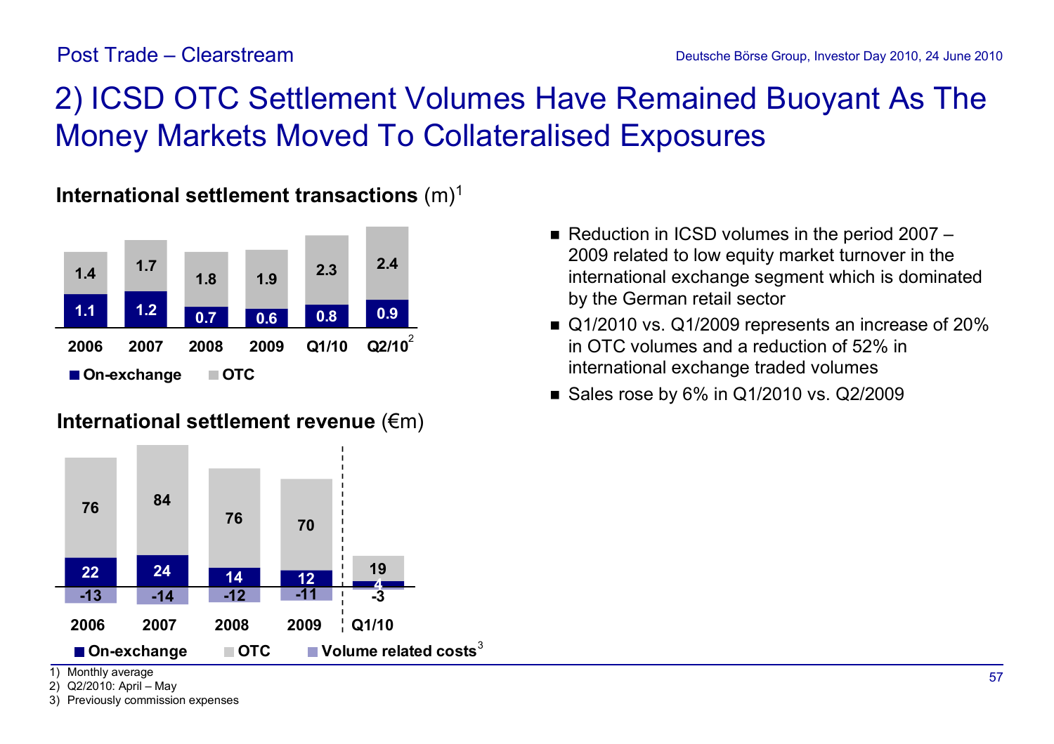# 2) ICSD OTC Settlement Volumes Have Remained Buoyant As The Money Markets Moved To Collateralised Exposures

**International settlement transactions** (m)[1]

| | 2006 | 2007 | 2008 | 2009 | Q1/10 | Q2/10[2] |
|---|---|---|---|---|---|---|
| OTC | 1.4 | 1.7 | 1.8 | 1.9 | 2.3 | 2.4 |
| On-exchange | 1.1 | 1.2 | 0.7 | 0.6 | 0.8 | 0.9 |

**International settlement revenue** (€m)

| | 2006 | 2007 | 2008 | 2009 | Q1/10 |
|---|---|---|---|---|---|
| OTC | 76 | 84 | 76 | 70 | 19 |
| On-exchange | 22 | 24 | 14 | 12 | 4 |
| Volume related costs[3] | -13 | -14 | -12 | -11 | -3 |

- Reduction in ICSD volumes in the period 2007 – 2009 related to low equity market turnover in the international exchange segment which is dominated by the German retail sector
- Q1/2010 vs. Q1/2009 represents an increase of 20% in OTC volumes and a reduction of 52% in international exchange traded volumes
- Sales rose by 6% in Q1/2010 vs. Q2/2009

1) Monthly average
2) Q2/2010: April – May
3) Previously commission expenses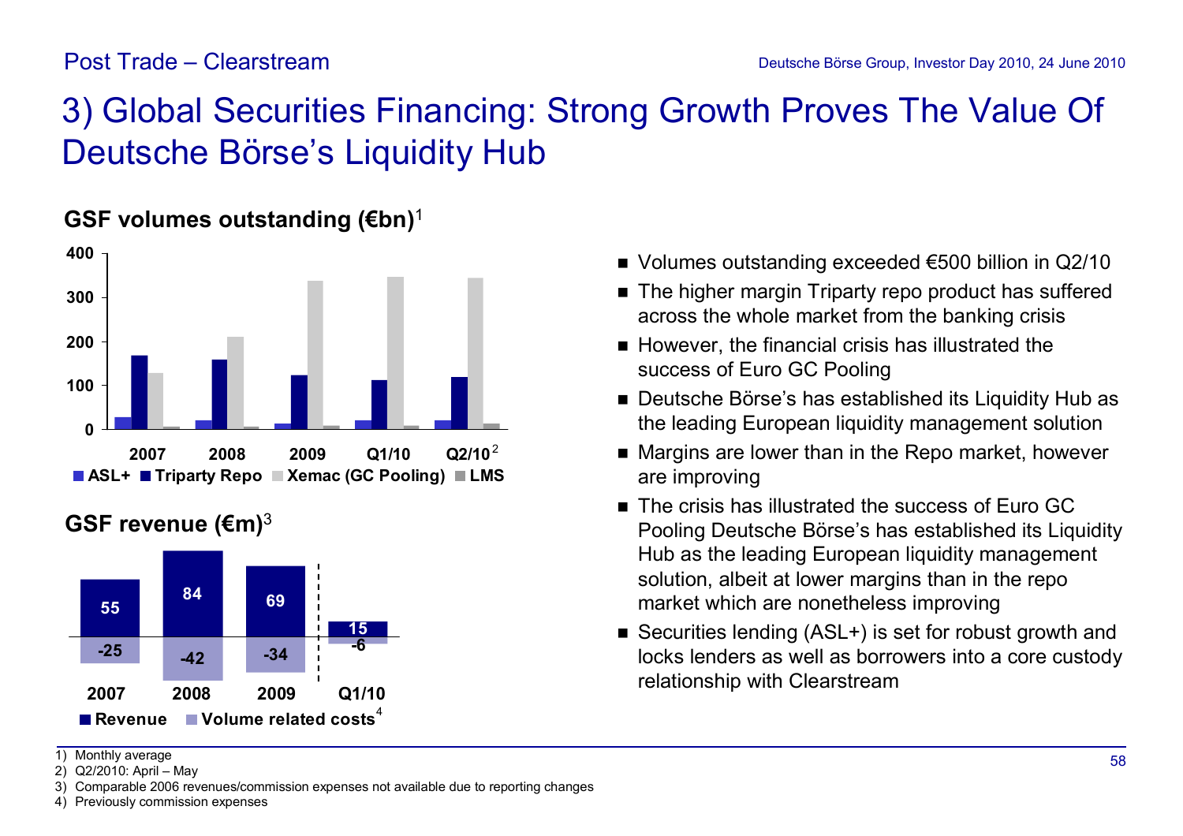Post Trade – Clearstream

# 3) Global Securities Financing: Strong Growth Proves The Value Of Deutsche Börse's Liquidity Hub

**GSF volumes outstanding (€bn)**[1]

| | ASL+ | Triparty Repo | Xemac (GC Pooling) | LMS |
|---|---|---|---|---|
| 2007 | ~28 | ~168 | ~128 | ~7 |
| 2008 | ~21 | ~158 | ~210 | ~7 |
| 2009 | ~14 | ~123 | ~338 | ~9 |
| Q1/10 | ~21 | ~112 | ~347 | ~9 |
| Q2/10[2] | ~21 | ~119 | ~344 | ~14 |

**GSF revenue (€m)**[3]

| | 2007 | 2008 | 2009 | Q1/10 |
|---|---|---|---|---|
| Revenue | 55 | 84 | 69 | 15 |
| Volume related costs[4] | -25 | -42 | -34 | -6 |

- Volumes outstanding exceeded €500 billion in Q2/10
- The higher margin Triparty repo product has suffered across the whole market from the banking crisis
- However, the financial crisis has illustrated the success of Euro GC Pooling
- Deutsche Börse's has established its Liquidity Hub as the leading European liquidity management solution
- Margins are lower than in the Repo market, however are improving
- The crisis has illustrated the success of Euro GC Pooling Deutsche Börse's has established its Liquidity Hub as the leading European liquidity management solution, albeit at lower margins than in the repo market which are nonetheless improving
- Securities lending (ASL+) is set for robust growth and locks lenders as well as borrowers into a core custody relationship with Clearstream

1) Monthly average
2) Q2/2010: April – May
3) Comparable 2006 revenues/commission expenses not available due to reporting changes
4) Previously commission expenses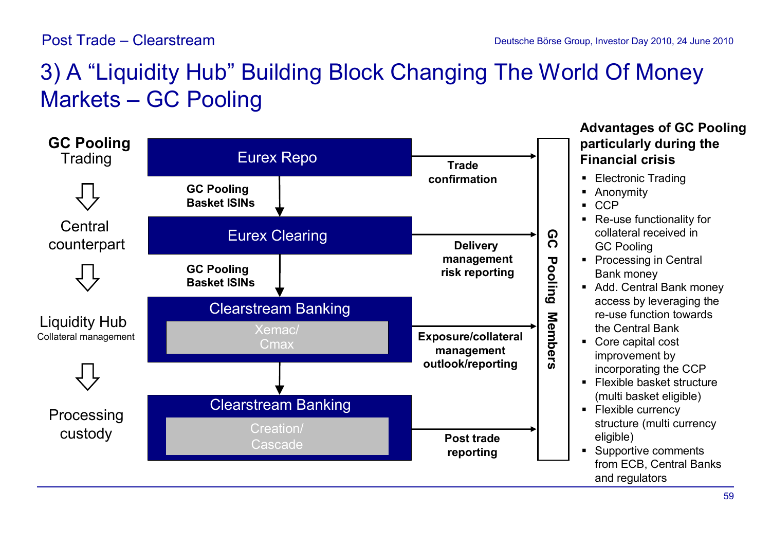# 3) A "Liquidity Hub" Building Block Changing The World Of Money Markets – GC Pooling

**GC Pooling** Trading

Central counterpart

Liquidity Hub
Collateral management

Processing custody

Eurex Repo

**GC Pooling Basket ISINs**

Eurex Clearing

**GC Pooling Basket ISINs**

Clearstream Banking
Xemac/ Cmax

Clearstream Banking
Creation/ Cascade

**Trade confirmation**

**Delivery management risk reporting**

**Exposure/collateral management outlook/reporting**

**Post trade reporting**

**GC Pooling Members**

**Advantages of GC Pooling particularly during the Financial crisis**

- Electronic Trading
- Anonymity
- CCP
- Re-use functionality for collateral received in GC Pooling
- Processing in Central Bank money
- Add. Central Bank money access by leveraging the re-use function towards the Central Bank
- Core capital cost improvement by incorporating the CCP
- Flexible basket structure (multi basket eligible)
- Flexible currency structure (multi currency eligible)
- Supportive comments from ECB, Central Banks and regulators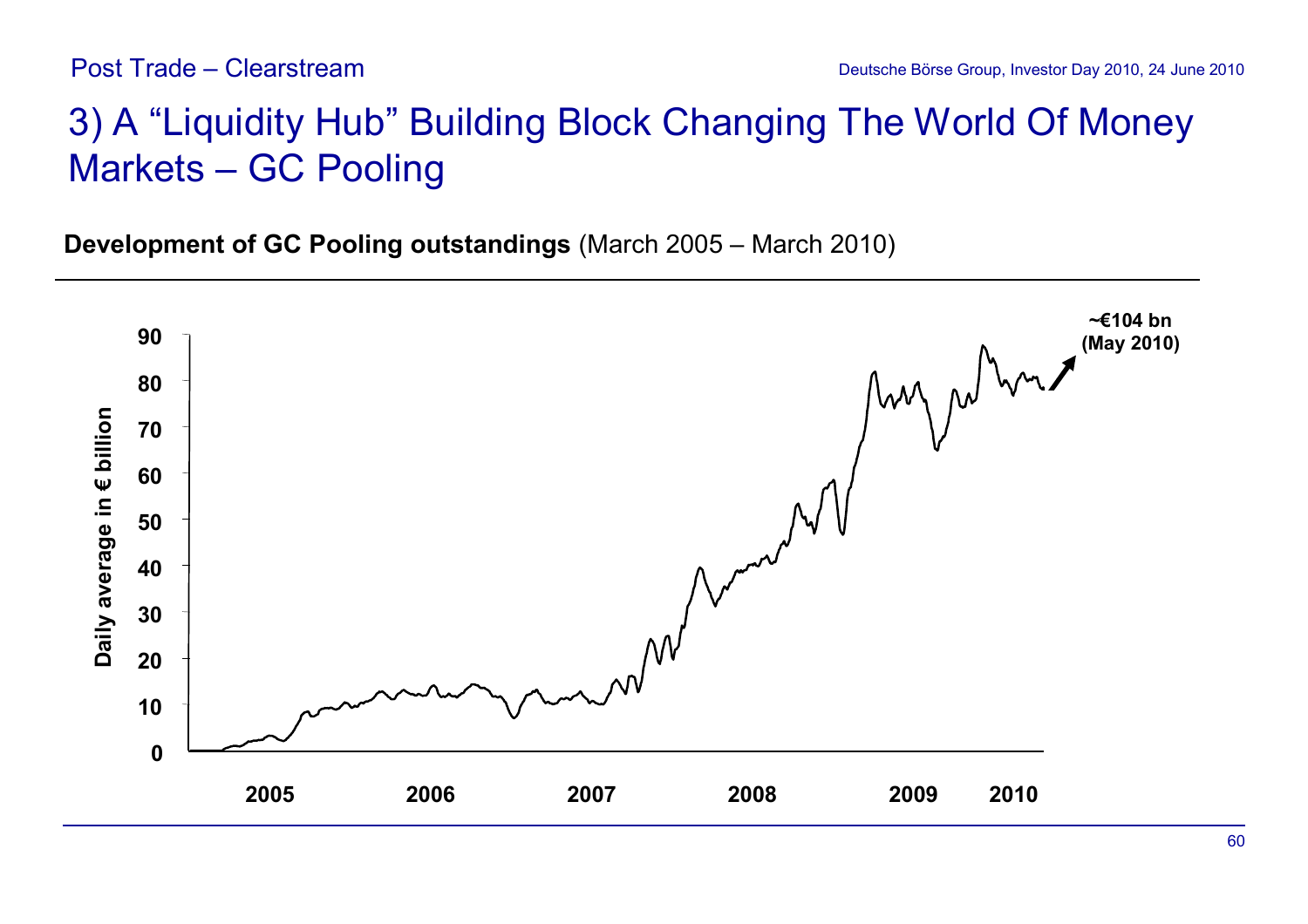# 3) A "Liquidity Hub" Building Block Changing The World Of Money Markets – GC Pooling

**Development of GC Pooling outstandings** (March 2005 – March 2010)

Daily average in € billion

~€104 bn (May 2010)

2005 2006 2007 2008 2009 2010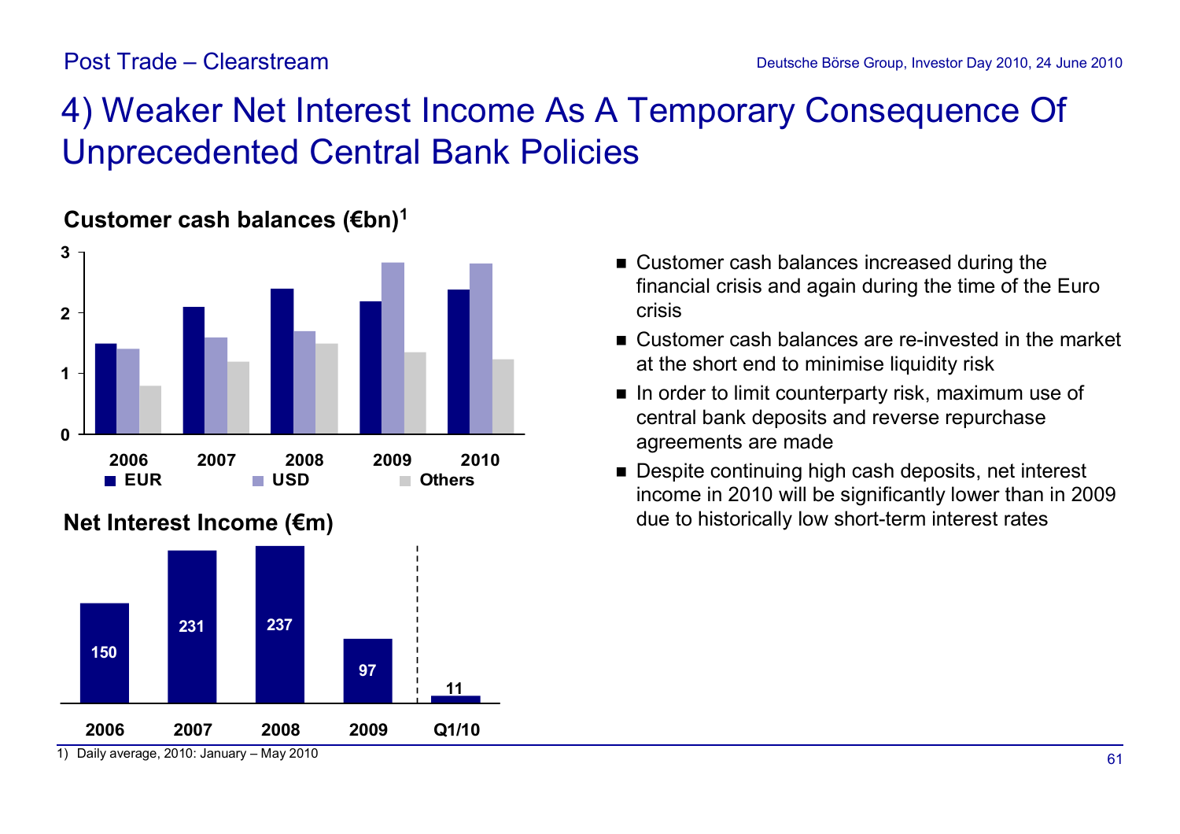Post Trade – Clearstream

# 4) Weaker Net Interest Income As A Temporary Consequence Of Unprecedented Central Bank Policies

**Customer cash balances (€bn)[1]**

**Net Interest Income (€m)**

| 2006 | 2007 | 2008 | 2009 | Q1/10 |
|---|---|---|---|---|
| 150 | 231 | 237 | 97 | 11 |

- Customer cash balances increased during the financial crisis and again during the time of the Euro crisis
- Customer cash balances are re-invested in the market at the short end to minimise liquidity risk
- In order to limit counterparty risk, maximum use of central bank deposits and reverse repurchase agreements are made
- Despite continuing high cash deposits, net interest income in 2010 will be significantly lower than in 2009 due to historically low short-term interest rates

1) Daily average, 2010: January – May 2010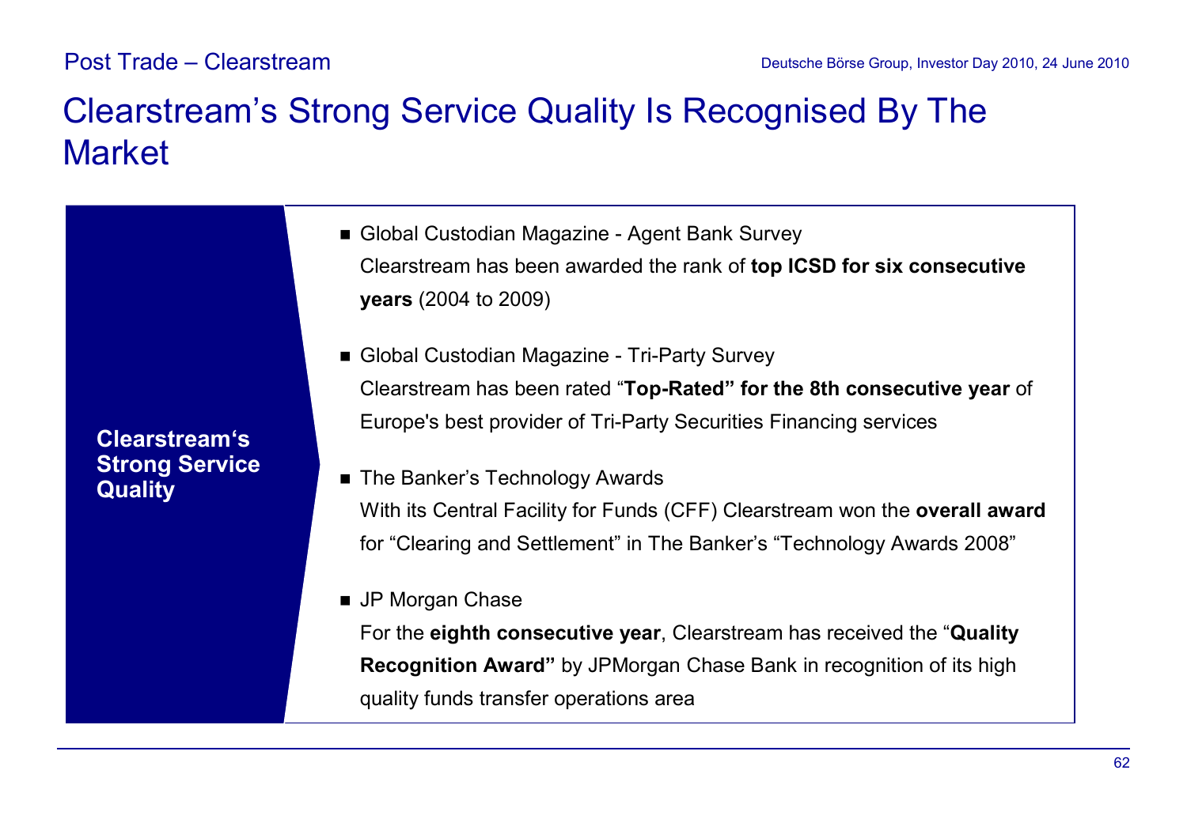# Clearstream's Strong Service Quality Is Recognised By The Market

**Clearstream's Strong Service Quality**

- Global Custodian Magazine - Agent Bank Survey
  Clearstream has been awarded the rank of **top ICSD for six consecutive years** (2004 to 2009)

- Global Custodian Magazine - Tri-Party Survey
  Clearstream has been rated "**Top-Rated" for the 8th consecutive year** of Europe's best provider of Tri-Party Securities Financing services

- The Banker's Technology Awards
  With its Central Facility for Funds (CFF) Clearstream won the **overall award** for "Clearing and Settlement" in The Banker's "Technology Awards 2008"

- JP Morgan Chase
  For the **eighth consecutive year**, Clearstream has received the "**Quality Recognition Award"** by JPMorgan Chase Bank in recognition of its high quality funds transfer operations area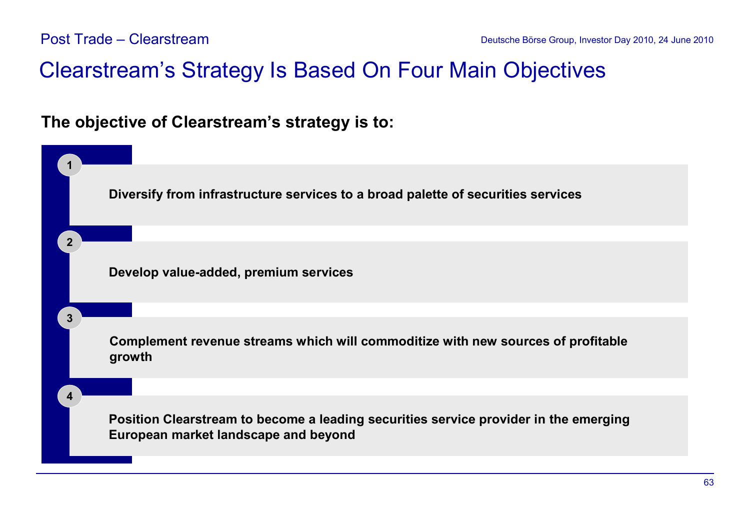# Clearstream's Strategy Is Based On Four Main Objectives

**The objective of Clearstream's strategy is to:**

1. **Diversify from infrastructure services to a broad palette of securities services**
2. **Develop value-added, premium services**
3. **Complement revenue streams which will commoditize with new sources of profitable growth**
4. **Position Clearstream to become a leading securities service provider in the emerging European market landscape and beyond**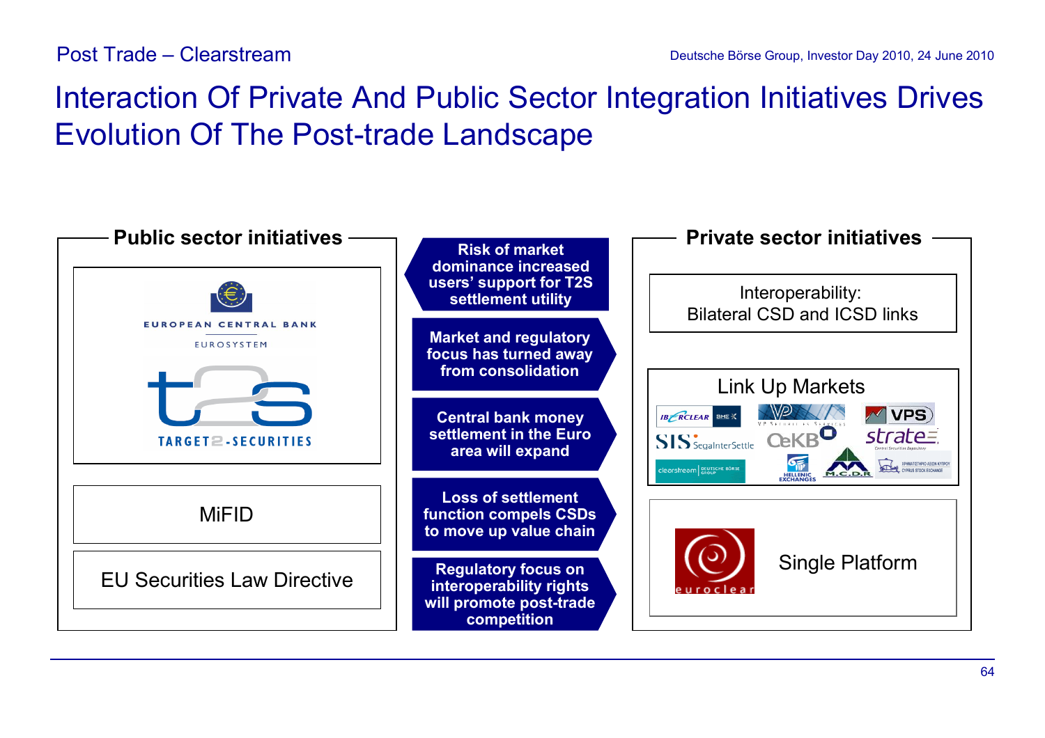# Interaction Of Private And Public Sector Integration Initiatives Drives Evolution Of The Post-trade Landscape

## Public sector initiatives

- EUROPEAN CENTRAL BANK – EUROSYSTEM
- T2S – TARGET2-SECURITIES
- MiFID
- EU Securities Law Directive

## Drivers

- **Risk of market dominance increased users' support for T2S settlement utility**
- **Market and regulatory focus has turned away from consolidation**
- **Central bank money settlement in the Euro area will expand**
- **Loss of settlement function compels CSDs to move up value chain**
- **Regulatory focus on interoperability rights will promote post-trade competition**

## Private sector initiatives

- Interoperability: Bilateral CSD and ICSD links
- Link Up Markets: IBERCLEAR BME, VP Securities Services, VPS, SIS SegaInterSettle, OeKB, Strate Central Securities Depository, Clearstream Deutsche Börse Group, Hellenic Exchanges, M.C.D.R, Cyprus Stock Exchange
- Single Platform: euroclear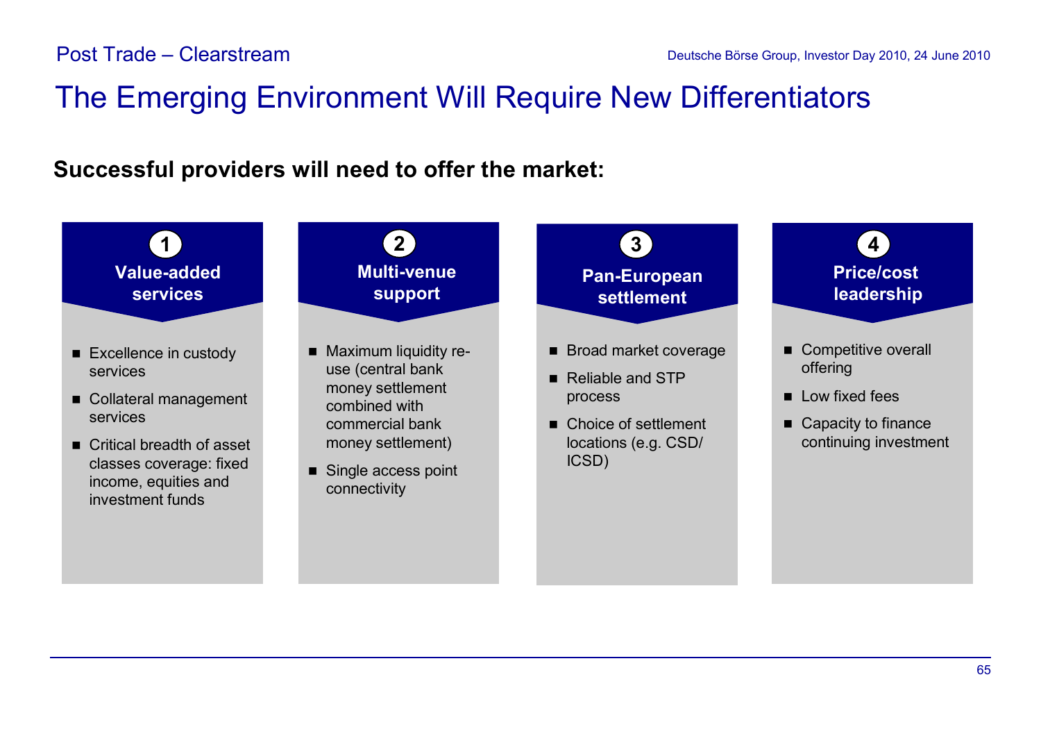# The Emerging Environment Will Require New Differentiators

**Successful providers will need to offer the market:**

### 1 Value-added services

- Excellence in custody services
- Collateral management services
- Critical breadth of asset classes coverage: fixed income, equities and investment funds

### 2 Multi-venue support

- Maximum liquidity re-use (central bank money settlement combined with commercial bank money settlement)
- Single access point connectivity

### 3 Pan-European settlement

- Broad market coverage
- Reliable and STP process
- Choice of settlement locations (e.g. CSD/ ICSD)

### 4 Price/cost leadership

- Competitive overall offering
- Low fixed fees
- Capacity to finance continuing investment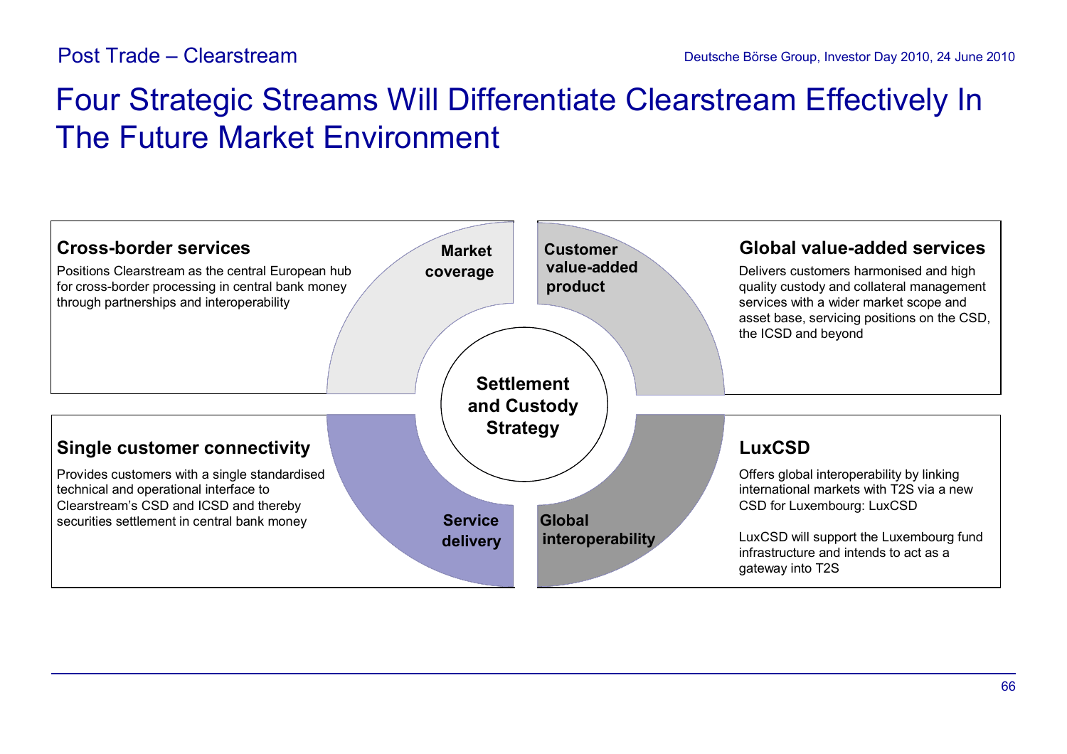# Four Strategic Streams Will Differentiate Clearstream Effectively In The Future Market Environment

**Settlement and Custody Strategy**

### Market coverage

**Cross-border services**

Positions Clearstream as the central European hub for cross-border processing in central bank money through partnerships and interoperability

### Customer value-added product

**Global value-added services**

Delivers customers harmonised and high quality custody and collateral management services with a wider market scope and asset base, servicing positions on the CSD, the ICSD and beyond

### Service delivery

**Single customer connectivity**

Provides customers with a single standardised technical and operational interface to Clearstream's CSD and ICSD and thereby securities settlement in central bank money

### Global interoperability

**LuxCSD**

Offers global interoperability by linking international markets with T2S via a new CSD for Luxembourg: LuxCSD

LuxCSD will support the Luxembourg fund infrastructure and intends to act as a gateway into T2S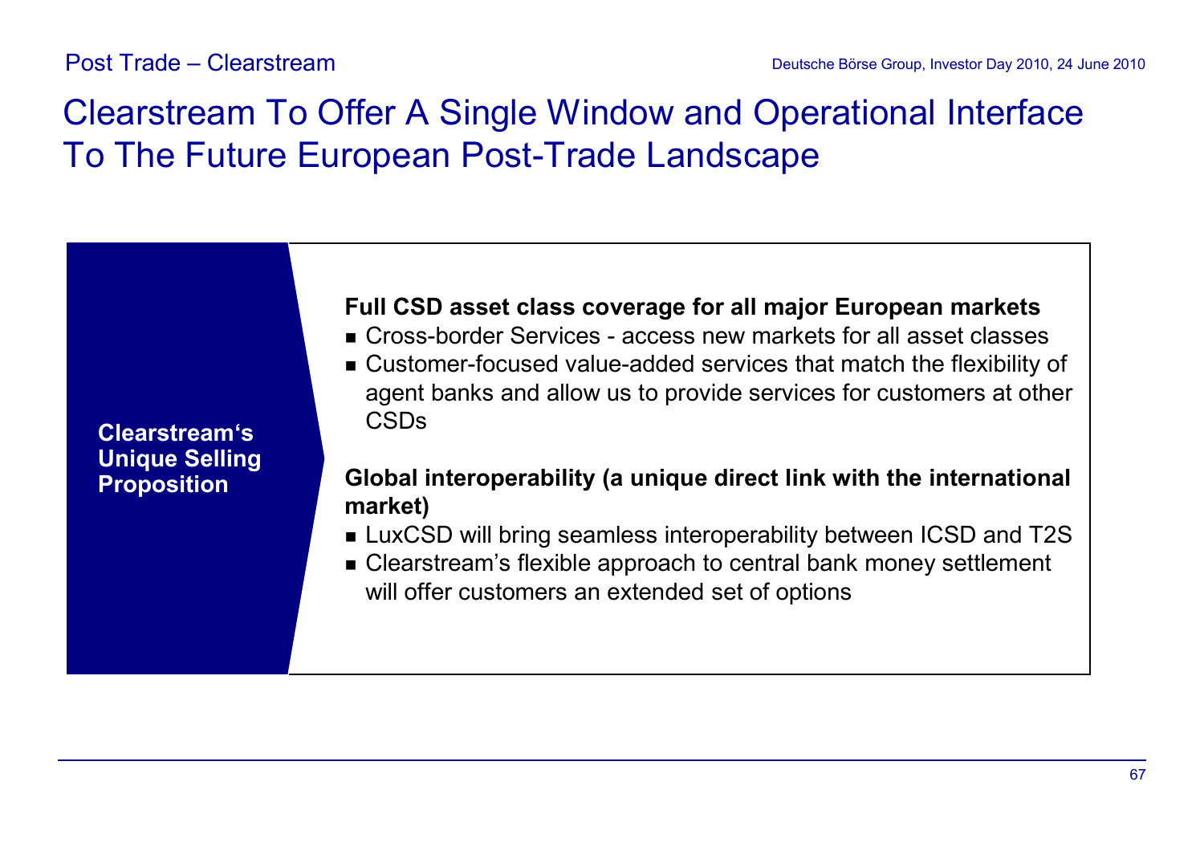# Clearstream To Offer A Single Window and Operational Interface To The Future European Post-Trade Landscape

**Clearstream's Unique Selling Proposition**

**Full CSD asset class coverage for all major European markets**

- Cross-border Services - access new markets for all asset classes
- Customer-focused value-added services that match the flexibility of agent banks and allow us to provide services for customers at other CSDs

**Global interoperability (a unique direct link with the international market)**

- LuxCSD will bring seamless interoperability between ICSD and T2S
- Clearstream's flexible approach to central bank money settlement will offer customers an extended set of options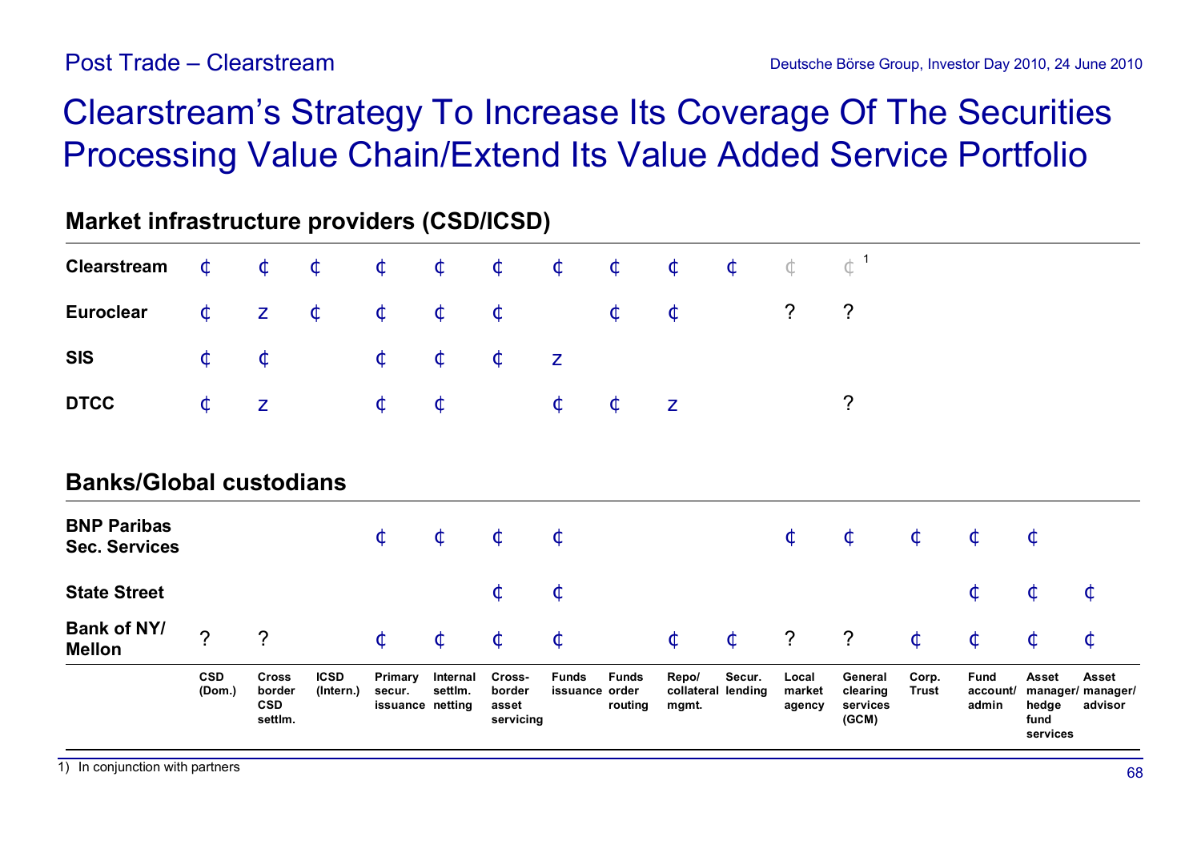# Clearstream's Strategy To Increase Its Coverage Of The Securities Processing Value Chain/Extend Its Value Added Service Portfolio

| | CSD (Dom.) | Cross border CSD settlm. | ICSD (Intern.) | Primary secur. issuance | Internal settlm. netting | Cross-border asset servicing | Funds issuance | Funds order routing | Repo/ collateral mgmt. | Secur. lending | Local market agency | General clearing services (GCM) | Corp. Trust | Fund account/ admin | Asset manager/ hedge fund services | Asset manager/ advisor |
|---|---|---|---|---|---|---|---|---|---|---|---|---|---|---|---|---|
| **Market infrastructure providers (CSD/ICSD)** | | | | | | | | | | | | | | | | |
| **Clearstream** | ¢ | ¢ | ¢ | ¢ | ¢ | ¢ | ¢ | ¢ | ¢ | ¢ | ¢ | ¢ [1] | | | | |
| **Euroclear** | ¢ | z | ¢ | ¢ | ¢ | ¢ | | ¢ | ¢ | | ? | ? | | | | |
| **SIS** | ¢ | ¢ | | ¢ | ¢ | ¢ | z | | | | | | | | | |
| **DTCC** | ¢ | z | | ¢ | ¢ | | ¢ | ¢ | z | | | ? | | | | |
| **Banks/Global custodians** | | | | | | | | | | | | | | | | |
| **BNP Paribas Sec. Services** | | | | ¢ | ¢ | ¢ | ¢ | | | | ¢ | ¢ | ¢ | ¢ | ¢ | |
| **State Street** | | | | | | ¢ | ¢ | | | | | | | ¢ | ¢ | ¢ |
| **Bank of NY/ Mellon** | ? | ? | | ¢ | ¢ | ¢ | ¢ | | ¢ | ¢ | ? | ? | ¢ | ¢ | ¢ | ¢ |

1) In conjunction with partners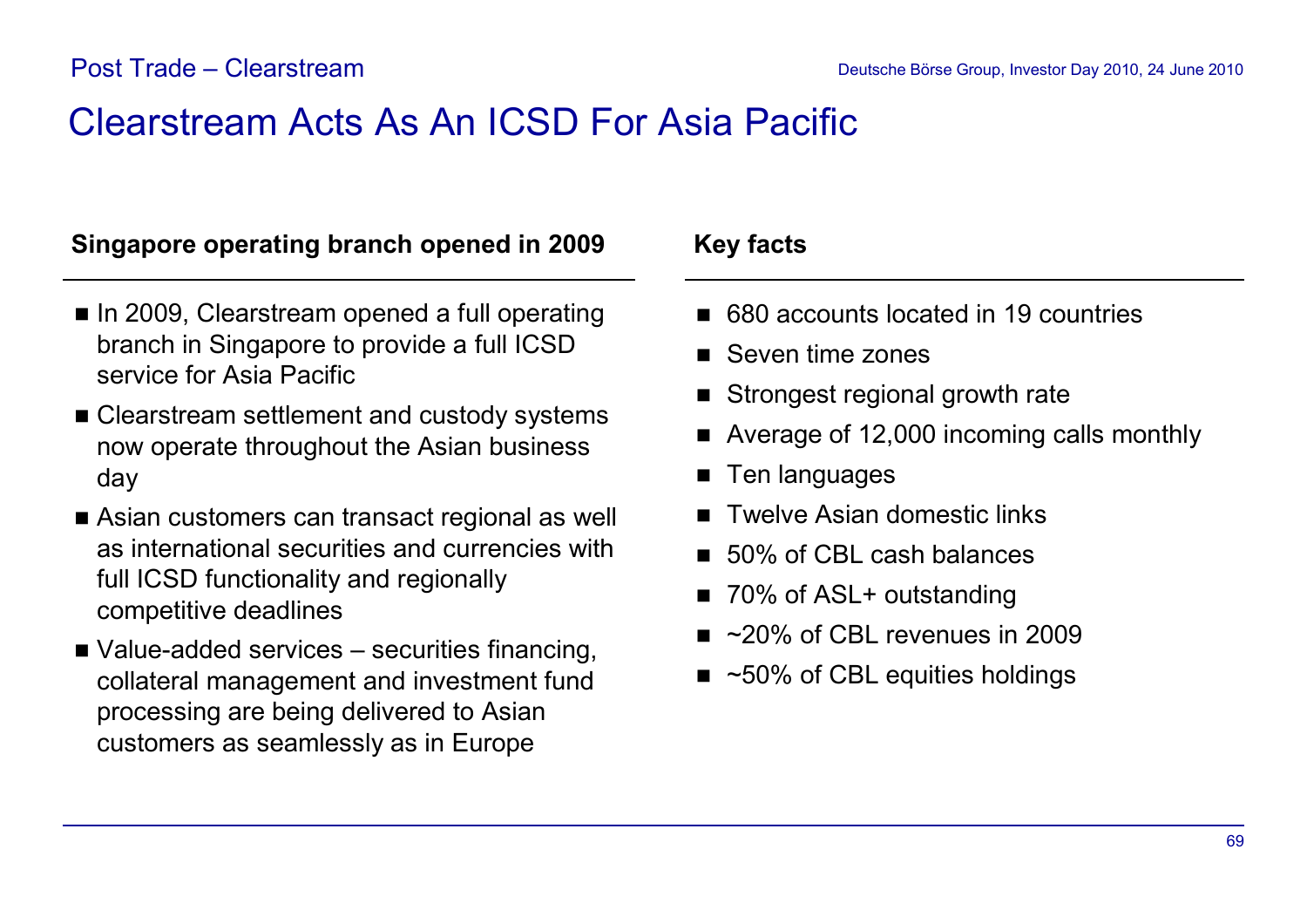# Clearstream Acts As An ICSD For Asia Pacific

**Singapore operating branch opened in 2009**

- In 2009, Clearstream opened a full operating branch in Singapore to provide a full ICSD service for Asia Pacific
- Clearstream settlement and custody systems now operate throughout the Asian business day
- Asian customers can transact regional as well as international securities and currencies with full ICSD functionality and regionally competitive deadlines
- Value-added services – securities financing, collateral management and investment fund processing are being delivered to Asian customers as seamlessly as in Europe

**Key facts**

- 680 accounts located in 19 countries
- Seven time zones
- Strongest regional growth rate
- Average of 12,000 incoming calls monthly
- Ten languages
- Twelve Asian domestic links
- 50% of CBL cash balances
- 70% of ASL+ outstanding
- ~20% of CBL revenues in 2009
- ~50% of CBL equities holdings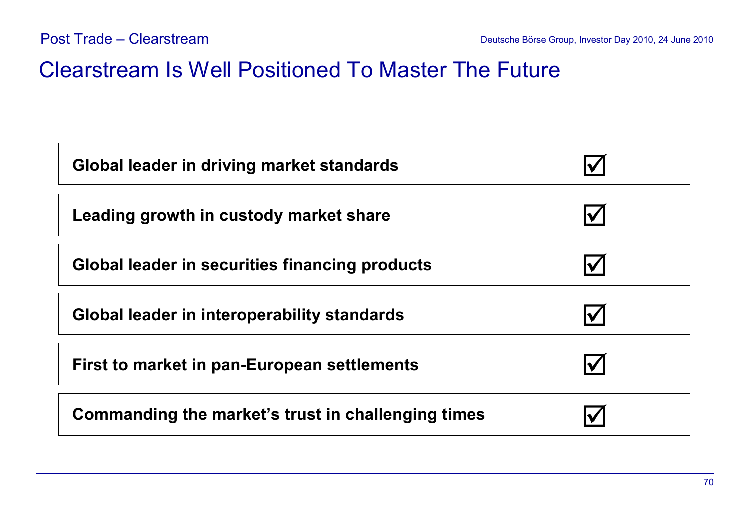# Clearstream Is Well Positioned To Master The Future

| | |
|---|---|
| **Global leader in driving market standards** | ☑ |
| **Leading growth in custody market share** | ☑ |
| **Global leader in securities financing products** | ☑ |
| **Global leader in interoperability standards** | ☑ |
| **First to market in pan-European settlements** | ☑ |
| **Commanding the market's trust in challenging times** | ☑ |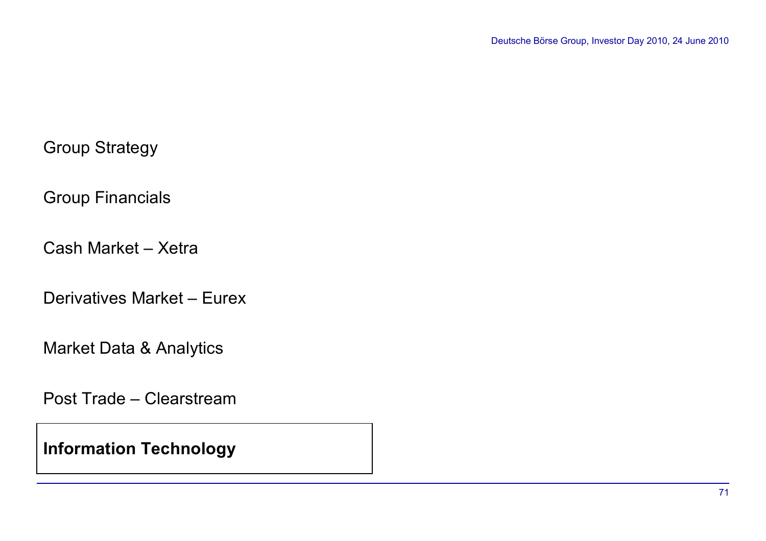Group Strategy

Group Financials

Cash Market – Xetra

Derivatives Market – Eurex

Market Data & Analytics

Post Trade – Clearstream

**Information Technology**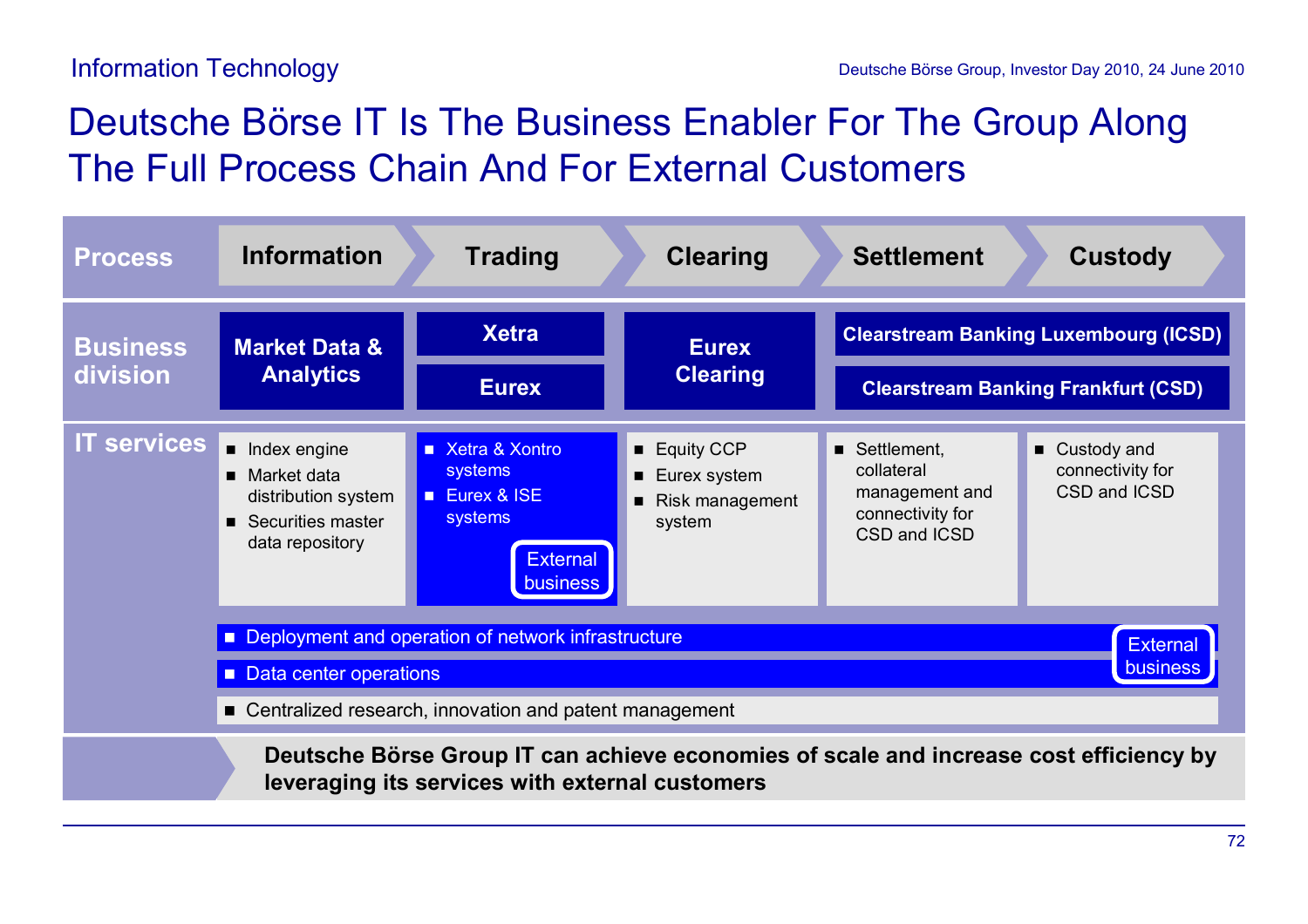# Deutsche Börse IT Is The Business Enabler For The Group Along The Full Process Chain And For External Customers

| Process | Information | Trading | Clearing | Settlement | Custody |
|---|---|---|---|---|---|
| Business division | Market Data & Analytics | Xetra / Eurex | Eurex Clearing | Clearstream Banking Luxembourg (ICSD) / Clearstream Banking Frankfurt (CSD) | |
| IT services | ■ Index engine<br>■ Market data distribution system<br>■ Securities master data repository | ■ Xetra & Xontro systems<br>■ Eurex & ISE systems<br>External business | ■ Equity CCP<br>■ Eurex system<br>■ Risk management system | ■ Settlement, collateral management and connectivity for CSD and ICSD | ■ Custody and connectivity for CSD and ICSD |

- Deployment and operation of network infrastructure
- Data center operations

External business

- Centralized research, innovation and patent management

**Deutsche Börse Group IT can achieve economies of scale and increase cost efficiency by leveraging its services with external customers**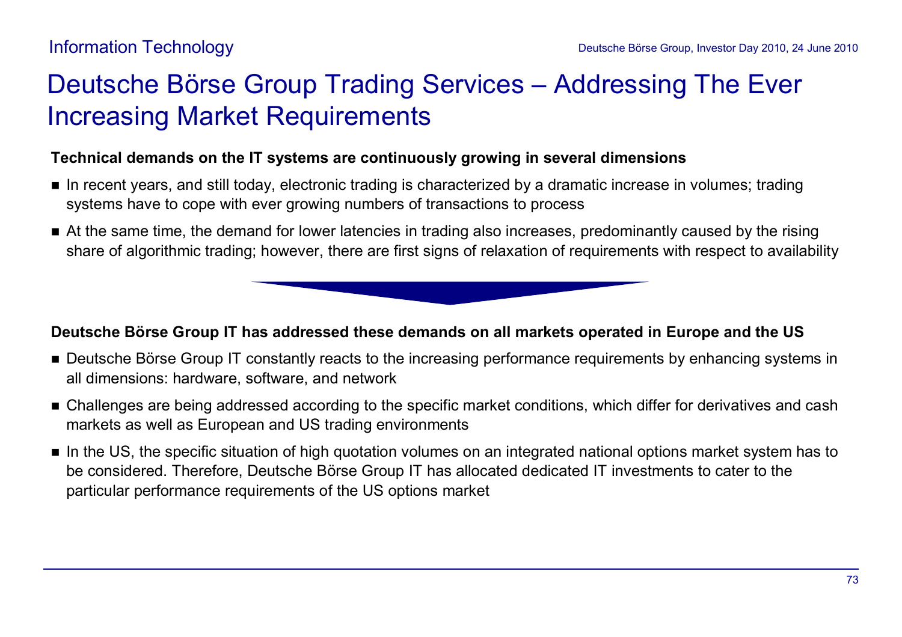# Deutsche Börse Group Trading Services – Addressing The Ever Increasing Market Requirements

**Technical demands on the IT systems are continuously growing in several dimensions**

- In recent years, and still today, electronic trading is characterized by a dramatic increase in volumes; trading systems have to cope with ever growing numbers of transactions to process
- At the same time, the demand for lower latencies in trading also increases, predominantly caused by the rising share of algorithmic trading; however, there are first signs of relaxation of requirements with respect to availability

**Deutsche Börse Group IT has addressed these demands on all markets operated in Europe and the US**

- Deutsche Börse Group IT constantly reacts to the increasing performance requirements by enhancing systems in all dimensions: hardware, software, and network
- Challenges are being addressed according to the specific market conditions, which differ for derivatives and cash markets as well as European and US trading environments
- In the US, the specific situation of high quotation volumes on an integrated national options market system has to be considered. Therefore, Deutsche Börse Group IT has allocated dedicated IT investments to cater to the particular performance requirements of the US options market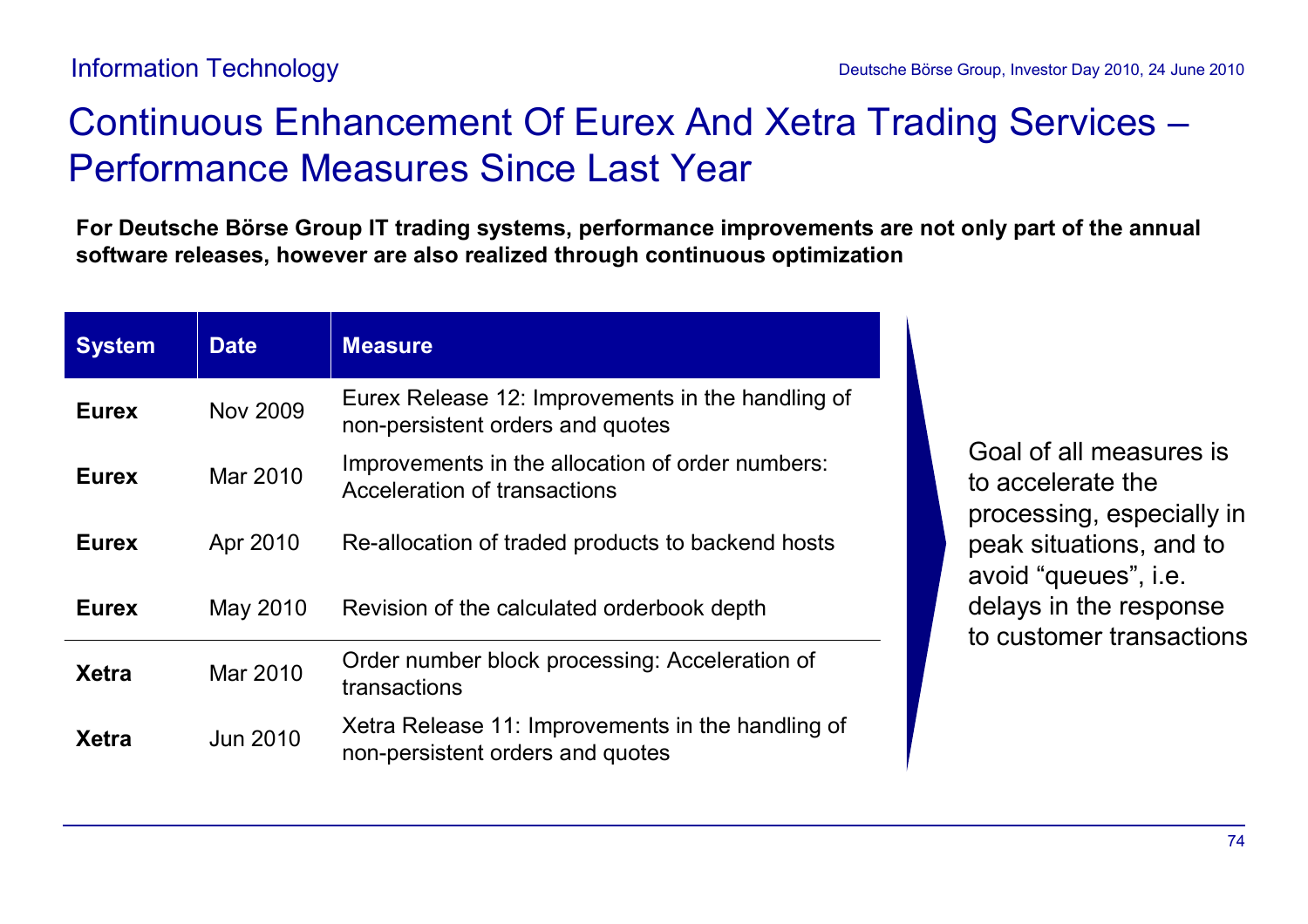# Continuous Enhancement Of Eurex And Xetra Trading Services – Performance Measures Since Last Year

**For Deutsche Börse Group IT trading systems, performance improvements are not only part of the annual software releases, however are also realized through continuous optimization**

| System | Date | Measure |
|---|---|---|
| **Eurex** | Nov 2009 | Eurex Release 12: Improvements in the handling of non-persistent orders and quotes |
| **Eurex** | Mar 2010 | Improvements in the allocation of order numbers: Acceleration of transactions |
| **Eurex** | Apr 2010 | Re-allocation of traded products to backend hosts |
| **Eurex** | May 2010 | Revision of the calculated orderbook depth |
| **Xetra** | Mar 2010 | Order number block processing: Acceleration of transactions |
| **Xetra** | Jun 2010 | Xetra Release 11: Improvements in the handling of non-persistent orders and quotes |

Goal of all measures is to accelerate the processing, especially in peak situations, and to avoid "queues", i.e. delays in the response to customer transactions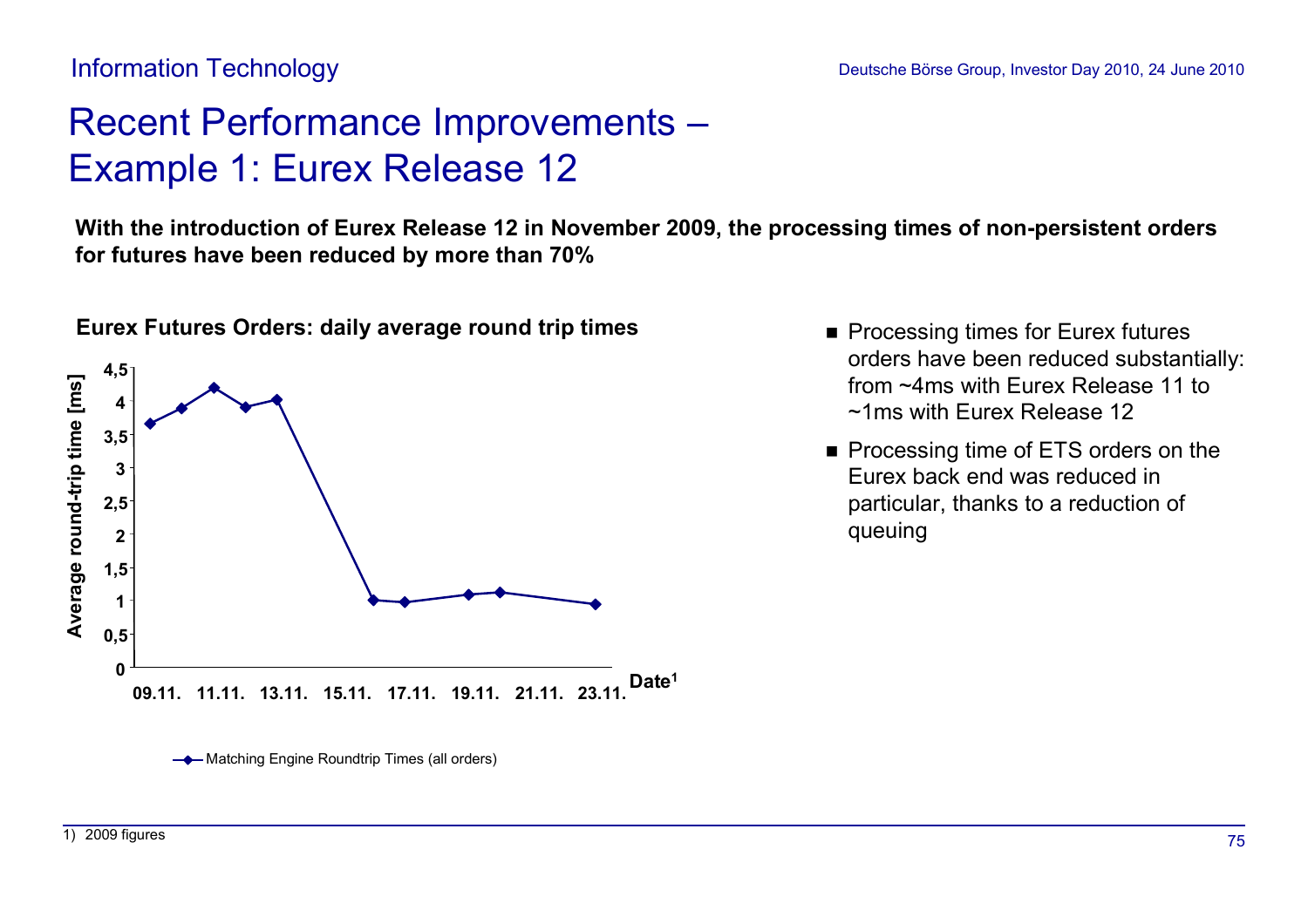# Recent Performance Improvements – Example 1: Eurex Release 12

**With the introduction of Eurex Release 12 in November 2009, the processing times of non-persistent orders for futures have been reduced by more than 70%**

**Eurex Futures Orders: daily average round trip times**

- Processing times for Eurex futures orders have been reduced substantially: from ~4ms with Eurex Release 11 to ~1ms with Eurex Release 12
- Processing time of ETS orders on the Eurex back end was reduced in particular, thanks to a reduction of queuing

1) 2009 figures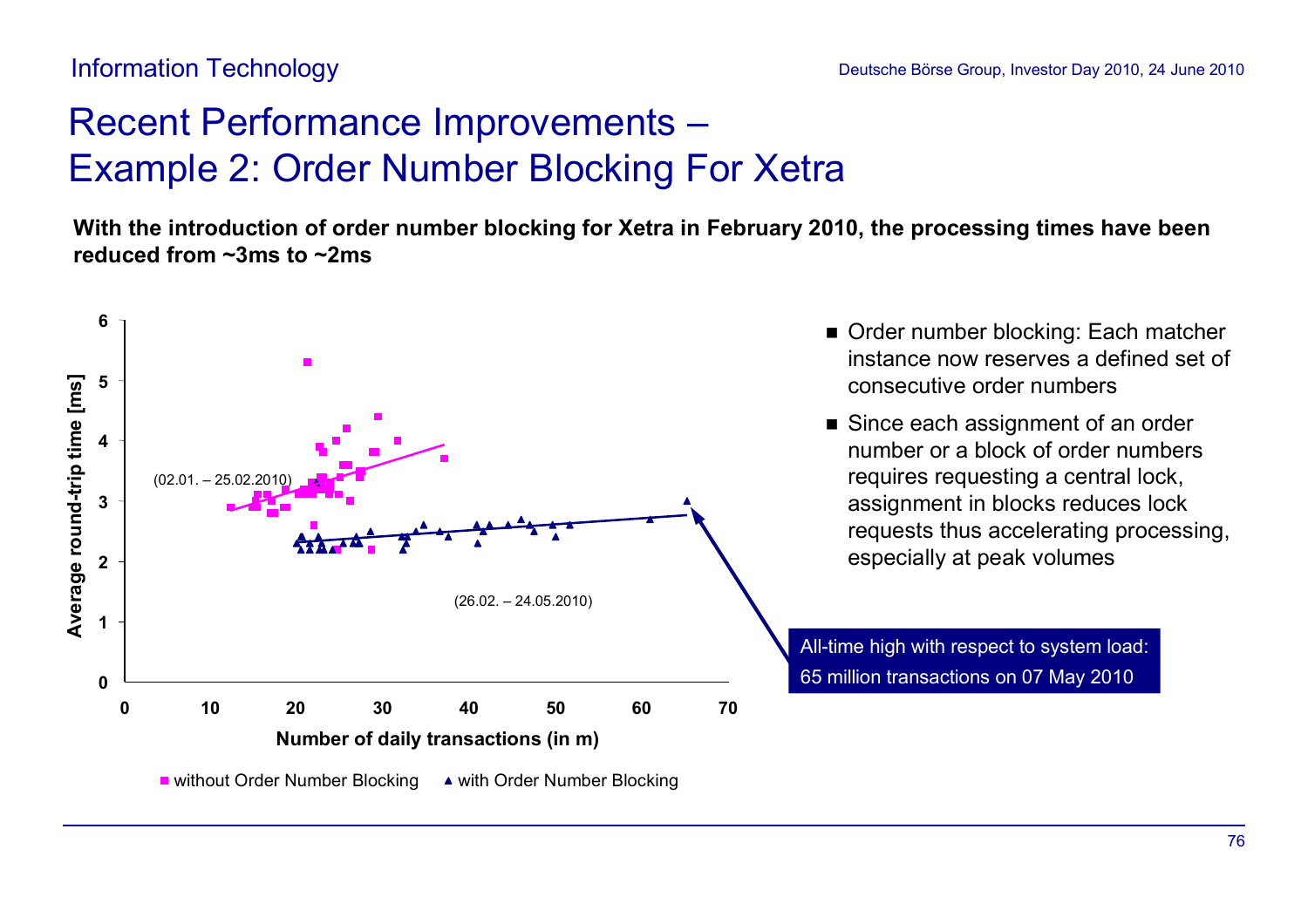# Recent Performance Improvements – Example 2: Order Number Blocking For Xetra

**With the introduction of order number blocking for Xetra in February 2010, the processing times have been reduced from ~3ms to ~2ms**

- Order number blocking: Each matcher instance now reserves a defined set of consecutive order numbers
- Since each assignment of an order number or a block of order numbers requires requesting a central lock, assignment in blocks reduces lock requests thus accelerating processing, especially at peak volumes

All-time high with respect to system load: 65 million transactions on 07 May 2010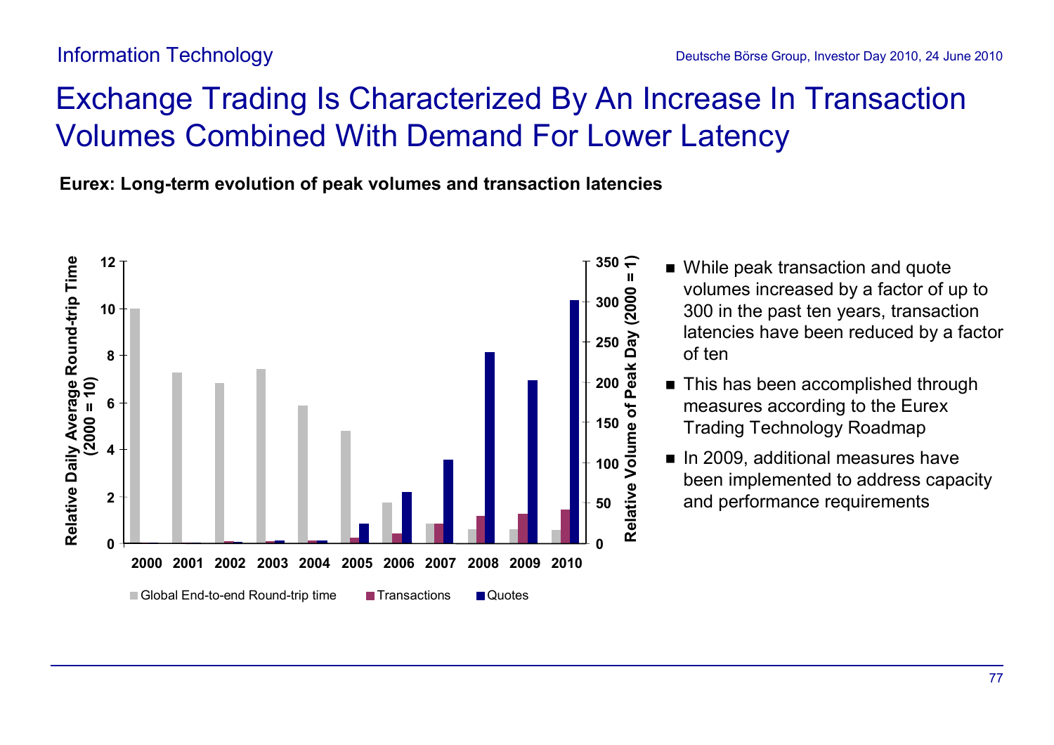# Exchange Trading Is Characterized By An Increase In Transaction Volumes Combined With Demand For Lower Latency

**Eurex: Long-term evolution of peak volumes and transaction latencies**

Relative Daily Average Round-trip Time (2000 = 10)

Relative Volume of Peak Day (2000 = 1)

2000 2001 2002 2003 2004 2005 2006 2007 2008 2009 2010

Global End-to-end Round-trip time | Transactions | Quotes

- While peak transaction and quote volumes increased by a factor of up to 300 in the past ten years, transaction latencies have been reduced by a factor of ten
- This has been accomplished through measures according to the Eurex Trading Technology Roadmap
- In 2009, additional measures have been implemented to address capacity and performance requirements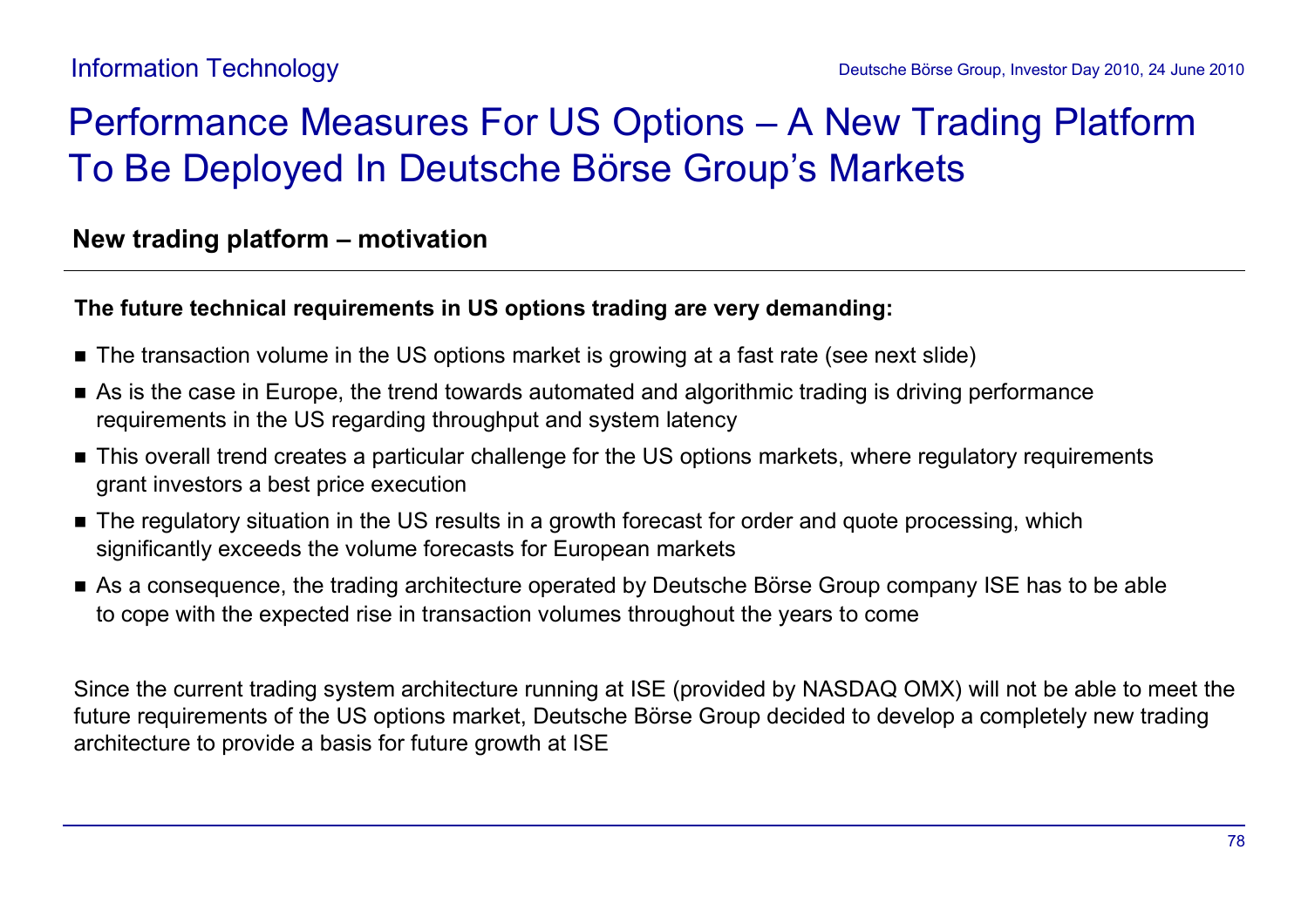# Performance Measures For US Options – A New Trading Platform To Be Deployed In Deutsche Börse Group's Markets

## New trading platform – motivation

**The future technical requirements in US options trading are very demanding:**

- The transaction volume in the US options market is growing at a fast rate (see next slide)
- As is the case in Europe, the trend towards automated and algorithmic trading is driving performance requirements in the US regarding throughput and system latency
- This overall trend creates a particular challenge for the US options markets, where regulatory requirements grant investors a best price execution
- The regulatory situation in the US results in a growth forecast for order and quote processing, which significantly exceeds the volume forecasts for European markets
- As a consequence, the trading architecture operated by Deutsche Börse Group company ISE has to be able to cope with the expected rise in transaction volumes throughout the years to come

Since the current trading system architecture running at ISE (provided by NASDAQ OMX) will not be able to meet the future requirements of the US options market, Deutsche Börse Group decided to develop a completely new trading architecture to provide a basis for future growth at ISE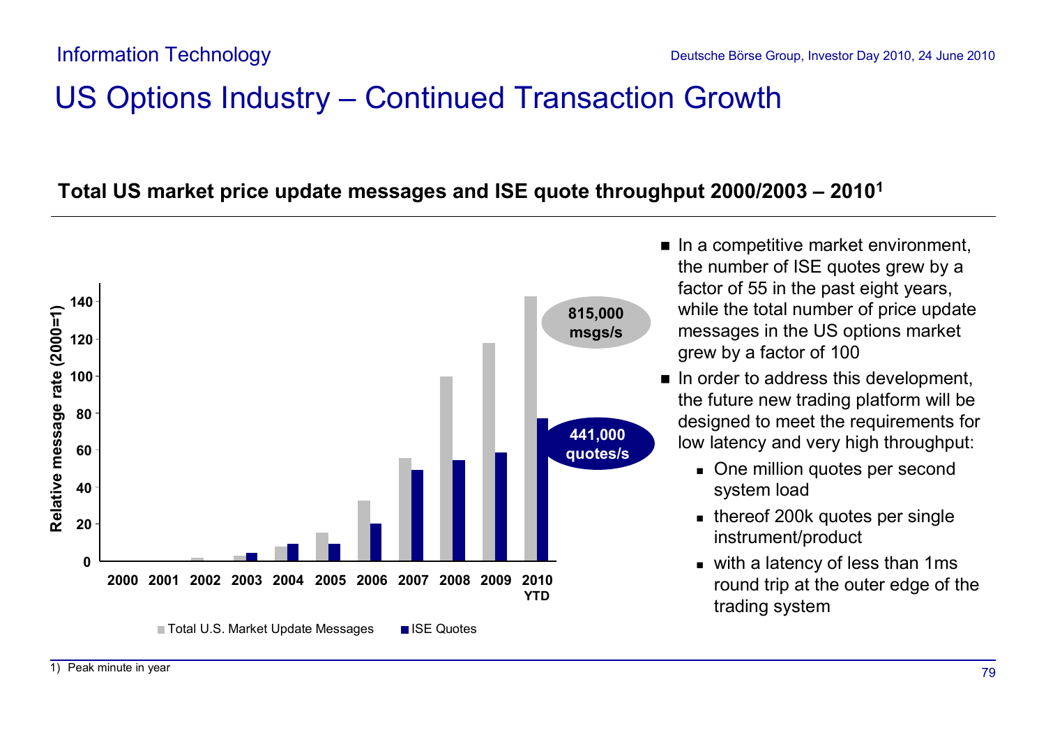# US Options Industry – Continued Transaction Growth

**Total US market price update messages and ISE quote throughput 2000/2003 – 2010[1]**

Relative message rate (2000=1)

| Year | Total U.S. Market Update Messages | ISE Quotes |
|---|---|---|
| 2000 | | |
| 2001 | | |
| 2002 | | |
| 2003 | | |
| 2004 | | |
| 2005 | | |
| 2006 | | |
| 2007 | | |
| 2008 | | |
| 2009 | | |
| 2010 YTD | 815,000 msgs/s | 441,000 quotes/s |

- In a competitive market environment, the number of ISE quotes grew by a factor of 55 in the past eight years, while the total number of price update messages in the US options market grew by a factor of 100
- In order to address this development, the future new trading platform will be designed to meet the requirements for low latency and very high throughput:
  - One million quotes per second system load
  - thereof 200k quotes per single instrument/product
  - with a latency of less than 1ms round trip at the outer edge of the trading system

1) Peak minute in year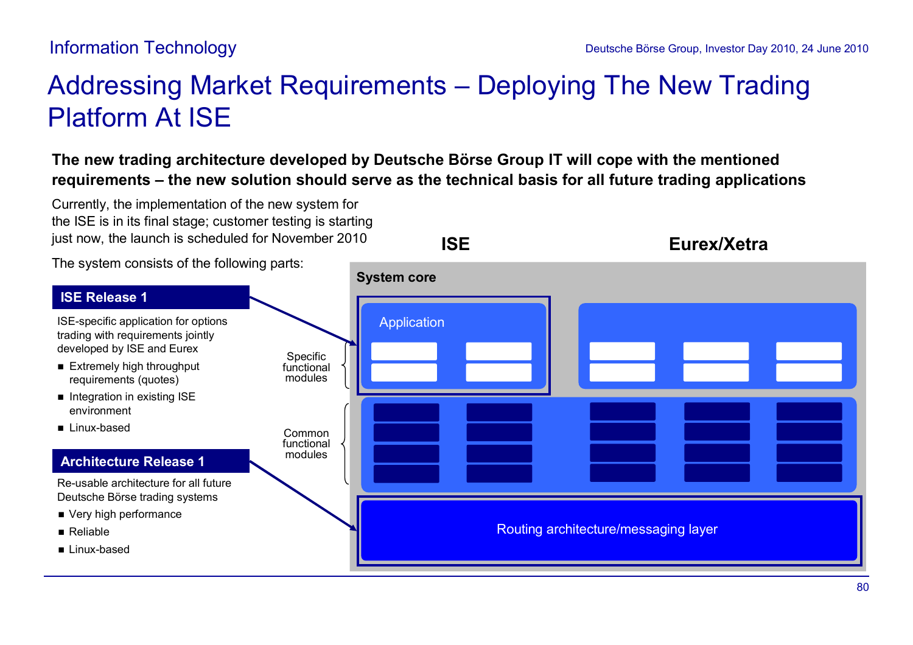# Addressing Market Requirements – Deploying The New Trading Platform At ISE

**The new trading architecture developed by Deutsche Börse Group IT will cope with the mentioned requirements – the new solution should serve as the technical basis for all future trading applications**

Currently, the implementation of the new system for the ISE is in its final stage; customer testing is starting just now, the launch is scheduled for November 2010

The system consists of the following parts:

**ISE Release 1**

ISE-specific application for options trading with requirements jointly developed by ISE and Eurex

- Extremely high throughput requirements (quotes)
- Integration in existing ISE environment
- Linux-based

**Architecture Release 1**

Re-usable architecture for all future Deutsche Börse trading systems

- Very high performance
- Reliable
- Linux-based

ISE | Eurex/Xetra

System core

Specific functional modules: Application

Common functional modules

Routing architecture/messaging layer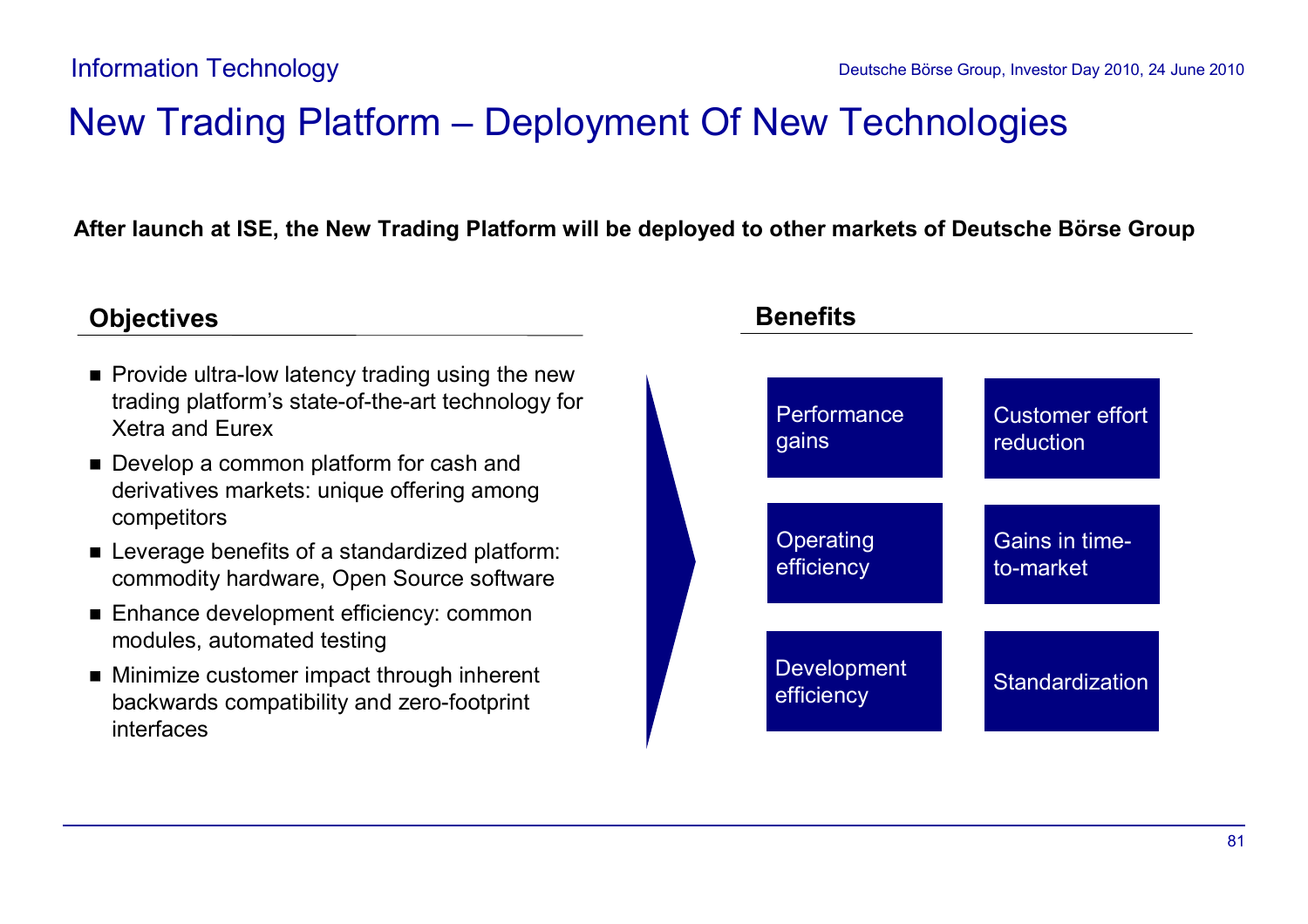# New Trading Platform – Deployment Of New Technologies

**After launch at ISE, the New Trading Platform will be deployed to other markets of Deutsche Börse Group**

## Objectives

- Provide ultra-low latency trading using the new trading platform's state-of-the-art technology for Xetra and Eurex
- Develop a common platform for cash and derivatives markets: unique offering among competitors
- Leverage benefits of a standardized platform: commodity hardware, Open Source software
- Enhance development efficiency: common modules, automated testing
- Minimize customer impact through inherent backwards compatibility and zero-footprint interfaces

## Benefits

- Performance gains
- Customer effort reduction
- Operating efficiency
- Gains in time-to-market
- Development efficiency
- Standardization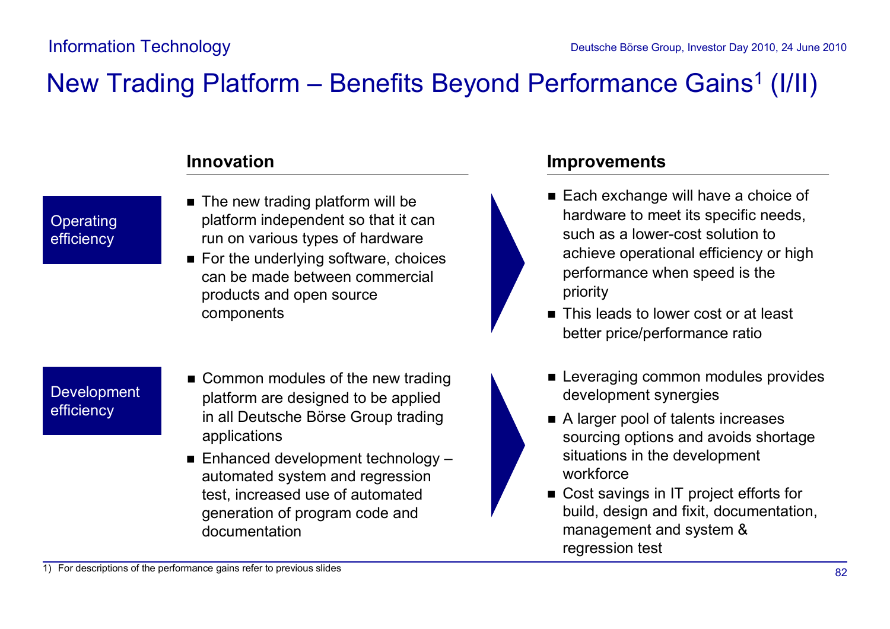# New Trading Platform – Benefits Beyond Performance Gains[1] (I/II)

| | Innovation | Improvements |
|---|---|---|
| **Operating efficiency** | ■ The new trading platform will be platform independent so that it can run on various types of hardware<br>■ For the underlying software, choices can be made between commercial products and open source components | ■ Each exchange will have a choice of hardware to meet its specific needs, such as a lower-cost solution to achieve operational efficiency or high performance when speed is the priority<br>■ This leads to lower cost or at least better price/performance ratio |
| **Development efficiency** | ■ Common modules of the new trading platform are designed to be applied in all Deutsche Börse Group trading applications<br>■ Enhanced development technology – automated system and regression test, increased use of automated generation of program code and documentation | ■ Leveraging common modules provides development synergies<br>■ A larger pool of talents increases sourcing options and avoids shortage situations in the development workforce<br>■ Cost savings in IT project efforts for build, design and fixit, documentation, management and system & regression test |

1) For descriptions of the performance gains refer to previous slides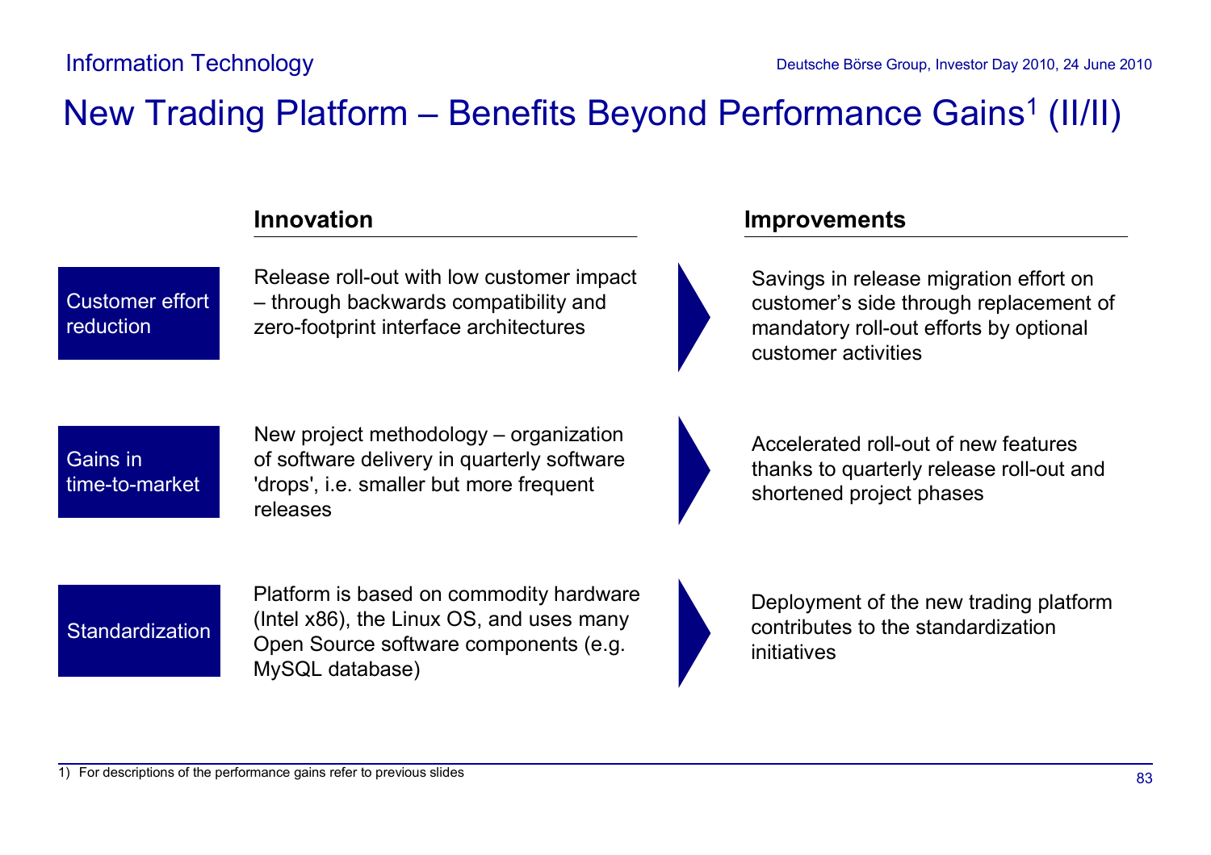# New Trading Platform – Benefits Beyond Performance Gains[1] (II/II)

| | Innovation | Improvements |
|---|---|---|
| Customer effort reduction | Release roll-out with low customer impact – through backwards compatibility and zero-footprint interface architectures | Savings in release migration effort on customer's side through replacement of mandatory roll-out efforts by optional customer activities |
| Gains in time-to-market | New project methodology – organization of software delivery in quarterly software 'drops', i.e. smaller but more frequent releases | Accelerated roll-out of new features thanks to quarterly release roll-out and shortened project phases |
| Standardization | Platform is based on commodity hardware (Intel x86), the Linux OS, and uses many Open Source software components (e.g. MySQL database) | Deployment of the new trading platform contributes to the standardization initiatives |

1) For descriptions of the performance gains refer to previous slides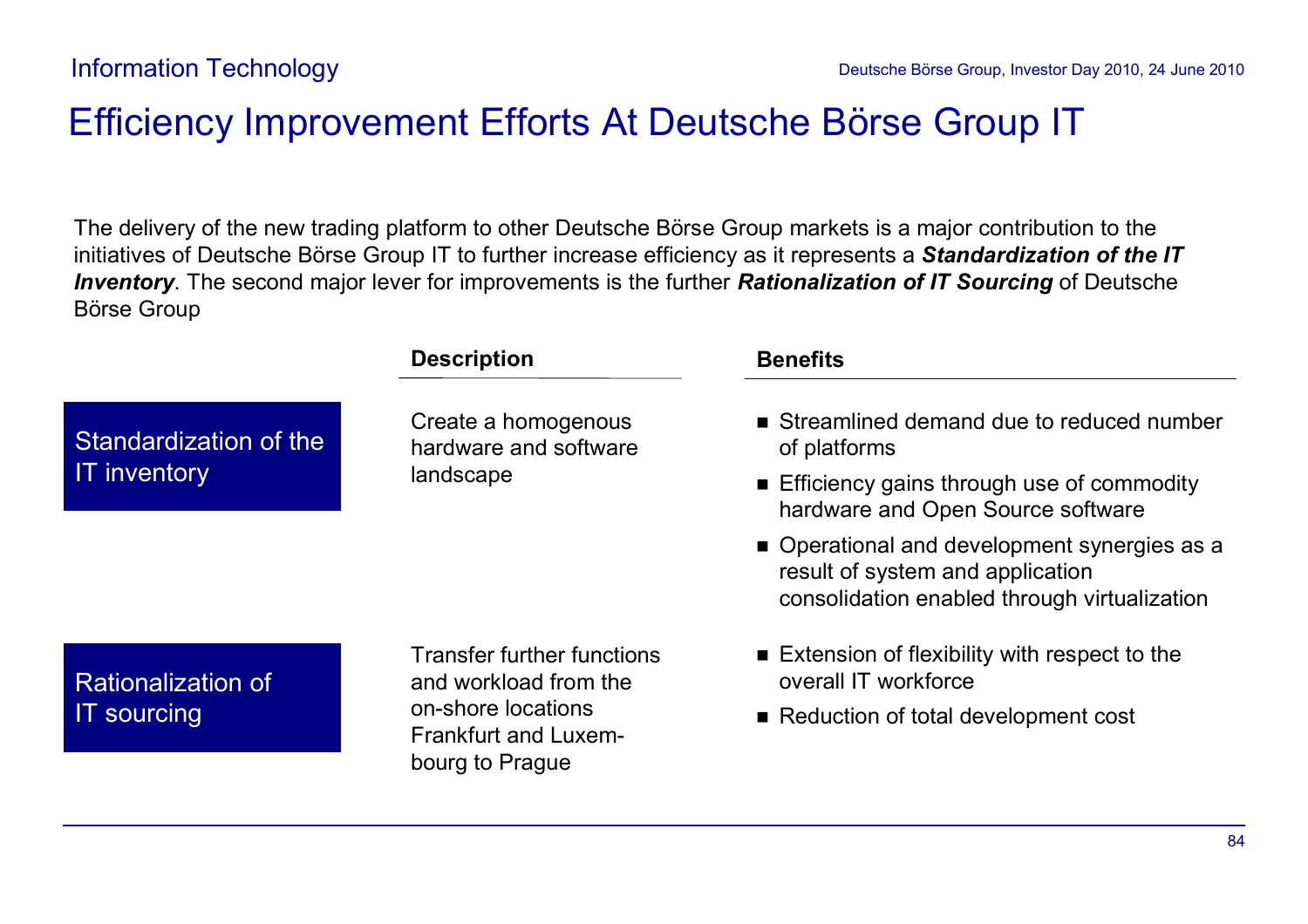# Efficiency Improvement Efforts At Deutsche Börse Group IT

The delivery of the new trading platform to other Deutsche Börse Group markets is a major contribution to the initiatives of Deutsche Börse Group IT to further increase efficiency as it represents a ***Standardization of the IT Inventory***. The second major lever for improvements is the further ***Rationalization of IT Sourcing*** of Deutsche Börse Group

| | Description | Benefits |
|---|---|---|
| Standardization of the IT inventory | Create a homogenous hardware and software landscape | ■ Streamlined demand due to reduced number of platforms<br>■ Efficiency gains through use of commodity hardware and Open Source software<br>■ Operational and development synergies as a result of system and application consolidation enabled through virtualization |
| Rationalization of IT sourcing | Transfer further functions and workload from the on-shore locations Frankfurt and Luxembourg to Prague | ■ Extension of flexibility with respect to the overall IT workforce<br>■ Reduction of total development cost |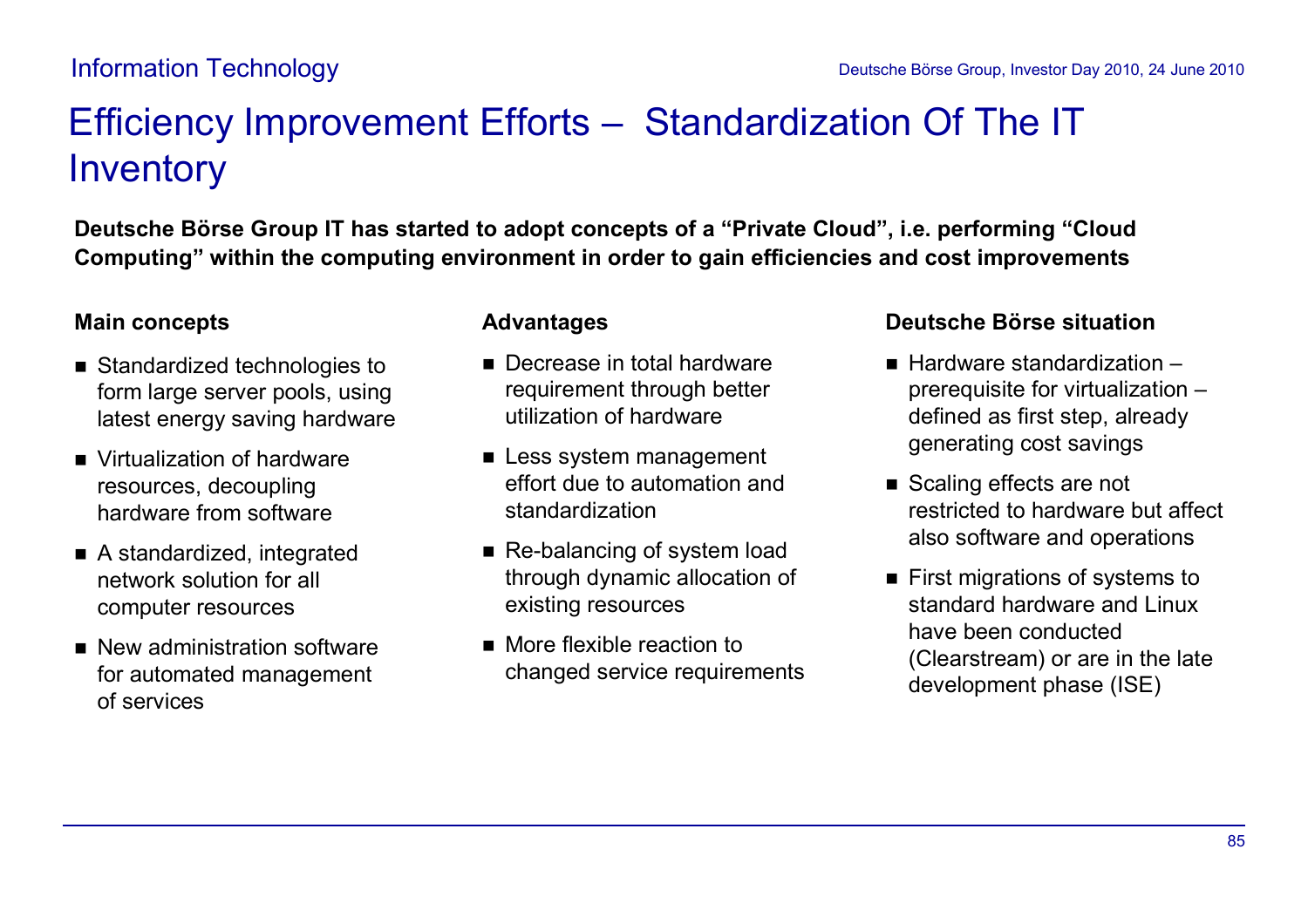# Efficiency Improvement Efforts – Standardization Of The IT Inventory

**Deutsche Börse Group IT has started to adopt concepts of a "Private Cloud", i.e. performing "Cloud Computing" within the computing environment in order to gain efficiencies and cost improvements**

**Main concepts**

- Standardized technologies to form large server pools, using latest energy saving hardware
- Virtualization of hardware resources, decoupling hardware from software
- A standardized, integrated network solution for all computer resources
- New administration software for automated management of services

**Advantages**

- Decrease in total hardware requirement through better utilization of hardware
- Less system management effort due to automation and standardization
- Re-balancing of system load through dynamic allocation of existing resources
- More flexible reaction to changed service requirements

**Deutsche Börse situation**

- Hardware standardization – prerequisite for virtualization – defined as first step, already generating cost savings
- Scaling effects are not restricted to hardware but affect also software and operations
- First migrations of systems to standard hardware and Linux have been conducted (Clearstream) or are in the late development phase (ISE)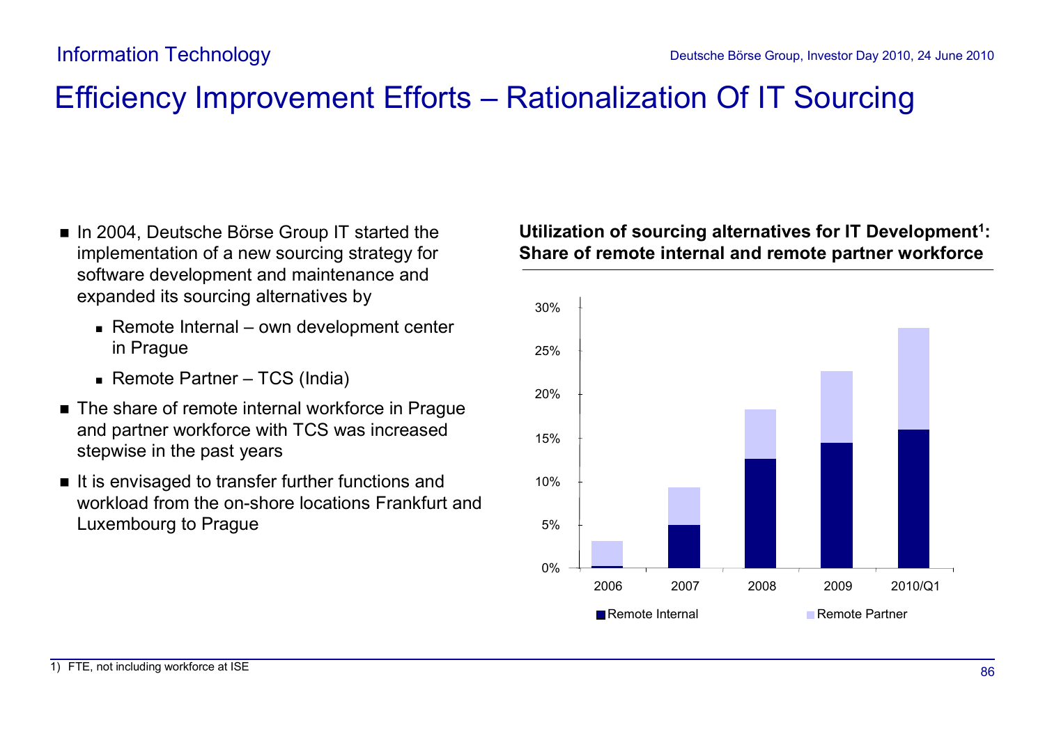# Efficiency Improvement Efforts – Rationalization Of IT Sourcing

- In 2004, Deutsche Börse Group IT started the implementation of a new sourcing strategy for software development and maintenance and expanded its sourcing alternatives by
  - Remote Internal – own development center in Prague
  - Remote Partner – TCS (India)
- The share of remote internal workforce in Prague and partner workforce with TCS was increased stepwise in the past years
- It is envisaged to transfer further functions and workload from the on-shore locations Frankfurt and Luxembourg to Prague

**Utilization of sourcing alternatives for IT Development[1]: Share of remote internal and remote partner workforce**

30%
25%
20%
15%
10%
5%
0%

2006 2007 2008 2009 2010/Q1

Remote Internal Remote Partner

1) FTE, not including workforce at ISE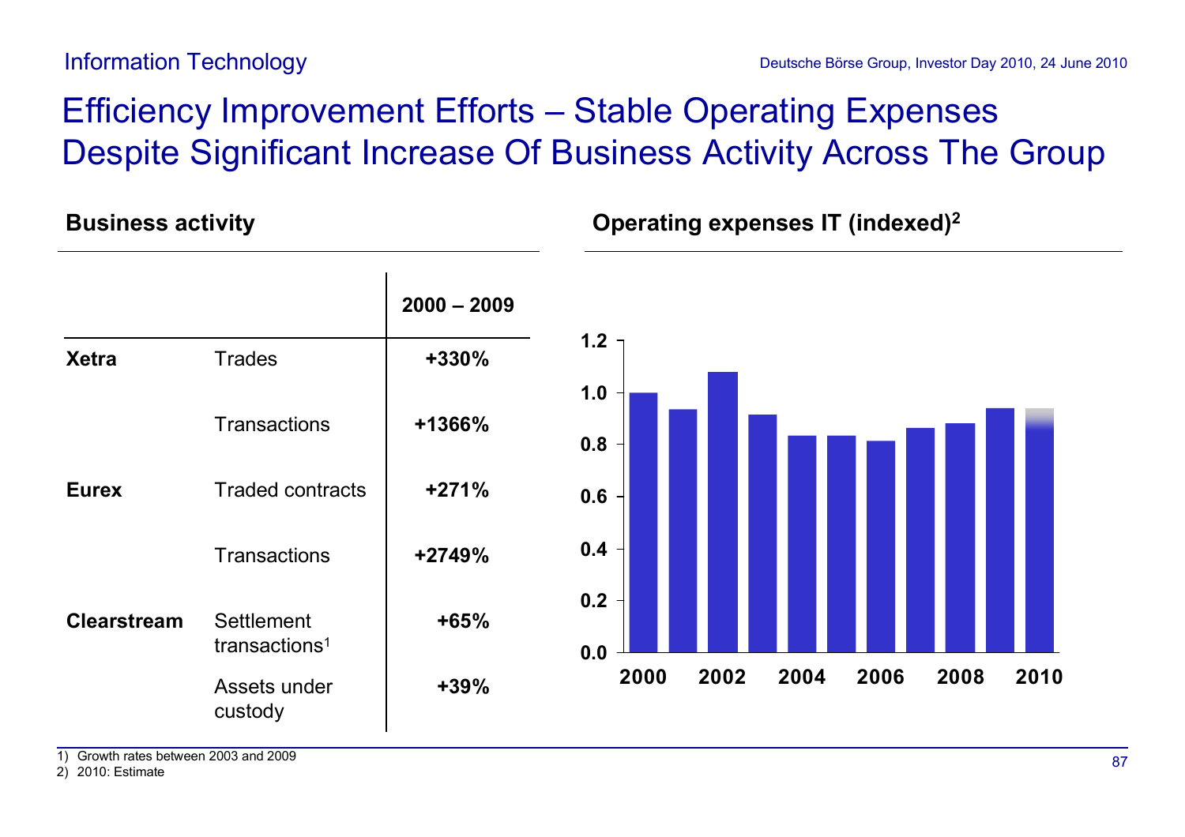Information Technology

# Efficiency Improvement Efforts – Stable Operating Expenses Despite Significant Increase Of Business Activity Across The Group

## Business activity

| | | 2000 – 2009 |
|---|---|---|
| **Xetra** | Trades | **+330%** |
| | Transactions | **+1366%** |
| **Eurex** | Traded contracts | **+271%** |
| | Transactions | **+2749%** |
| **Clearstream** | Settlement transactions[1] | **+65%** |
| | Assets under custody | **+39%** |

## Operating expenses IT (indexed)[2]

| Year | Index |
|---|---|
| 2000 | 1.00 |
| 2001 | 0.94 |
| 2002 | 1.08 |
| 2003 | 0.92 |
| 2004 | 0.84 |
| 2005 | 0.84 |
| 2006 | 0.82 |
| 2007 | 0.87 |
| 2008 | 0.88 |
| 2009 | 0.94 |
| 2010 | 0.94 |

1) Growth rates between 2003 and 2009
2) 2010: Estimate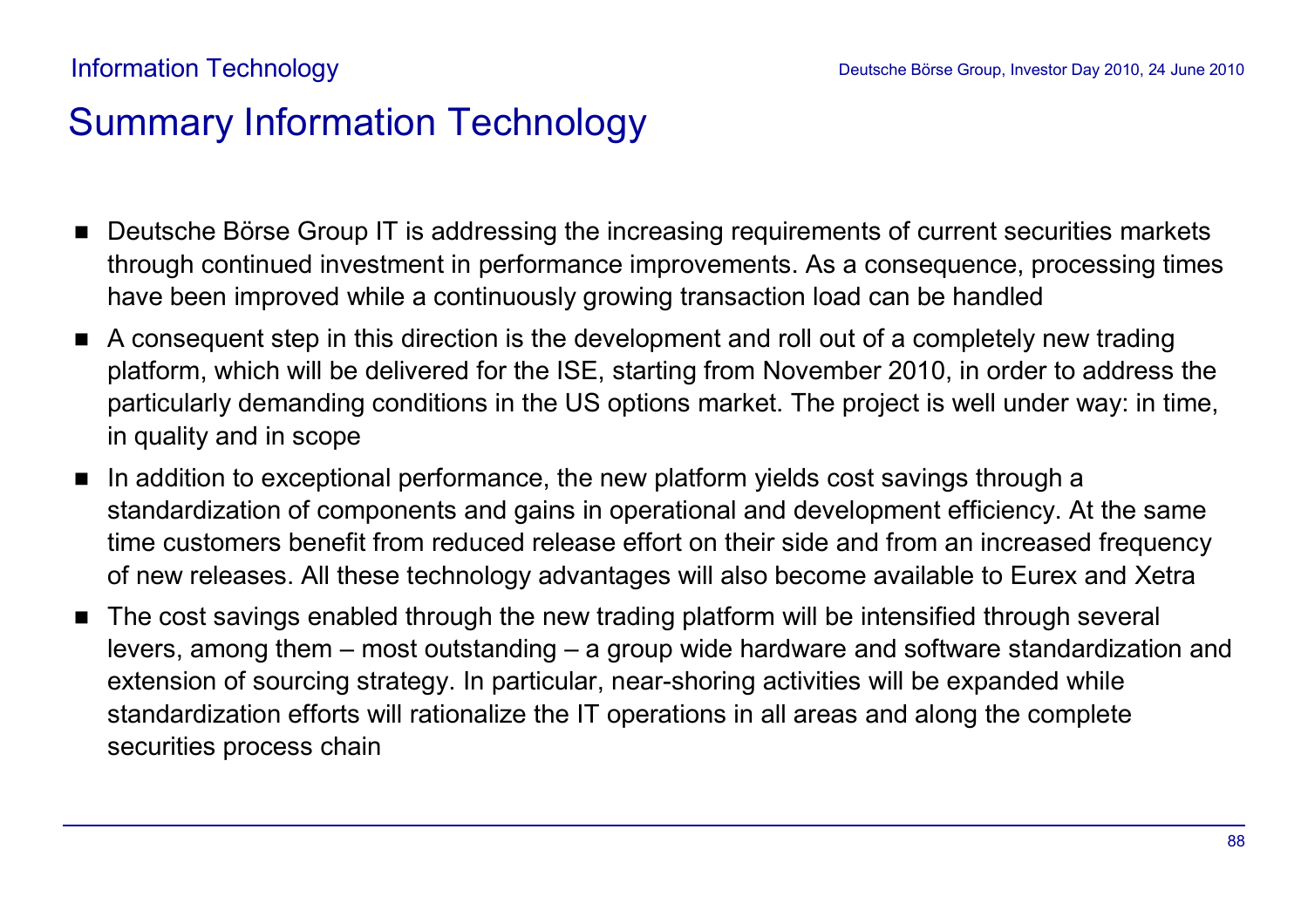# Summary Information Technology

- Deutsche Börse Group IT is addressing the increasing requirements of current securities markets through continued investment in performance improvements. As a consequence, processing times have been improved while a continuously growing transaction load can be handled
- A consequent step in this direction is the development and roll out of a completely new trading platform, which will be delivered for the ISE, starting from November 2010, in order to address the particularly demanding conditions in the US options market. The project is well under way: in time, in quality and in scope
- In addition to exceptional performance, the new platform yields cost savings through a standardization of components and gains in operational and development efficiency. At the same time customers benefit from reduced release effort on their side and from an increased frequency of new releases. All these technology advantages will also become available to Eurex and Xetra
- The cost savings enabled through the new trading platform will be intensified through several levers, among them – most outstanding – a group wide hardware and software standardization and extension of sourcing strategy. In particular, near-shoring activities will be expanded while standardization efforts will rationalize the IT operations in all areas and along the complete securities process chain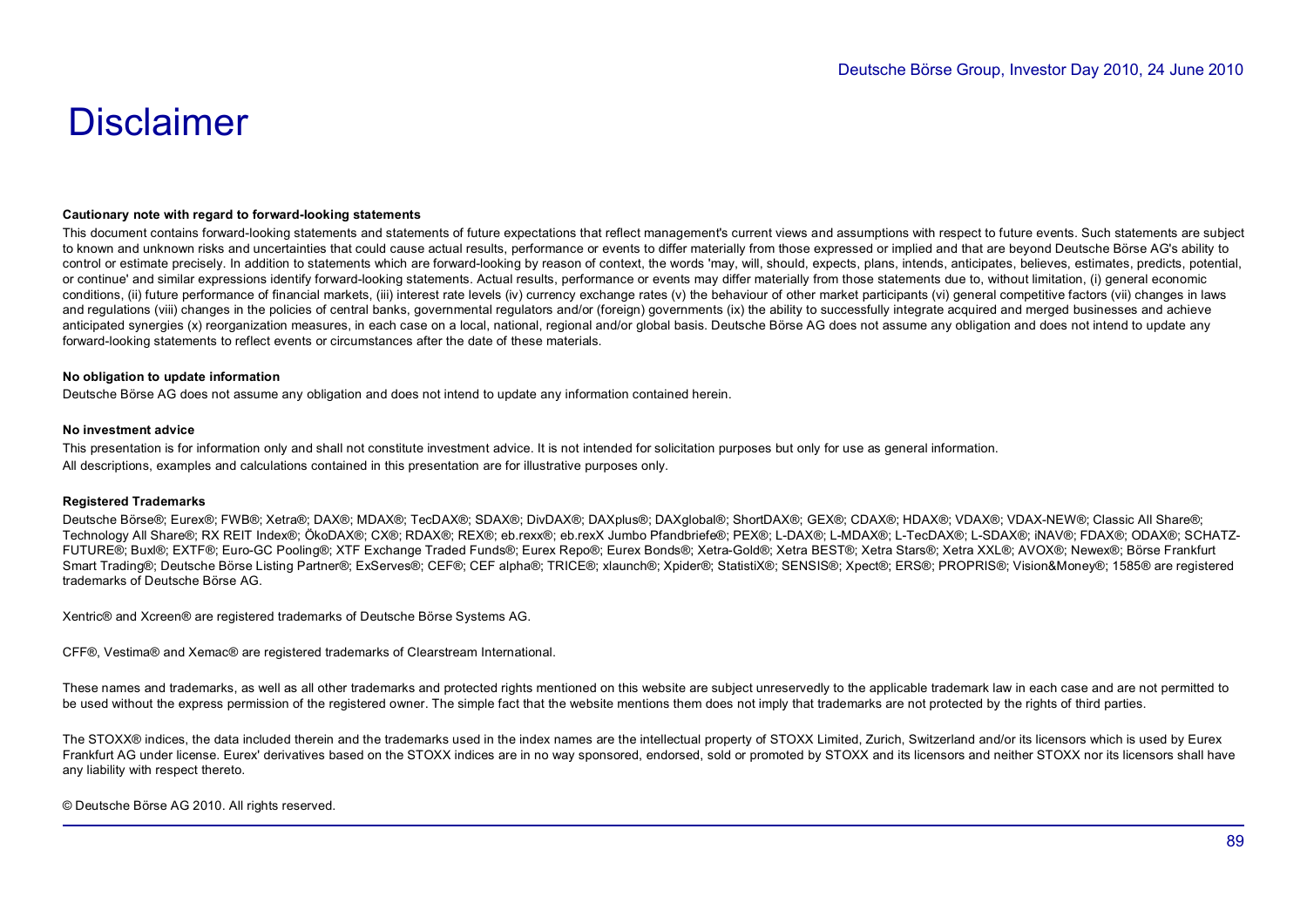# Disclaimer

**Cautionary note with regard to forward-looking statements**

This document contains forward-looking statements and statements of future expectations that reflect management's current views and assumptions with respect to future events. Such statements are subject to known and unknown risks and uncertainties that could cause actual results, performance or events to differ materially from those expressed or implied and that are beyond Deutsche Börse AG's ability to control or estimate precisely. In addition to statements which are forward-looking by reason of context, the words 'may, will, should, expects, plans, intends, anticipates, believes, estimates, predicts, potential, or continue' and similar expressions identify forward-looking statements. Actual results, performance or events may differ materially from those statements due to, without limitation, (i) general economic conditions, (ii) future performance of financial markets, (iii) interest rate levels (iv) currency exchange rates (v) the behaviour of other market participants (vi) general competitive factors (vii) changes in laws and regulations (viii) changes in the policies of central banks, governmental regulators and/or (foreign) governments (ix) the ability to successfully integrate acquired and merged businesses and achieve anticipated synergies (x) reorganization measures, in each case on a local, national, regional and/or global basis. Deutsche Börse AG does not assume any obligation and does not intend to update any forward-looking statements to reflect events or circumstances after the date of these materials.

**No obligation to update information**

Deutsche Börse AG does not assume any obligation and does not intend to update any information contained herein.

**No investment advice**

This presentation is for information only and shall not constitute investment advice. It is not intended for solicitation purposes but only for use as general information.
All descriptions, examples and calculations contained in this presentation are for illustrative purposes only.

**Registered Trademarks**

Deutsche Börse®; Eurex®; FWB®; Xetra®; DAX®; MDAX®; TecDAX®; SDAX®; DivDAX®; DAXplus®; DAXglobal®; ShortDAX®; GEX®; CDAX®; HDAX®; VDAX®; VDAX-NEW®; Classic All Share®; Technology All Share®; RX REIT Index®; ÖkoDAX®; CX®; RDAX®; REX®; eb.rexx®; eb.rexX Jumbo Pfandbriefe®; PEX®; L-DAX®; L-MDAX®; L-TecDAX®; L-SDAX®; iNAV®; FDAX®; ODAX®; SCHATZ-FUTURE®; Buxl®; EXTF®; Euro-GC Pooling®; XTF Exchange Traded Funds®; Eurex Repo®; Eurex Bonds®; Xetra-Gold®; Xetra BEST®; Xetra Stars®; Xetra XXL®; AVOX®; Newex®; Börse Frankfurt Smart Trading®; Deutsche Börse Listing Partner®; ExServes®; CEF®; CEF alpha®; TRICE®; xlaunch®; Xpider®; StatistiX®; SENSIS®; Xpect®; ERS®; PROPRIS®; Vision&Money®; 1585® are registered trademarks of Deutsche Börse AG.

Xentric® and Xcreen® are registered trademarks of Deutsche Börse Systems AG.

CFF®, Vestima® and Xemac® are registered trademarks of Clearstream International.

These names and trademarks, as well as all other trademarks and protected rights mentioned on this website are subject unreservedly to the applicable trademark law in each case and are not permitted to be used without the express permission of the registered owner. The simple fact that the website mentions them does not imply that trademarks are not protected by the rights of third parties.

The STOXX® indices, the data included therein and the trademarks used in the index names are the intellectual property of STOXX Limited, Zurich, Switzerland and/or its licensors which is used by Eurex Frankfurt AG under license. Eurex' derivatives based on the STOXX indices are in no way sponsored, endorsed, sold or promoted by STOXX and its licensors and neither STOXX nor its licensors shall have any liability with respect thereto.

© Deutsche Börse AG 2010. All rights reserved.